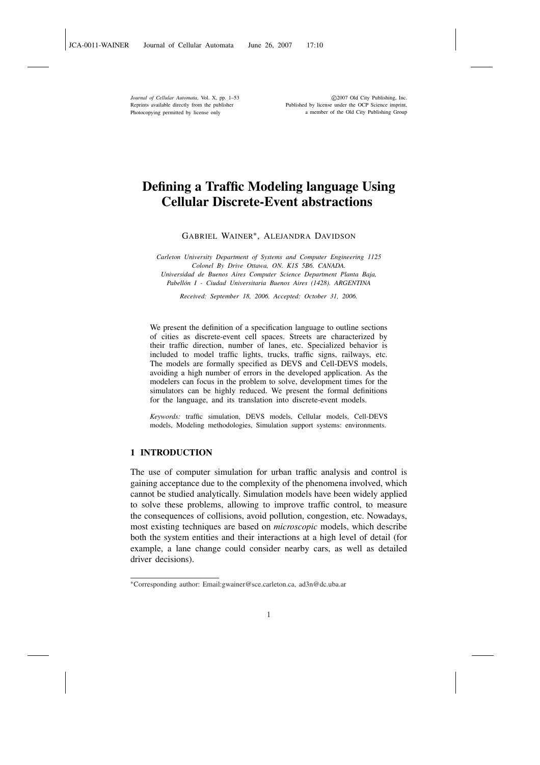# Defining a Traffic Modeling language Using Cellular Discrete-Event abstractions

GABRIEL WAINER*, ALEJANDRA DAVIDSON

*Carleton University Department of Systems and Computer Engineering 1125 Colonel By Drive Ottawa, ON. K1S 5B6. CANADA.*
*Universidad de Buenos Aires Computer Science Department Planta Baja, Pabellón I - Ciudad Universitaria Buenos Aires (1428). ARGENTINA*

*Received: September 18, 2006. Accepted: October 31, 2006.*

We present the definition of a specification language to outline sections of cities as discrete-event cell spaces. Streets are characterized by their traffic direction, number of lanes, etc. Specialized behavior is included to model traffic lights, trucks, traffic signs, railways, etc. The models are formally specified as DEVS and Cell-DEVS models, avoiding a high number of errors in the developed application. As the modelers can focus in the problem to solve, development times for the simulators can be highly reduced. We present the formal definitions for the language, and its translation into discrete-event models.

*Keywords:* traffic simulation, DEVS models, Cellular models, Cell-DEVS models, Modeling methodologies, Simulation support systems: environments.

## 1 INTRODUCTION

The use of computer simulation for urban traffic analysis and control is gaining acceptance due to the complexity of the phenomena involved, which cannot be studied analytically. Simulation models have been widely applied to solve these problems, allowing to improve traffic control, to measure the consequences of collisions, avoid pollution, congestion, etc. Nowadays, most existing techniques are based on *microscopic* models, which describe both the system entities and their interactions at a high level of detail (for example, a lane change could consider nearby cars, as well as detailed driver decisions).

*Corresponding author: Email:gwainer@sce.carleton.ca, ad3n@dc.uba.ar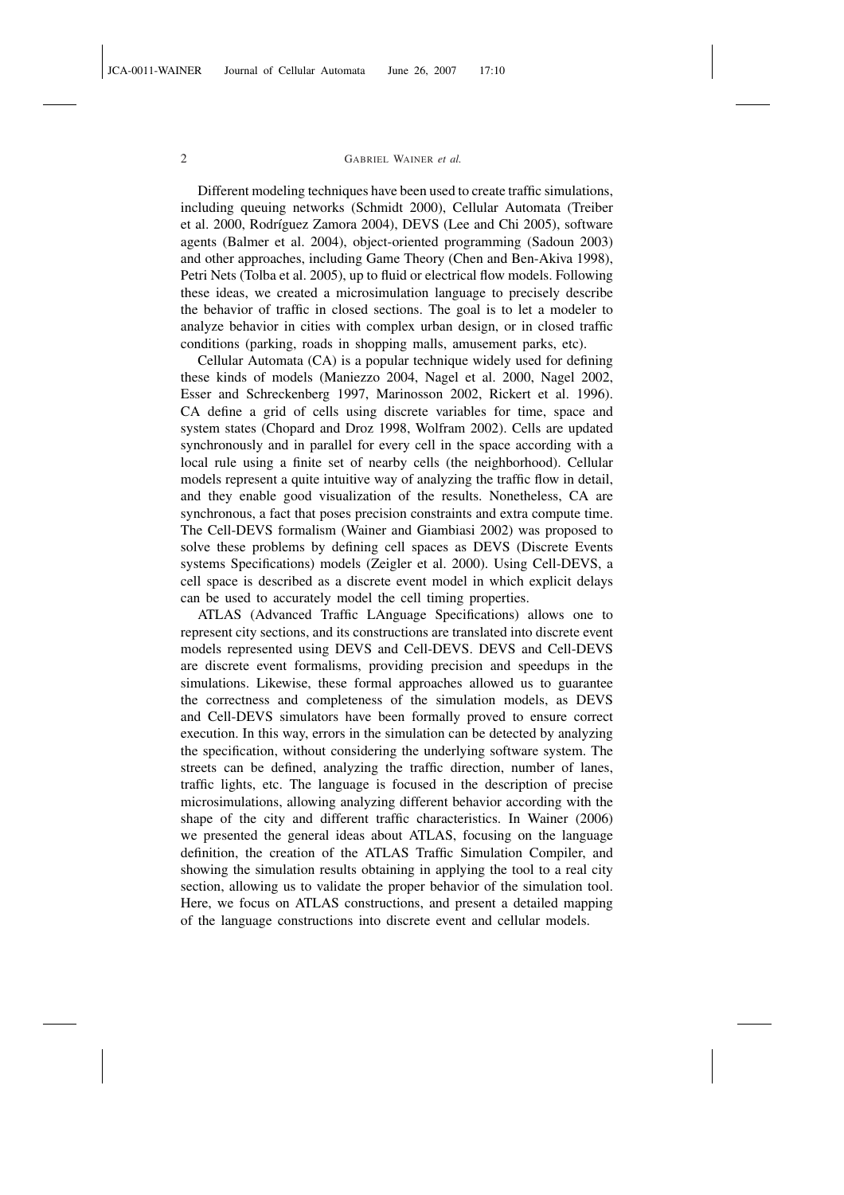Different modeling techniques have been used to create traffic simulations, including queuing networks (Schmidt 2000), Cellular Automata (Treiber et al. 2000, Rodríguez Zamora 2004), DEVS (Lee and Chi 2005), software agents (Balmer et al. 2004), object-oriented programming (Sadoun 2003) and other approaches, including Game Theory (Chen and Ben-Akiva 1998), Petri Nets (Tolba et al. 2005), up to fluid or electrical flow models. Following these ideas, we created a microsimulation language to precisely describe the behavior of traffic in closed sections. The goal is to let a modeler to analyze behavior in cities with complex urban design, or in closed traffic conditions (parking, roads in shopping malls, amusement parks, etc).

Cellular Automata (CA) is a popular technique widely used for defining these kinds of models (Maniezzo 2004, Nagel et al. 2000, Nagel 2002, Esser and Schreckenberg 1997, Marinosson 2002, Rickert et al. 1996). CA define a grid of cells using discrete variables for time, space and system states (Chopard and Droz 1998, Wolfram 2002). Cells are updated synchronously and in parallel for every cell in the space according with a local rule using a finite set of nearby cells (the neighborhood). Cellular models represent a quite intuitive way of analyzing the traffic flow in detail, and they enable good visualization of the results. Nonetheless, CA are synchronous, a fact that poses precision constraints and extra compute time. The Cell-DEVS formalism (Wainer and Giambiasi 2002) was proposed to solve these problems by defining cell spaces as DEVS (Discrete Events systems Specifications) models (Zeigler et al. 2000). Using Cell-DEVS, a cell space is described as a discrete event model in which explicit delays can be used to accurately model the cell timing properties.

ATLAS (Advanced Traffic LAnguage Specifications) allows one to represent city sections, and its constructions are translated into discrete event models represented using DEVS and Cell-DEVS. DEVS and Cell-DEVS are discrete event formalisms, providing precision and speedups in the simulations. Likewise, these formal approaches allowed us to guarantee the correctness and completeness of the simulation models, as DEVS and Cell-DEVS simulators have been formally proved to ensure correct execution. In this way, errors in the simulation can be detected by analyzing the specification, without considering the underlying software system. The streets can be defined, analyzing the traffic direction, number of lanes, traffic lights, etc. The language is focused in the description of precise microsimulations, allowing analyzing different behavior according with the shape of the city and different traffic characteristics. In Wainer (2006) we presented the general ideas about ATLAS, focusing on the language definition, the creation of the ATLAS Traffic Simulation Compiler, and showing the simulation results obtaining in applying the tool to a real city section, allowing us to validate the proper behavior of the simulation tool. Here, we focus on ATLAS constructions, and present a detailed mapping of the language constructions into discrete event and cellular models.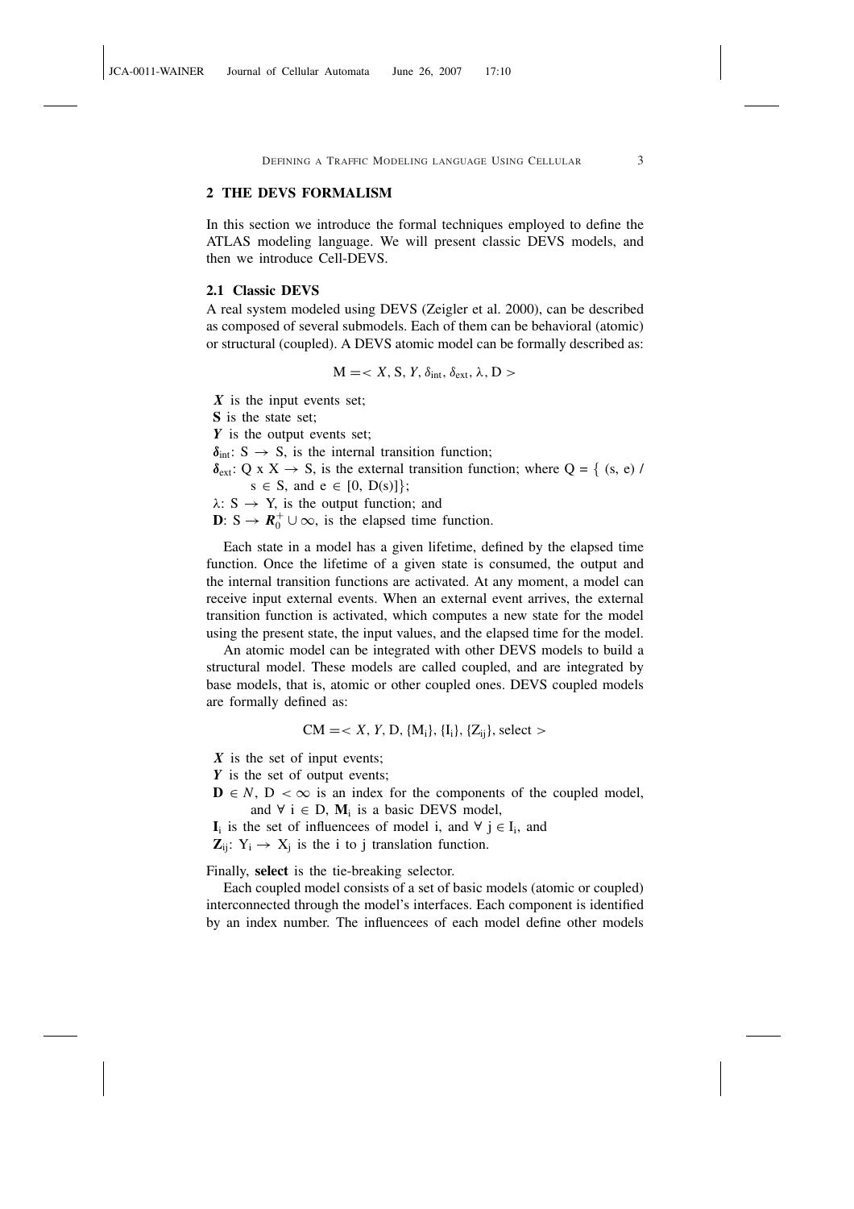## 2 THE DEVS FORMALISM

In this section we introduce the formal techniques employed to define the ATLAS modeling language. We will present classic DEVS models, and then we introduce Cell-DEVS.

### 2.1 Classic DEVS

A real system modeled using DEVS (Zeigler et al. 2000), can be described as composed of several submodels. Each of them can be behavioral (atomic) or structural (coupled). A DEVS atomic model can be formally described as:

$$M = < X, S, Y, \delta_{int}, \delta_{ext}, \lambda, D >$$

- $X$ is the input events set;
- **S** is the state set;
- $Y$ is the output events set;
- $\delta_{int}$: $S \rightarrow S$, is the internal transition function;
- $\delta_{ext}$: $Q \times X \rightarrow S$, is the external transition function; where $Q = \{ (s, e) / s \in S, \text{ and } e \in [0, D(s)]\}$;
- $\lambda$: $S \rightarrow Y$, is the output function; and
- **D**: $S \rightarrow \boldsymbol{R}_0^+ \cup \infty$, is the elapsed time function.

Each state in a model has a given lifetime, defined by the elapsed time function. Once the lifetime of a given state is consumed, the output and the internal transition functions are activated. At any moment, a model can receive input external events. When an external event arrives, the external transition function is activated, which computes a new state for the model using the present state, the input values, and the elapsed time for the model.

An atomic model can be integrated with other DEVS models to build a structural model. These models are called coupled, and are integrated by base models, that is, atomic or other coupled ones. DEVS coupled models are formally defined as:

$$CM = < X, Y, D, \{M_i\}, \{I_i\}, \{Z_{ij}\}, \text{select} >$$

- $X$ is the set of input events;
- $Y$ is the set of output events;
- $\mathbf{D} \in N$, $D < \infty$ is an index for the components of the coupled model, and $\forall\ i \in D$, $\mathbf{M}_i$ is a basic DEVS model,
- $\mathbf{I}_i$ is the set of influencees of model i, and $\forall\ j \in I_i$, and
- $\mathbf{Z}_{ij}$: $Y_i \rightarrow X_j$ is the i to j translation function.

Finally, **select** is the tie-breaking selector.

Each coupled model consists of a set of basic models (atomic or coupled) interconnected through the model's interfaces. Each component is identified by an index number. The influencees of each model define other models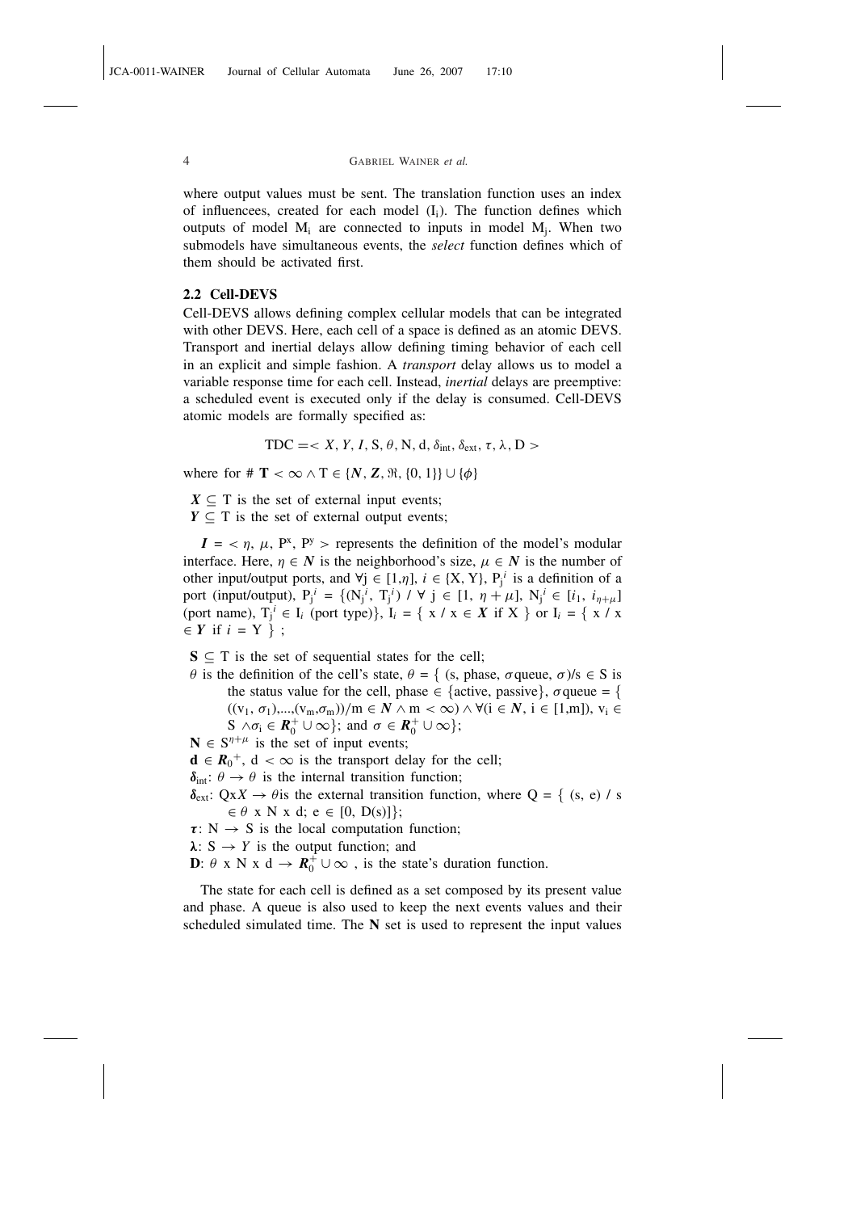where output values must be sent. The translation function uses an index of influencees, created for each model ($I_i$). The function defines which outputs of model $M_i$ are connected to inputs in model $M_j$. When two submodels have simultaneous events, the *select* function defines which of them should be activated first.

### 2.2 Cell-DEVS

Cell-DEVS allows defining complex cellular models that can be integrated with other DEVS. Here, each cell of a space is defined as an atomic DEVS. Transport and inertial delays allow defining timing behavior of each cell in an explicit and simple fashion. A *transport* delay allows us to model a variable response time for each cell. Instead, *inertial* delays are preemptive: a scheduled event is executed only if the delay is consumed. Cell-DEVS atomic models are formally specified as:

$$\text{TDC} = < X, Y, I, S, \theta, N, d, \delta_{int}, \delta_{ext}, \tau, \lambda, D >$$

where for # $\mathbf{T} < \infty \wedge \text{T} \in \{\boldsymbol{N}, \boldsymbol{Z}, \Re, \{0, 1\}\} \cup \{\phi\}$

$\boldsymbol{X} \subseteq$ T is the set of external input events;
$\boldsymbol{Y} \subseteq$ T is the set of external output events;

$\boldsymbol{I} = < \eta, \mu, P^x, P^y >$ represents the definition of the model's modular interface. Here, $\eta \in \boldsymbol{N}$ is the neighborhood's size, $\mu \in \boldsymbol{N}$ is the number of other input/output ports, and $\forall j \in [1,\eta]$, $i \in \{X, Y\}$, $P_j^i$ is a definition of a port (input/output), $P_j^i = \{(N_j^i, T_j^i) \;/\; \forall \; j \in [1, \eta + \mu], N_j^i \in [i_1, i_{\eta+\mu}]$ (port name), $T_j^i \in I_i$ (port type)$\}$, $I_i = \{ x \;/\; x \in \boldsymbol{X}$ if X $\}$ or $I_i = \{ x \;/\; x \in \boldsymbol{Y}$ if $i$ = Y $\}$ ;

$\mathbf{S} \subseteq$ T is the set of sequential states for the cell;
$\theta$ is the definition of the cell's state, $\theta = \{$ (s, phase, $\sigma$queue, $\sigma$)/s $\in$ S is the status value for the cell, phase $\in$ {active, passive}, $\sigma$queue $= \{ ((v_1, \sigma_1),...,(v_m,\sigma_m))/m \in \boldsymbol{N} \wedge m < \infty) \wedge \forall(i \in \boldsymbol{N}, i \in [1,m])$, $v_i \in$ S $\wedge \sigma_i \in \boldsymbol{R}_0^+ \cup \infty\}$; and $\sigma \in \boldsymbol{R}_0^+ \cup \infty\}$;
$\mathbf{N} \in S^{\eta+\mu}$ is the set of input events;
$\mathbf{d} \in \boldsymbol{R}_0{}^+$, d $< \infty$ is the transport delay for the cell;
$\boldsymbol{\delta}_{int}$: $\theta \rightarrow \theta$ is the internal transition function;
$\boldsymbol{\delta}_{ext}$: Qx$X \rightarrow \theta$is the external transition function, where Q = { (s, e) / s $\in \theta$ x N x d; e $\in$ [0, D(s)]};
$\boldsymbol{\tau}$: N $\rightarrow$ S is the local computation function;
$\boldsymbol{\lambda}$: S $\rightarrow$ $Y$ is the output function; and
$\mathbf{D}$: $\theta$ x N x d $\rightarrow \boldsymbol{R}_0^+ \cup \infty$ , is the state's duration function.

The state for each cell is defined as a set composed by its present value and phase. A queue is also used to keep the next events values and their scheduled simulated time. The $\mathbf{N}$ set is used to represent the input values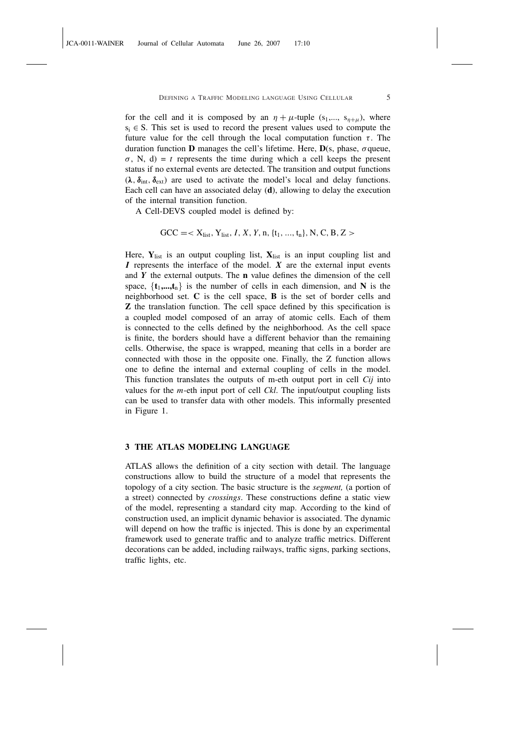for the cell and it is composed by an $\eta + \mu$-tuple $(s_1,..., s_{\eta+\mu})$, where $s_i \in S$. This set is used to record the present values used to compute the future value for the cell through the local computation function $\tau$. The duration function **D** manages the cell's lifetime. Here, **D**(s, phase, $\sigma$queue, $\sigma$, N, d) = $t$ represents the time during which a cell keeps the present status if no external events are detected. The transition and output functions ($\boldsymbol{\lambda}$, $\boldsymbol{\delta}_{\text{int}}$, $\boldsymbol{\delta}_{\text{ext}}$) are used to activate the model's local and delay functions. Each cell can have an associated delay (**d**), allowing to delay the execution of the internal transition function.

A Cell-DEVS coupled model is defined by:

$$\text{GCC} = < X_{\text{list}}, Y_{\text{list}}, I, X, Y, \text{n}, \{t_1, ..., t_n\}, \text{N}, \text{C}, \text{B}, \text{Z} >$$

Here, $\mathbf{Y}_{\text{list}}$ is an output coupling list, $\mathbf{X}_{\text{list}}$ is an input coupling list and $\boldsymbol{I}$ represents the interface of the model. $\boldsymbol{X}$ are the external input events and $\boldsymbol{Y}$ the external outputs. The **n** value defines the dimension of the cell space, $\{\mathbf{t}_1,...,\mathbf{t}_n\}$ is the number of cells in each dimension, and **N** is the neighborhood set. **C** is the cell space, **B** is the set of border cells and **Z** the translation function. The cell space defined by this specification is a coupled model composed of an array of atomic cells. Each of them is connected to the cells defined by the neighborhood. As the cell space is finite, the borders should have a different behavior than the remaining cells. Otherwise, the space is wrapped, meaning that cells in a border are connected with those in the opposite one. Finally, the Z function allows one to define the internal and external coupling of cells in the model. This function translates the outputs of m-eth output port in cell *Cij* into values for the $m$-eth input port of cell *Ckl*. The input/output coupling lists can be used to transfer data with other models. This informally presented in Figure 1.

## 3 THE ATLAS MODELING LANGUAGE

ATLAS allows the definition of a city section with detail. The language constructions allow to build the structure of a model that represents the topology of a city section. The basic structure is the *segment,* (a portion of a street) connected by *crossings*. These constructions define a static view of the model, representing a standard city map. According to the kind of construction used, an implicit dynamic behavior is associated. The dynamic will depend on how the traffic is injected. This is done by an experimental framework used to generate traffic and to analyze traffic metrics. Different decorations can be added, including railways, traffic signs, parking sections, traffic lights, etc.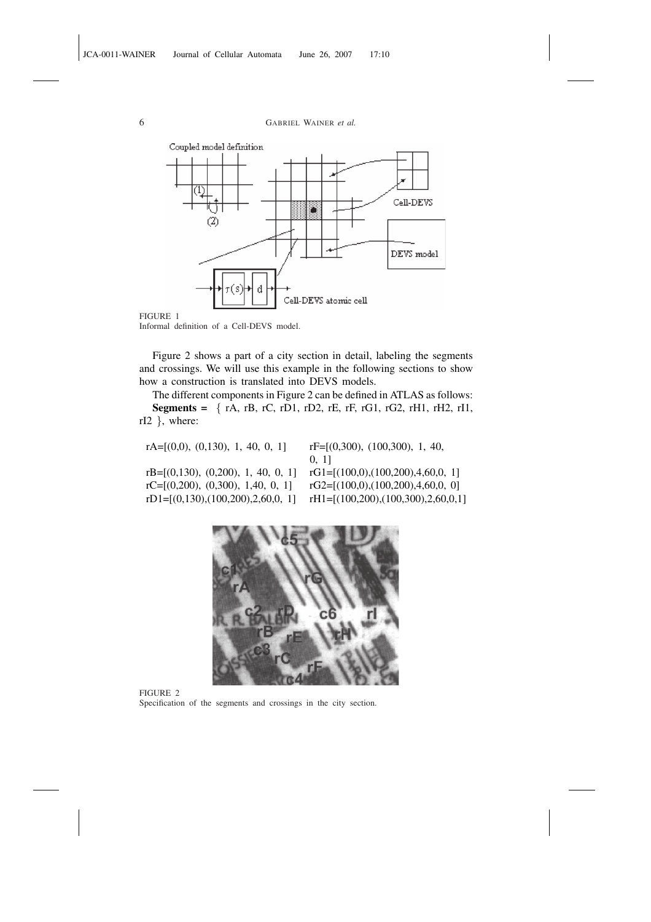FIGURE 1
Informal definition of a Cell-DEVS model.

Figure 2 shows a part of a city section in detail, labeling the segments and crossings. We will use this example in the following sections to show how a construction is translated into DEVS models.

The different components in Figure 2 can be defined in ATLAS as follows:

**Segments =** { rA, rB, rC, rD1, rD2, rE, rF, rG1, rG2, rH1, rH2, rI1, rI2 }, where:

rA=[(0,0), (0,130), 1, 40, 0, 1]
rB=[(0,130), (0,200), 1, 40, 0, 1]
rC=[(0,200), (0,300), 1,40, 0, 1]
rD1=[(0,130),(100,200),2,60,0, 1]
rF=[(0,300), (100,300), 1, 40, 0, 1]
rG1=[(100,0),(100,200),4,60,0, 1]
rG2=[(100,0),(100,200),4,60,0, 0]
rH1=[(100,200),(100,300),2,60,0,1]

FIGURE 2
Specification of the segments and crossings in the city section.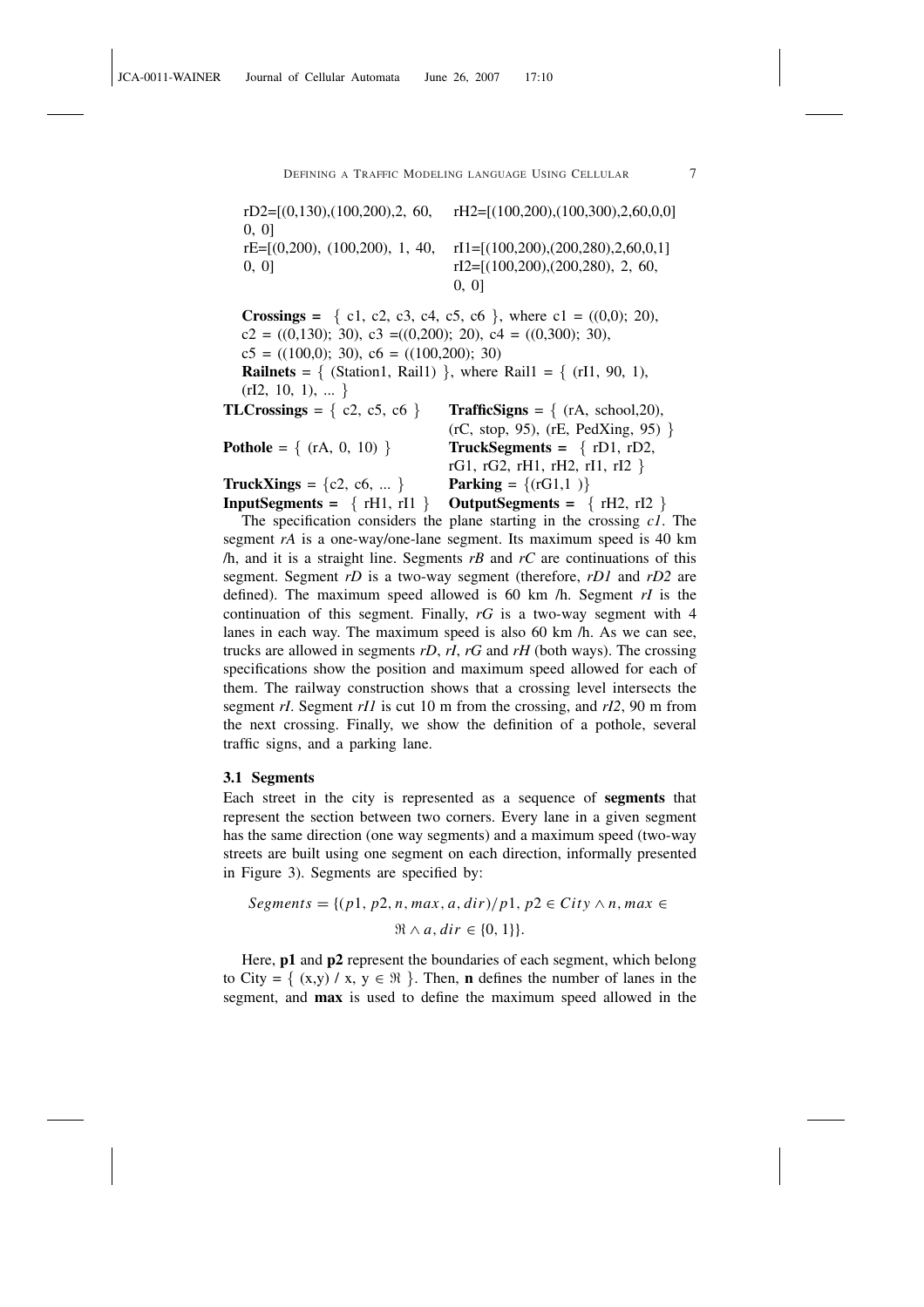rD2=[(0,130),(100,200),2, 60, 0, 0]

rE=[(0,200), (100,200), 1, 40, 0, 0]

rH2=[(100,200),(100,300),2,60,0,0]

rI1=[(100,200),(200,280),2,60,0,1]

rI2=[(100,200),(200,280), 2, 60, 0, 0]

**Crossings =** { c1, c2, c3, c4, c5, c6 }, where c1 = ((0,0); 20), c2 = ((0,130); 30), c3 =((0,200); 20), c4 = ((0,300); 30), c5 = ((100,0); 30), c6 = ((100,200); 30)

**Railnets** = { (Station1, Rail1) }, where Rail1 = { (rI1, 90, 1), (rI2, 10, 1), ... }

**TLCrossings** = { c2, c5, c6 }

**TrafficSigns** = { (rA, school,20), (rC, stop, 95), (rE, PedXing, 95) }

**Pothole** = { (rA, 0, 10) }

**TruckSegments =** { rD1, rD2, rG1, rG2, rH1, rH2, rI1, rI2 }

**TruckXings** = {c2, c6, ... }

**Parking** = {(rG1,1 )}

**InputSegments =** { rH1, rI1 }

**OutputSegments =** { rH2, rI2 }

The specification considers the plane starting in the crossing *c1*. The segment *rA* is a one-way/one-lane segment. Its maximum speed is 40 km /h, and it is a straight line. Segments *rB* and *rC* are continuations of this segment. Segment *rD* is a two-way segment (therefore, *rD1* and *rD2* are defined). The maximum speed allowed is 60 km /h. Segment *rI* is the continuation of this segment. Finally, *rG* is a two-way segment with 4 lanes in each way. The maximum speed is also 60 km /h. As we can see, trucks are allowed in segments *rD*, *rI*, *rG* and *rH* (both ways). The crossing specifications show the position and maximum speed allowed for each of them. The railway construction shows that a crossing level intersects the segment *rI*. Segment *rI1* is cut 10 m from the crossing, and *rI2*, 90 m from the next crossing. Finally, we show the definition of a pothole, several traffic signs, and a parking lane.

### 3.1 Segments

Each street in the city is represented as a sequence of **segments** that represent the section between two corners. Every lane in a given segment has the same direction (one way segments) and a maximum speed (two-way streets are built using one segment on each direction, informally presented in Figure 3). Segments are specified by:

$$Segments = \{(p1, p2, n, max, a, dir)/p1, p2 \in City \wedge n, max \in \Re \wedge a, dir \in \{0, 1\}\}.$$

Here, **p1** and **p2** represent the boundaries of each segment, which belong to City = { (x,y) / x, y $\in \Re$ }. Then, **n** defines the number of lanes in the segment, and **max** is used to define the maximum speed allowed in the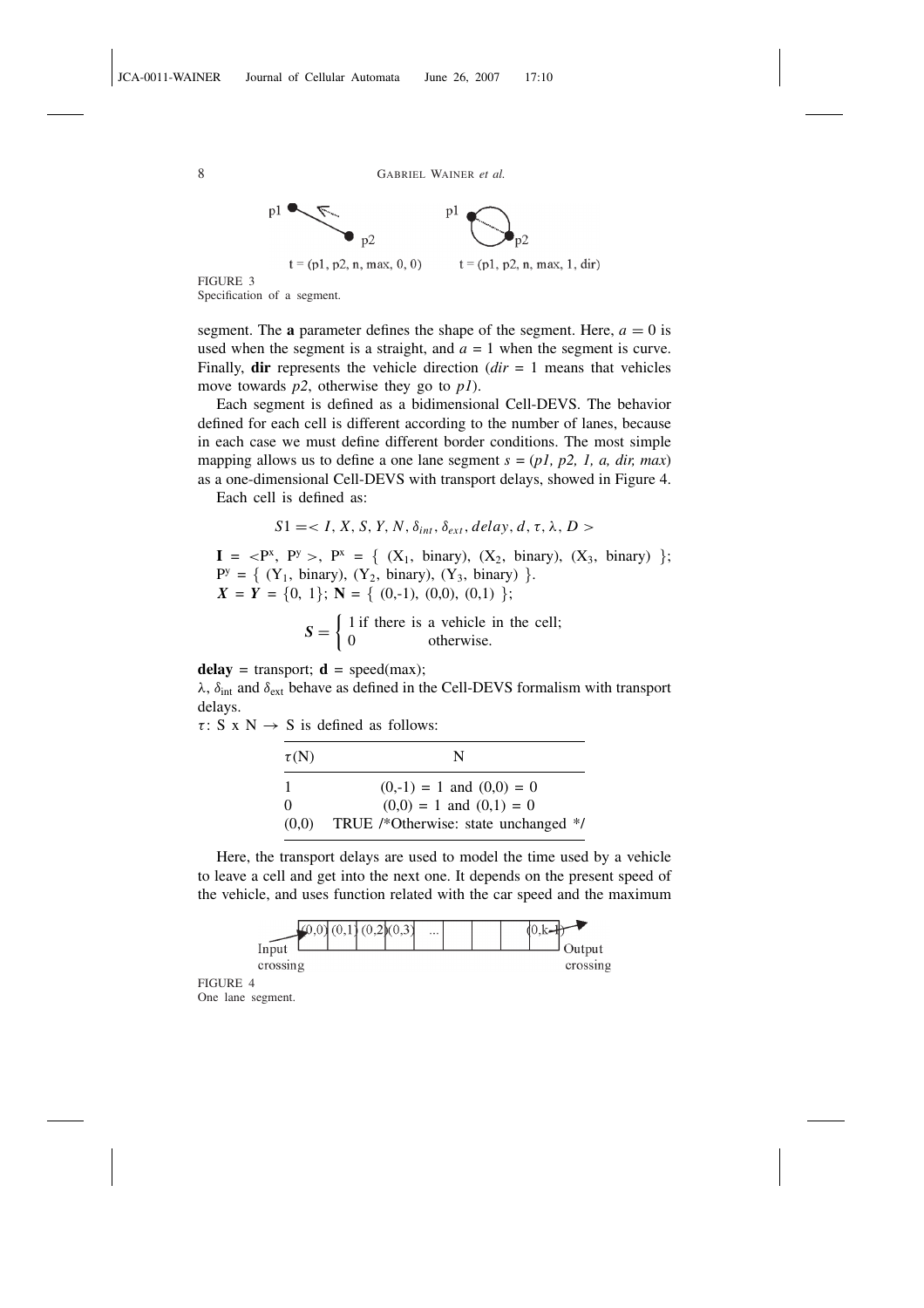p1 p2 — $t = (p1, p2, n, max, 0, 0)$ &nbsp;&nbsp;&nbsp; p1 p2 — $t = (p1, p2, n, max, 1, dir)$

FIGURE 3
Specification of a segment.

segment. The **a** parameter defines the shape of the segment. Here, $a = 0$ is used when the segment is a straight, and $a = 1$ when the segment is curve. Finally, **dir** represents the vehicle direction (*dir* = 1 means that vehicles move towards *p2*, otherwise they go to *p1*).

Each segment is defined as a bidimensional Cell-DEVS. The behavior defined for each cell is different according to the number of lanes, because in each case we must define different border conditions. The most simple mapping allows us to define a one lane segment $s = (p1, p2, 1, a, dir, max)$ as a one-dimensional Cell-DEVS with transport delays, showed in Figure 4.

Each cell is defined as:

$$S1 = < I, X, S, Y, N, \delta_{int}, \delta_{ext}, delay, d, \tau, \lambda, D >$$

**I** = $<P^x, P^y>$, $P^x$ = { ($X_1$, binary), ($X_2$, binary), ($X_3$, binary) }; $P^y$ = { ($Y_1$, binary), ($Y_2$, binary), ($Y_3$, binary) }.
***X*** = ***Y*** = {0, 1}; **N** = { (0,-1), (0,0), (0,1) };

$$S = \begin{cases} 1 \text{ if there is a vehicle in the cell;} \\ 0 \quad\quad \text{otherwise.} \end{cases}$$

**delay** = transport; **d** = speed(max);

$\lambda$, $\delta_{int}$ and $\delta_{ext}$ behave as defined in the Cell-DEVS formalism with transport delays.

$\tau$: S x N $\rightarrow$ S is defined as follows:

| $\tau$(N) | N |
|---|---|
| 1 | (0,-1) = 1 and (0,0) = 0 |
| 0 | (0,0) = 1 and (0,1) = 0 |
| (0,0) | TRUE /*Otherwise: state unchanged */ |

Here, the transport delays are used to model the time used by a vehicle to leave a cell and get into the next one. It depends on the present speed of the vehicle, and uses function related with the car speed and the maximum

Input crossing → (0,0) (0,1) (0,2) (0,3) ... (0,k-1) → Output crossing

FIGURE 4
One lane segment.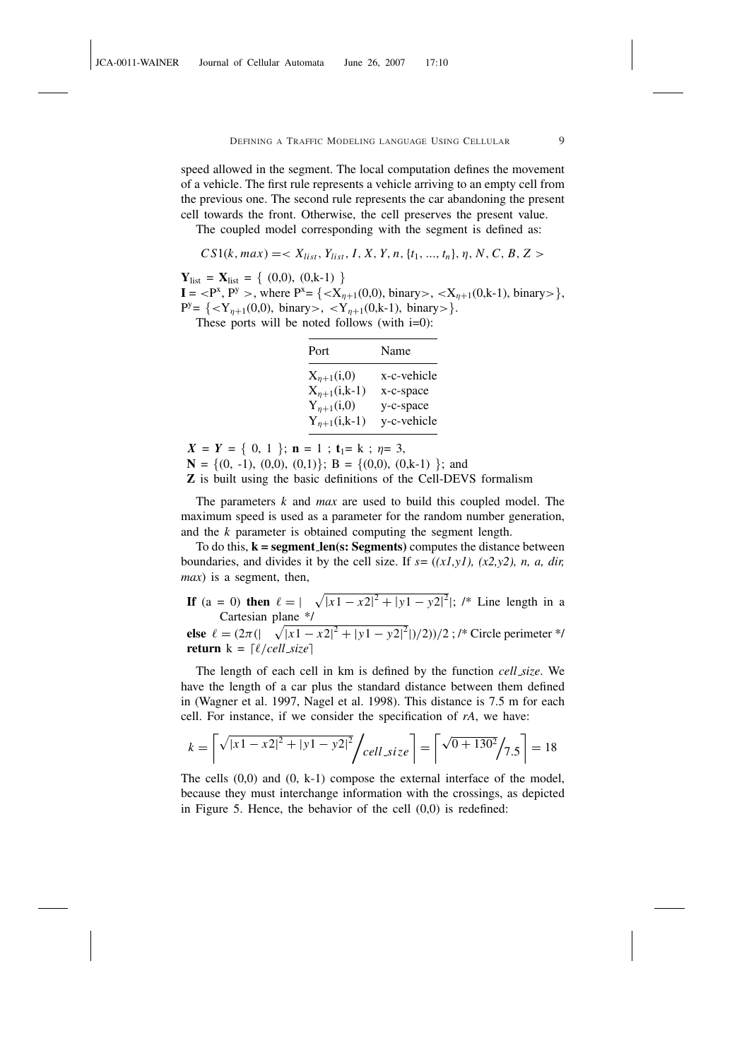speed allowed in the segment. The local computation defines the movement of a vehicle. The first rule represents a vehicle arriving to an empty cell from the previous one. The second rule represents the car abandoning the present cell towards the front. Otherwise, the cell preserves the present value.

The coupled model corresponding with the segment is defined as:

$$CS1(k, max) = < X_{list}, Y_{list}, I, X, Y, n, \{t_1, ..., t_n\}, \eta, N, C, B, Z >$$

$\mathbf{Y}_{\text{list}} = \mathbf{X}_{\text{list}} = \{ (0,0), (0,k\text{-}1) \}$
$\mathbf{I} = <P^x, P^y>$, where $P^x = \{<X_{\eta+1}(0,0), \text{binary}>, <X_{\eta+1}(0,k\text{-}1), \text{binary}>\}$, $P^y = \{<Y_{\eta+1}(0,0), \text{binary}>, <Y_{\eta+1}(0,k\text{-}1), \text{binary}>\}$.

These ports will be noted follows (with i=0):

| Port | Name |
|---|---|
| $X_{\eta+1}(i,0)$ | x-c-vehicle |
| $X_{\eta+1}(i,k\text{-}1)$ | x-c-space |
| $Y_{\eta+1}(i,0)$ | y-c-space |
| $Y_{\eta+1}(i,k\text{-}1)$ | y-c-vehicle |

$\boldsymbol{X} = \boldsymbol{Y} = \{ 0, 1 \}$; $\mathbf{n} = 1$ ; $\mathbf{t}_1 = k$ ; $\eta = 3$,
$\mathbf{N} = \{(0, -1), (0,0), (0,1)\}$; $B = \{(0,0), (0,k\text{-}1) \}$; and
**Z** is built using the basic definitions of the Cell-DEVS formalism

The parameters *k* and *max* are used to build this coupled model. The maximum speed is used as a parameter for the random number generation, and the *k* parameter is obtained computing the segment length.

To do this, **k = segment_len(s: Segments)** computes the distance between boundaries, and divides it by the cell size. If *s*= ((*x1,y1*), (*x2,y2*), *n, a, dir, max*) is a segment, then,

**If** (a = 0) **then** $\ell = | \sqrt{|x1 - x2|^2 + |y1 - y2|^2}|$; /* Line length in a Cartesian plane */
**else** $\ell = (2\pi(| \sqrt{|x1 - x2|^2 + |y1 - y2|^2}|)/2))/2$ ; /* Circle perimeter */
**return** $k = \lceil \ell / cell\_size \rceil$

The length of each cell in km is defined by the function *cell_size*. We have the length of a car plus the standard distance between them defined in (Wagner et al. 1997, Nagel et al. 1998). This distance is 7.5 m for each cell. For instance, if we consider the specification of *rA*, we have:

$$k = \left\lceil \sqrt{|x1 - x2|^2 + |y1 - y2|^2} \Big/ cell\_size \right\rceil = \left\lceil \sqrt{0 + 130^2} \Big/ 7.5 \right\rceil = 18$$

The cells (0,0) and (0, k-1) compose the external interface of the model, because they must interchange information with the crossings, as depicted in Figure 5. Hence, the behavior of the cell (0,0) is redefined: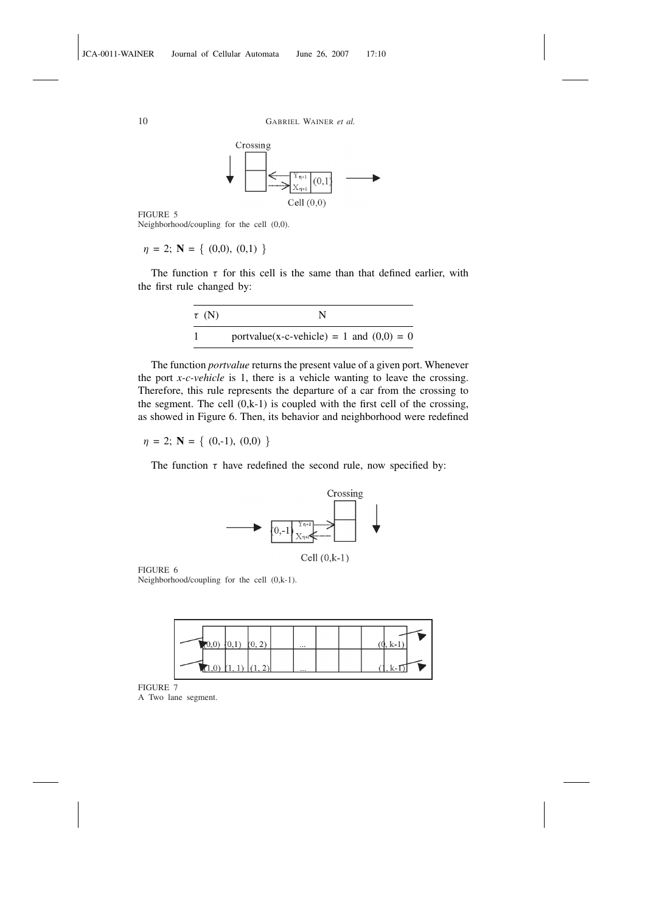FIGURE 5
Neighborhood/coupling for the cell (0,0).

$\eta = 2$; $\mathbf{N} = \{ (0,0), (0,1) \}$

The function $\tau$ for this cell is the same than that defined earlier, with the first rule changed by:

| $\tau$ (N) | N |
|---|---|
| 1 | portvalue(x-c-vehicle) = 1 and (0,0) = 0 |

The function *portvalue* returns the present value of a given port. Whenever the port *x-c-vehicle* is 1, there is a vehicle wanting to leave the crossing. Therefore, this rule represents the departure of a car from the crossing to the segment. The cell (0,k-1) is coupled with the first cell of the crossing, as showed in Figure 6. Then, its behavior and neighborhood were redefined

$\eta = 2$; $\mathbf{N} = \{ (0,-1), (0,0) \}$

The function $\tau$ have redefined the second rule, now specified by:

FIGURE 6
Neighborhood/coupling for the cell (0,k-1).

FIGURE 7
A Two lane segment.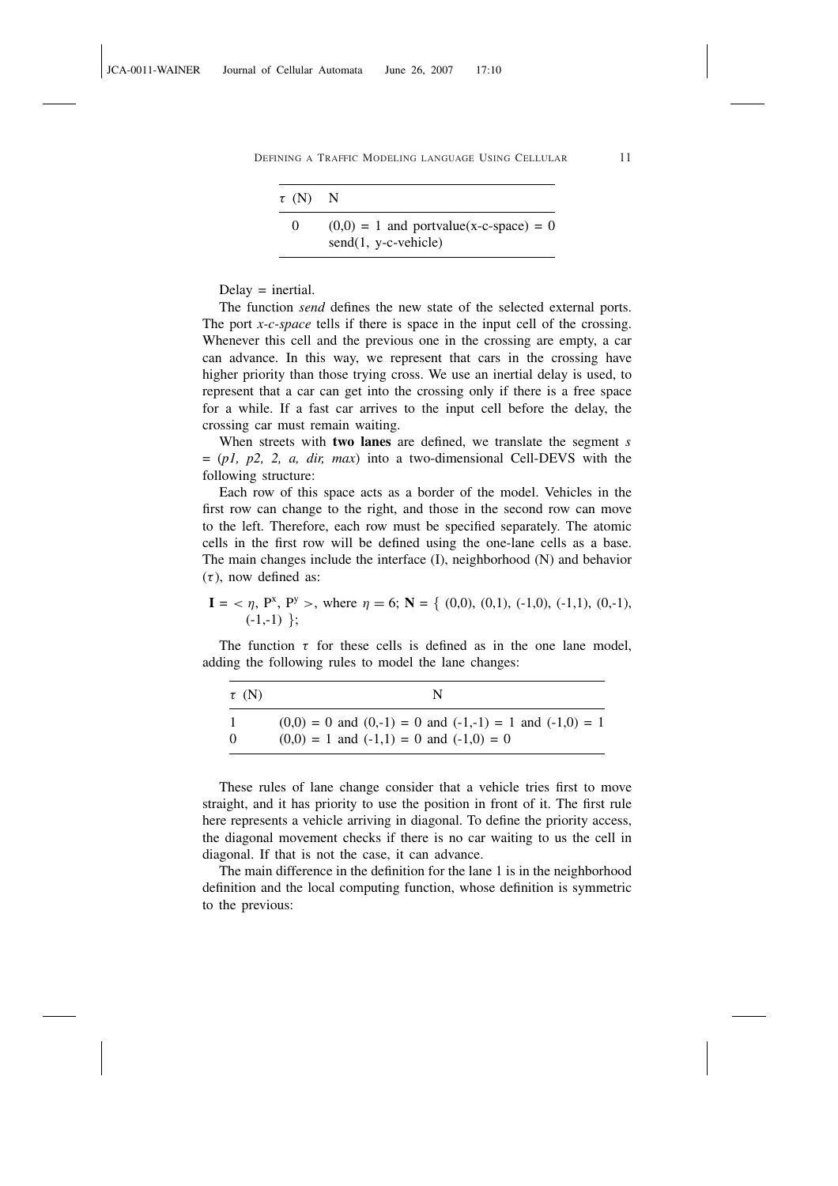| $\tau$ (N) | N |
|---|---|
| 0 | (0,0) = 1 and portvalue(x-c-space) = 0 send(1, y-c-vehicle) |

Delay = inertial.

The function *send* defines the new state of the selected external ports. The port *x-c-space* tells if there is space in the input cell of the crossing. Whenever this cell and the previous one in the crossing are empty, a car can advance. In this way, we represent that cars in the crossing have higher priority than those trying cross. We use an inertial delay is used, to represent that a car can get into the crossing only if there is a free space for a while. If a fast car arrives to the input cell before the delay, the crossing car must remain waiting.

When streets with **two lanes** are defined, we translate the segment *s* = (*p1, p2, 2, a, dir, max*) into a two-dimensional Cell-DEVS with the following structure:

Each row of this space acts as a border of the model. Vehicles in the first row can change to the right, and those in the second row can move to the left. Therefore, each row must be specified separately. The atomic cells in the first row will be defined using the one-lane cells as a base. The main changes include the interface (I), neighborhood (N) and behavior ($\tau$), now defined as:

**I** = $<\eta, P^x, P^y>$, where $\eta = 6$; **N** = { (0,0), (0,1), (-1,0), (-1,1), (0,-1), (-1,-1) };

The function $\tau$ for these cells is defined as in the one lane model, adding the following rules to model the lane changes:

| $\tau$ (N) | N |
|---|---|
| 1 | (0,0) = 0 and (0,-1) = 0 and (-1,-1) = 1 and (-1,0) = 1 |
| 0 | (0,0) = 1 and (-1,1) = 0 and (-1,0) = 0 |

These rules of lane change consider that a vehicle tries first to move straight, and it has priority to use the position in front of it. The first rule here represents a vehicle arriving in diagonal. To define the priority access, the diagonal movement checks if there is no car waiting to us the cell in diagonal. If that is not the case, it can advance.

The main difference in the definition for the lane 1 is in the neighborhood definition and the local computing function, whose definition is symmetric to the previous: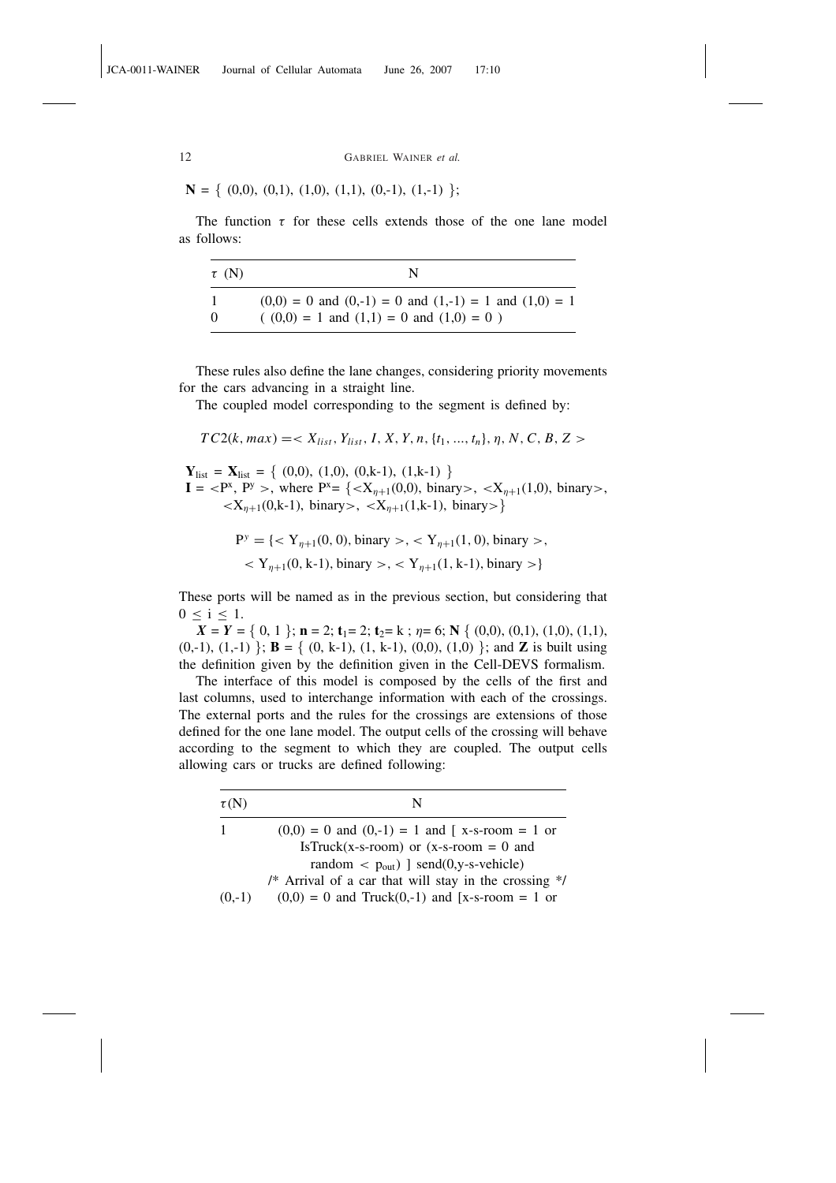**N** = { (0,0), (0,1), (1,0), (1,1), (0,-1), (1,-1) };

The function $\tau$ for these cells extends those of the one lane model as follows:

| $\tau$ (N) | N |
|---|---|
| 1 | (0,0) = 0 and (0,-1) = 0 and (1,-1) = 1 and (1,0) = 1 |
| 0 | ( (0,0) = 1 and (1,1) = 0 and (1,0) = 0 ) |

These rules also define the lane changes, considering priority movements for the cars advancing in a straight line.

The coupled model corresponding to the segment is defined by:

$$TC2(k, max) = < X_{list}, Y_{list}, I, X, Y, n, \{t_1, ..., t_n\}, \eta, N, C, B, Z >$$

$\mathbf{Y}_{list} = \mathbf{X}_{list}$ = { (0,0), (1,0), (0,k-1), (1,k-1) }
**I** = $<P^x, P^y>$, where $P^x = \{<X_{\eta+1}(0,0)$, binary$>$, $<X_{\eta+1}(1,0)$, binary$>$, $<X_{\eta+1}(0,k-1)$, binary$>$, $<X_{\eta+1}(1,k-1)$, binary$>\}$

$$P^y = \{< Y_{\eta+1}(0, 0), \text{binary} >, < Y_{\eta+1}(1, 0), \text{binary} >,$$
$$< Y_{\eta+1}(0, \text{k-1}), \text{binary} >, < Y_{\eta+1}(1, \text{k-1}), \text{binary} >\}$$

These ports will be named as in the previous section, but considering that $0 \leq i \leq 1$.

$\boldsymbol{X} = \boldsymbol{Y}$ = { 0, 1 }; **n** = 2; $\mathbf{t}_1$= 2; $\mathbf{t}_2$= k ; $\eta$= 6; **N** { (0,0), (0,1), (1,0), (1,1), (0,-1), (1,-1) }; **B** = { (0, k-1), (1, k-1), (0,0), (1,0) }; and **Z** is built using the definition given by the definition given in the Cell-DEVS formalism.

The interface of this model is composed by the cells of the first and last columns, used to interchange information with each of the crossings. The external ports and the rules for the crossings are extensions of those defined for the one lane model. The output cells of the crossing will behave according to the segment to which they are coupled. The output cells allowing cars or trucks are defined following:

| $\tau$(N) | N |
|---|---|
| 1 | (0,0) = 0 and (0,-1) = 1 and [ x-s-room = 1 or IsTruck(x-s-room) or (x-s-room = 0 and random < $p_{out}$) ] send(0,y-s-vehicle) |
| | /* Arrival of a car that will stay in the crossing */ |
| (0,-1) | (0,0) = 0 and Truck(0,-1) and [x-s-room = 1 or |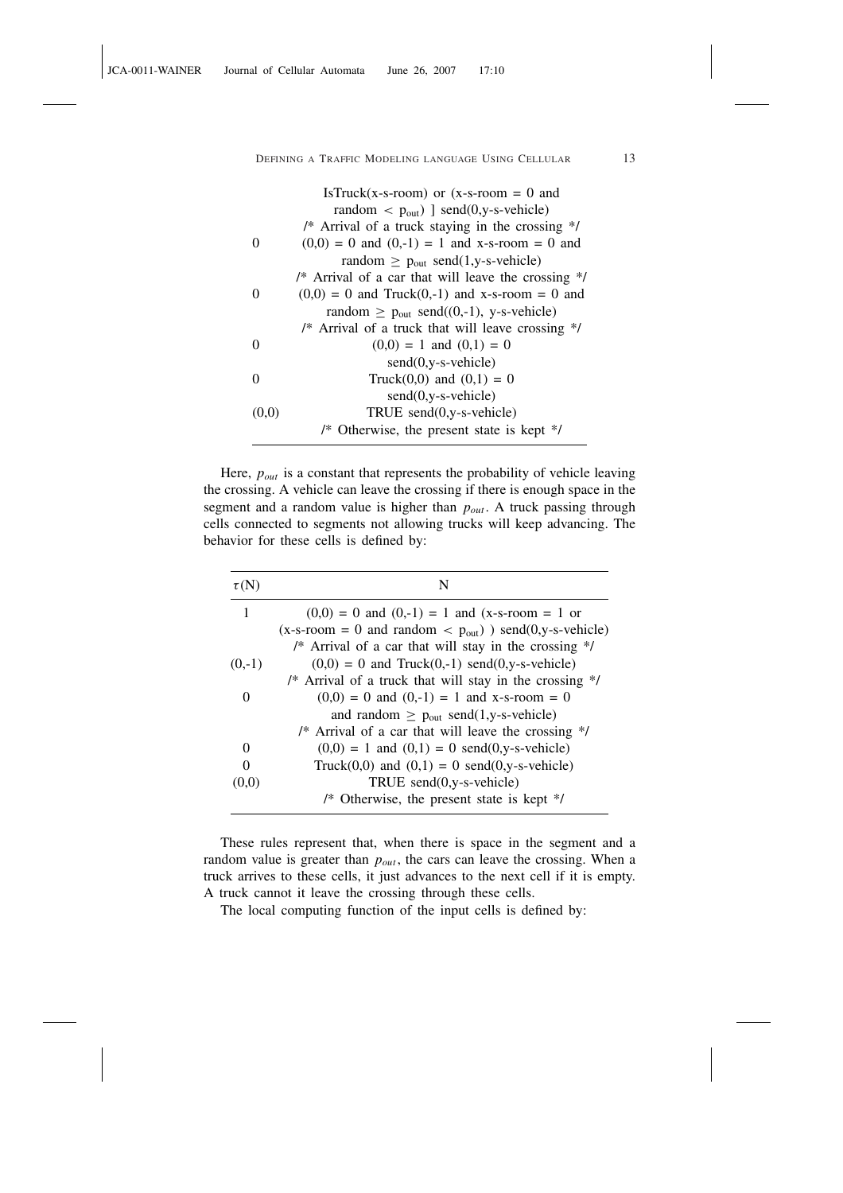| | |
|---|---|
| | IsTruck(x-s-room) or (x-s-room = 0 and random < $p_{out}$) ] send(0,y-s-vehicle) |
| | /* Arrival of a truck staying in the crossing */ |
| 0 | (0,0) = 0 and (0,-1) = 1 and x-s-room = 0 and random ≥ $p_{out}$ send(1,y-s-vehicle) |
| | /* Arrival of a car that will leave the crossing */ |
| 0 | (0,0) = 0 and Truck(0,-1) and x-s-room = 0 and random ≥ $p_{out}$ send((0,-1), y-s-vehicle) |
| | /* Arrival of a truck that will leave crossing */ |
| 0 | (0,0) = 1 and (0,1) = 0 send(0,y-s-vehicle) |
| 0 | Truck(0,0) and (0,1) = 0 send(0,y-s-vehicle) |
| (0,0) | TRUE send(0,y-s-vehicle) |
| | /* Otherwise, the present state is kept */ |

Here, $p_{out}$ is a constant that represents the probability of vehicle leaving the crossing. A vehicle can leave the crossing if there is enough space in the segment and a random value is higher than $p_{out}$. A truck passing through cells connected to segments not allowing trucks will keep advancing. The behavior for these cells is defined by:

| $\tau$(N) | N |
|---|---|
| 1 | (0,0) = 0 and (0,-1) = 1 and (x-s-room = 1 or (x-s-room = 0 and random < $p_{out}$) ) send(0,y-s-vehicle) |
| | /* Arrival of a car that will stay in the crossing */ |
| (0,-1) | (0,0) = 0 and Truck(0,-1) send(0,y-s-vehicle) |
| | /* Arrival of a truck that will stay in the crossing */ |
| 0 | (0,0) = 0 and (0,-1) = 1 and x-s-room = 0 and random ≥ $p_{out}$ send(1,y-s-vehicle) |
| | /* Arrival of a car that will leave the crossing */ |
| 0 | (0,0) = 1 and (0,1) = 0 send(0,y-s-vehicle) |
| 0 | Truck(0,0) and (0,1) = 0 send(0,y-s-vehicle) |
| (0,0) | TRUE send(0,y-s-vehicle) |
| | /* Otherwise, the present state is kept */ |

These rules represent that, when there is space in the segment and a random value is greater than $p_{out}$, the cars can leave the crossing. When a truck arrives to these cells, it just advances to the next cell if it is empty. A truck cannot it leave the crossing through these cells.

The local computing function of the input cells is defined by: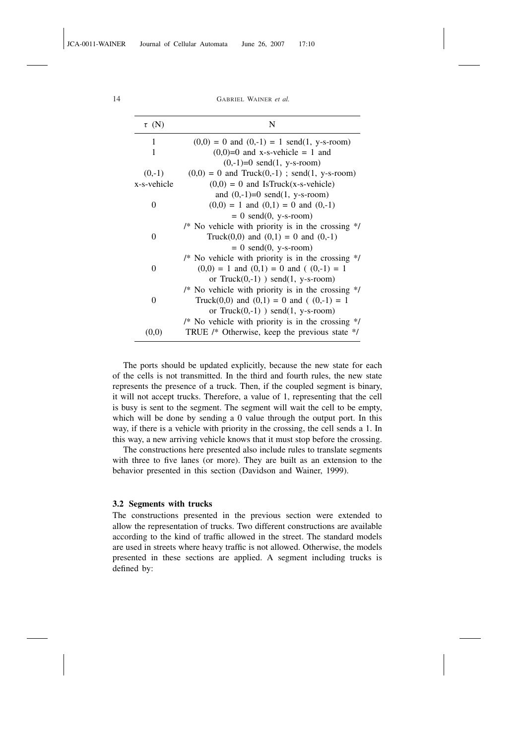| τ (N) | N |
|---|---|
| 1 | (0,0) = 0 and (0,-1) = 1 send(1, y-s-room) |
| 1 | (0,0)=0 and x-s-vehicle = 1 and (0,-1)=0 send(1, y-s-room) |
| (0,-1) | (0,0) = 0 and Truck(0,-1) ; send(1, y-s-room) |
| x-s-vehicle | (0,0) = 0 and IsTruck(x-s-vehicle) and (0,-1)=0 send(1, y-s-room) |
| 0 | (0,0) = 1 and (0,1) = 0 and (0,-1) = 0 send(0, y-s-room) /* No vehicle with priority is in the crossing */ |
| 0 | Truck(0,0) and (0,1) = 0 and (0,-1) = 0 send(0, y-s-room) /* No vehicle with priority is in the crossing */ |
| 0 | (0,0) = 1 and (0,1) = 0 and ( (0,-1) = 1 or Truck(0,-1) ) send(1, y-s-room) /* No vehicle with priority is in the crossing */ |
| 0 | Truck(0,0) and (0,1) = 0 and ( (0,-1) = 1 or Truck(0,-1) ) send(1, y-s-room) /* No vehicle with priority is in the crossing */ |
| (0,0) | TRUE /* Otherwise, keep the previous state */ |

The ports should be updated explicitly, because the new state for each of the cells is not transmitted. In the third and fourth rules, the new state represents the presence of a truck. Then, if the coupled segment is binary, it will not accept trucks. Therefore, a value of 1, representing that the cell is busy is sent to the segment. The segment will wait the cell to be empty, which will be done by sending a 0 value through the output port. In this way, if there is a vehicle with priority in the crossing, the cell sends a 1. In this way, a new arriving vehicle knows that it must stop before the crossing.

The constructions here presented also include rules to translate segments with three to five lanes (or more). They are built as an extension to the behavior presented in this section (Davidson and Wainer, 1999).

### 3.2 Segments with trucks

The constructions presented in the previous section were extended to allow the representation of trucks. Two different constructions are available according to the kind of traffic allowed in the street. The standard models are used in streets where heavy traffic is not allowed. Otherwise, the models presented in these sections are applied. A segment including trucks is defined by: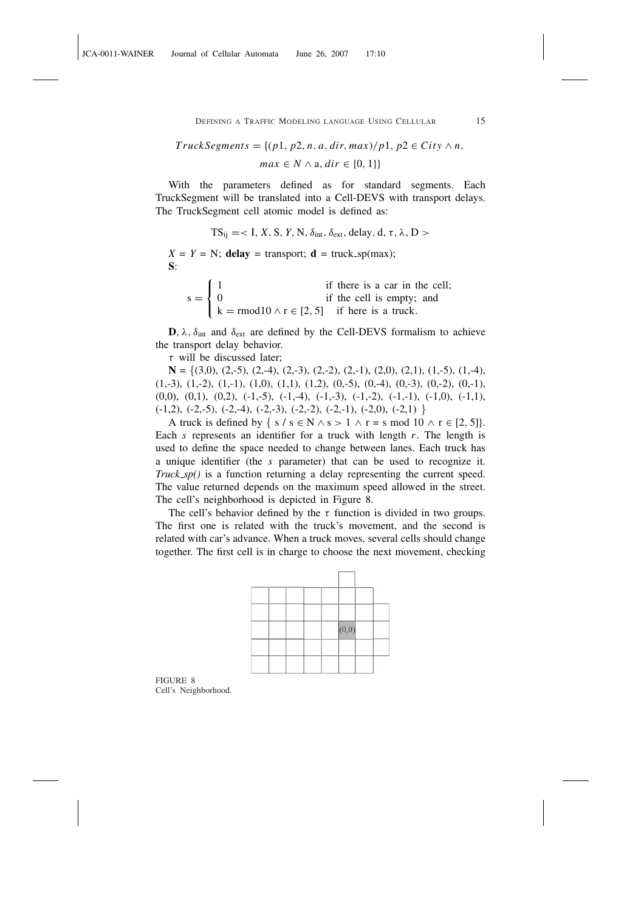$$TruckSegments = \{(p1, p2, n, a, dir, max)/p1,\ p2 \in City \wedge n,$$
$$max \in N \wedge \text{a}, dir \in \{0, 1\}\}$$

With the parameters defined as for standard segments. Each TruckSegment will be translated into a Cell-DEVS with transport delays. The TruckSegment cell atomic model is defined as:

$$\text{TS}_{\text{ij}} = < \text{I}, X, \text{S}, Y, \text{N}, \delta_{\text{int}}, \delta_{\text{ext}}, \text{delay}, \text{d}, \tau, \lambda, \text{D} >$$

$X = Y = \text{N}$; **delay** = transport; **d** = truck_sp(max);

**S**:

$$\text{s} = \begin{cases} 1 & \text{if there is a car in the cell;} \\ 0 & \text{if the cell is empty; and} \\ \text{k} = \text{r} \bmod 10 \wedge \text{r} \in [2, 5] & \text{if here is a truck.} \end{cases}$$

**D**, $\lambda$, $\delta_{\text{int}}$ and $\delta_{\text{ext}}$ are defined by the Cell-DEVS formalism to achieve the transport delay behavior.

$\tau$ will be discussed later;

**N** = {(3,0), (2,-5), (2,-4), (2,-3), (2,-2), (2,-1), (2,0), (2,1), (1,-5), (1,-4), (1,-3), (1,-2), (1,-1), (1,0), (1,1), (1,2), (0,-5), (0,-4), (0,-3), (0,-2), (0,-1), (0,0), (0,1), (0,2), (-1,-5), (-1,-4), (-1,-3), (-1,-2), (-1,-1), (-1,0), (-1,1), (-1,2), (-2,-5), (-2,-4), (-2,-3), (-2,-2), (-2,-1), (-2,0), (-2,1) }

A truck is defined by $\{ \text{s} / \text{s} \in \text{N} \wedge \text{s} > 1 \wedge \text{r} = \text{s} \bmod 10 \wedge \text{r} \in [2, 5]\}$. Each $s$ represents an identifier for a truck with length $r$. The length is used to define the space needed to change between lanes. Each truck has a unique identifier (the $s$ parameter) that can be used to recognize it. *Truck_sp()* is a function returning a delay representing the current speed. The value returned depends on the maximum speed allowed in the street. The cell's neighborhood is depicted in Figure 8.

The cell's behavior defined by the $\tau$ function is divided in two groups. The first one is related with the truck's movement, and the second is related with car's advance. When a truck moves, several cells should change together. The first cell is in charge to choose the next movement, checking

FIGURE 8
Cell's Neighborhood.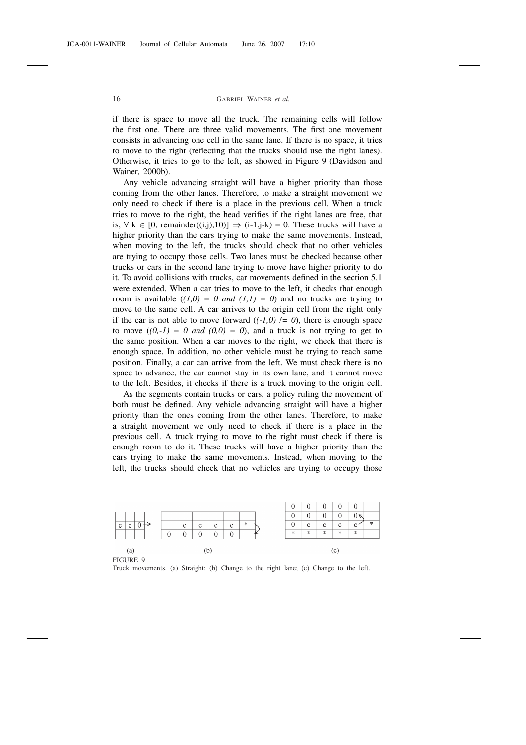if there is space to move all the truck. The remaining cells will follow the first one. There are three valid movements. The first one movement consists in advancing one cell in the same lane. If there is no space, it tries to move to the right (reflecting that the trucks should use the right lanes). Otherwise, it tries to go to the left, as showed in Figure 9 (Davidson and Wainer, 2000b).

Any vehicle advancing straight will have a higher priority than those coming from the other lanes. Therefore, to make a straight movement we only need to check if there is a place in the previous cell. When a truck tries to move to the right, the head verifies if the right lanes are free, that is, $\forall$ k $\in$ [0, remainder((i,j),10)] $\Rightarrow$ (i-1,j-k) = 0. These trucks will have a higher priority than the cars trying to make the same movements. Instead, when moving to the left, the trucks should check that no other vehicles are trying to occupy those cells. Two lanes must be checked because other trucks or cars in the second lane trying to move have higher priority to do it. To avoid collisions with trucks, car movements defined in the section 5.1 were extended. When a car tries to move to the left, it checks that enough room is available (*(1,0) = 0 and (1,1) = 0*) and no trucks are trying to move to the same cell. A car arrives to the origin cell from the right only if the car is not able to move forward (*(-1,0) != 0*), there is enough space to move (*(0,-1) = 0 and (0,0) = 0*), and a truck is not trying to get to the same position. When a car moves to the right, we check that there is enough space. In addition, no other vehicle must be trying to reach same position. Finally, a car can arrive from the left. We must check there is no space to advance, the car cannot stay in its own lane, and it cannot move to the left. Besides, it checks if there is a truck moving to the origin cell.

As the segments contain trucks or cars, a policy ruling the movement of both must be defined. Any vehicle advancing straight will have a higher priority than the ones coming from the other lanes. Therefore, to make a straight movement we only need to check if there is a place in the previous cell. A truck trying to move to the right must check if there is enough room to do it. These trucks will have a higher priority than the cars trying to make the same movements. Instead, when moving to the left, the trucks should check that no vehicles are trying to occupy those

(a)

| c | c | 0 |
|---|---|---|
| | | |

(b)

| | c | c | c | c | * |
|---|---|---|---|---|---|
| 0 | 0 | 0 | 0 | 0 | |

(c)

| 0 | 0 | 0 | 0 | 0 | |
|---|---|---|---|---|---|
| 0 | 0 | 0 | 0 | 0 | |
| 0 | c | c | c | c | * |
| * | * | * | * | * | |

FIGURE 9
Truck movements. (a) Straight; (b) Change to the right lane; (c) Change to the left.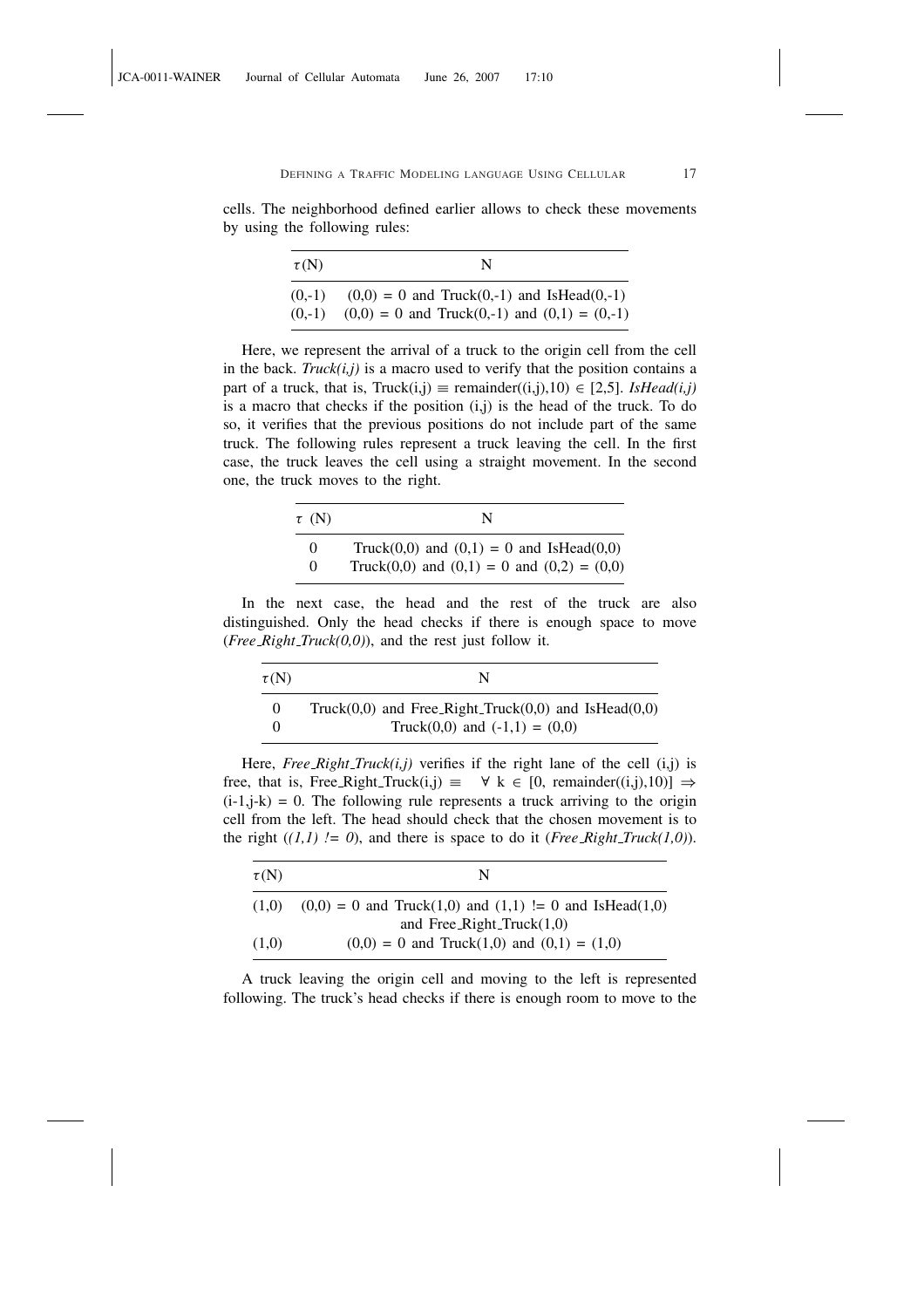cells. The neighborhood defined earlier allows to check these movements by using the following rules:

| τ(N) | N |
|---|---|
| (0,-1) | (0,0) = 0 and Truck(0,-1) and IsHead(0,-1) |
| (0,-1) | (0,0) = 0 and Truck(0,-1) and (0,1) = (0,-1) |

Here, we represent the arrival of a truck to the origin cell from the cell in the back. *Truck(i,j)* is a macro used to verify that the position contains a part of a truck, that is, Truck(i,j) ≡ remainder((i,j),10) ∈ [2,5]. *IsHead(i,j)* is a macro that checks if the position (i,j) is the head of the truck. To do so, it verifies that the previous positions do not include part of the same truck. The following rules represent a truck leaving the cell. In the first case, the truck leaves the cell using a straight movement. In the second one, the truck moves to the right.

| τ (N) | N |
|---|---|
| 0 | Truck(0,0) and (0,1) = 0 and IsHead(0,0) |
| 0 | Truck(0,0) and (0,1) = 0 and (0,2) = (0,0) |

In the next case, the head and the rest of the truck are also distinguished. Only the head checks if there is enough space to move (*Free_Right_Truck(0,0)*), and the rest just follow it.

| τ(N) | N |
|---|---|
| 0 | Truck(0,0) and Free_Right_Truck(0,0) and IsHead(0,0) |
| 0 | Truck(0,0) and (-1,1) = (0,0) |

Here, *Free_Right_Truck(i,j)* verifies if the right lane of the cell (i,j) is free, that is, Free_Right_Truck(i,j) ≡ ∀ k ∈ [0, remainder((i,j),10)] ⇒ (i-1,j-k) = 0. The following rule represents a truck arriving to the origin cell from the left. The head should check that the chosen movement is to the right (*(1,1) != 0*), and there is space to do it (*Free_Right_Truck(1,0)*).

| τ(N) | N |
|---|---|
| (1,0) | (0,0) = 0 and Truck(1,0) and (1,1) != 0 and IsHead(1,0) and Free_Right_Truck(1,0) |
| (1,0) | (0,0) = 0 and Truck(1,0) and (0,1) = (1,0) |

A truck leaving the origin cell and moving to the left is represented following. The truck's head checks if there is enough room to move to the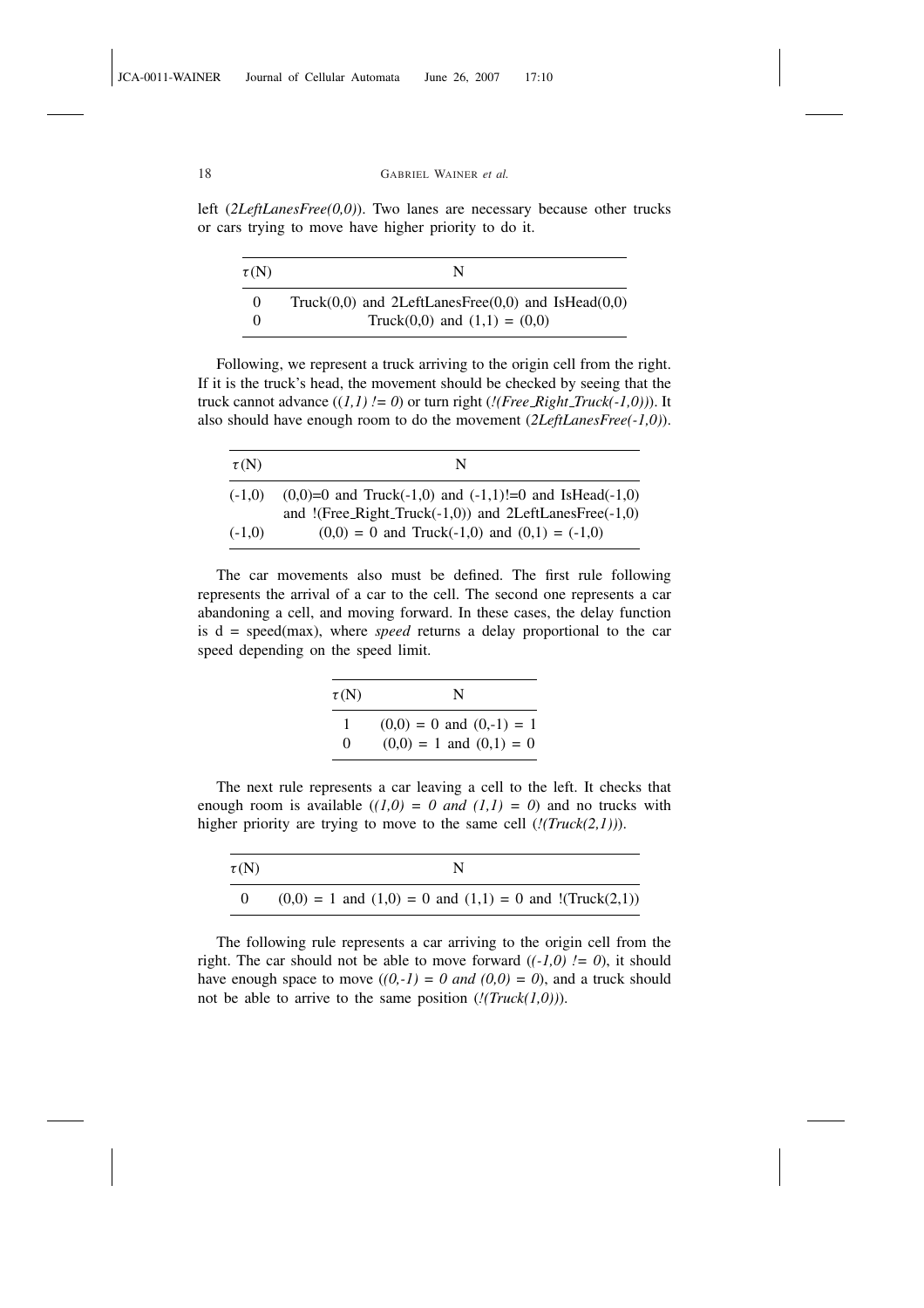left (*2LeftLanesFree(0,0)*). Two lanes are necessary because other trucks or cars trying to move have higher priority to do it.

| τ(N) | N |
|---|---|
| 0 | Truck(0,0) and 2LeftLanesFree(0,0) and IsHead(0,0) |
| 0 | Truck(0,0) and (1,1) = (0,0) |

Following, we represent a truck arriving to the origin cell from the right. If it is the truck's head, the movement should be checked by seeing that the truck cannot advance (*(1,1) != 0*) or turn right (*!(Free_Right_Truck(-1,0))*). It also should have enough room to do the movement (*2LeftLanesFree(-1,0)*).

| τ(N) | N |
|---|---|
| (-1,0) | (0,0)=0 and Truck(-1,0) and (-1,1)!=0 and IsHead(-1,0) and !(Free_Right_Truck(-1,0)) and 2LeftLanesFree(-1,0) |
| (-1,0) | (0,0) = 0 and Truck(-1,0) and (0,1) = (-1,0) |

The car movements also must be defined. The first rule following represents the arrival of a car to the cell. The second one represents a car abandoning a cell, and moving forward. In these cases, the delay function is d = speed(max), where *speed* returns a delay proportional to the car speed depending on the speed limit.

| τ(N) | N |
|---|---|
| 1 | (0,0) = 0 and (0,-1) = 1 |
| 0 | (0,0) = 1 and (0,1) = 0 |

The next rule represents a car leaving a cell to the left. It checks that enough room is available (*(1,0) = 0 and (1,1) = 0*) and no trucks with higher priority are trying to move to the same cell (*!(Truck(2,1))*).

| τ(N) | N |
|---|---|
| 0 | (0,0) = 1 and (1,0) = 0 and (1,1) = 0 and !(Truck(2,1)) |

The following rule represents a car arriving to the origin cell from the right. The car should not be able to move forward (*(-1,0) != 0*), it should have enough space to move (*(0,-1) = 0 and (0,0) = 0*), and a truck should not be able to arrive to the same position (*!(Truck(1,0))*).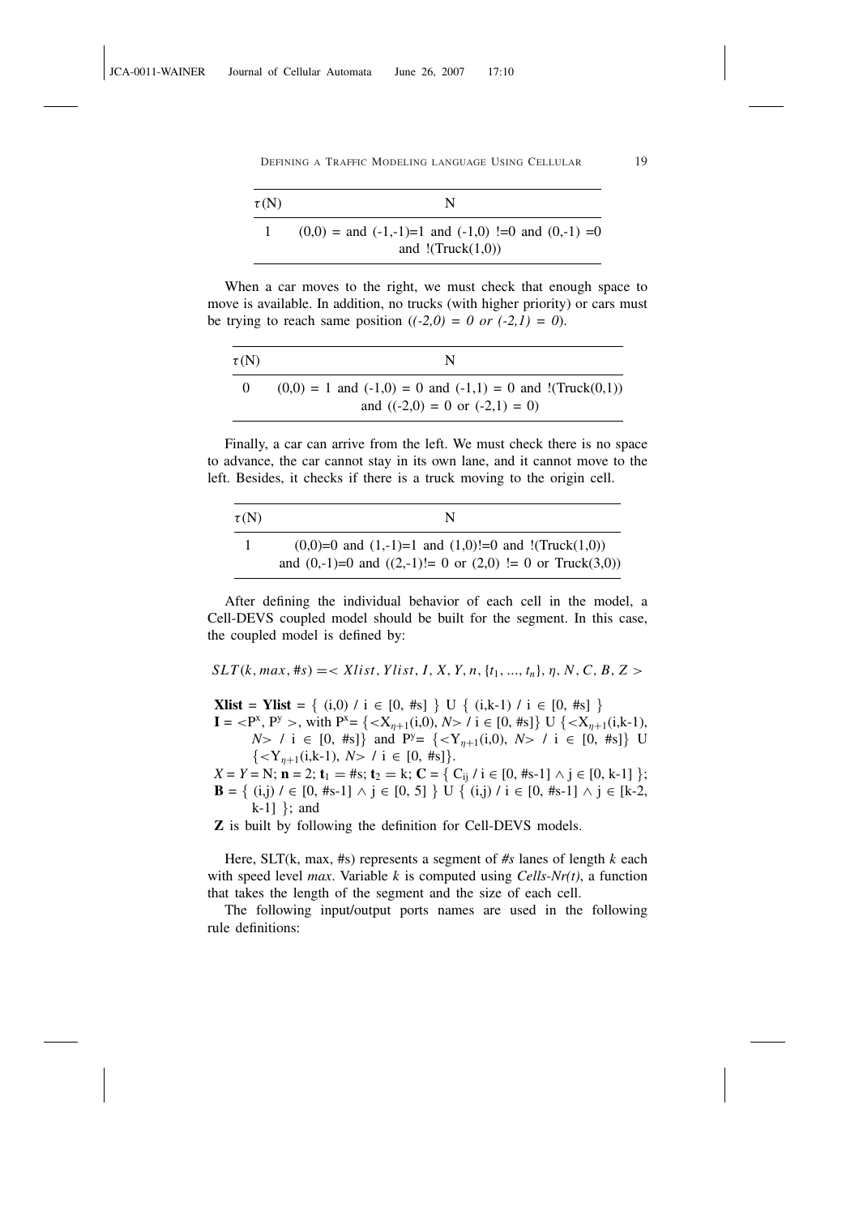| τ(N) | N |
|---|---|
| 1 | (0,0) = and (-1,-1)=1 and (-1,0) !=0 and (0,-1) =0 and !(Truck(1,0)) |

When a car moves to the right, we must check that enough space to move is available. In addition, no trucks (with higher priority) or cars must be trying to reach same position (*(-2,0) = 0 or (-2,1) = 0*).

| τ(N) | N |
|---|---|
| 0 | (0,0) = 1 and (-1,0) = 0 and (-1,1) = 0 and !(Truck(0,1)) and ((-2,0) = 0 or (-2,1) = 0) |

Finally, a car can arrive from the left. We must check there is no space to advance, the car cannot stay in its own lane, and it cannot move to the left. Besides, it checks if there is a truck moving to the origin cell.

| τ(N) | N |
|---|---|
| 1 | (0,0)=0 and (1,-1)=1 and (1,0)!=0 and !(Truck(1,0)) and (0,-1)=0 and ((2,-1)!= 0 or (2,0) != 0 or Truck(3,0)) |

After defining the individual behavior of each cell in the model, a Cell-DEVS coupled model should be built for the segment. In this case, the coupled model is defined by:

$$SLT(k, max, \#s) = < Xlist, Ylist, I, X, Y, n, \{t_1, ..., t_n\}, \eta, N, C, B, Z >$$

**Xlist** = **Ylist** = { (i,0) / i ∈ [0, #s] } U { (i,k-1) / i ∈ [0, #s] }
**I** = $<P^x, P^y>$, with $P^x = \{<X_{\eta+1}(i,0), N> / i \in [0, \#s]\}$ U $\{<X_{\eta+1}(i,k\text{-}1), N> / i \in [0, \#s]\}$ and $P^y = \{<Y_{\eta+1}(i,0), N> / i \in [0, \#s]\}$ U $\{<Y_{\eta+1}(i,k\text{-}1), N> / i \in [0, \#s]\}$.
*X* = *Y* = N; **n** = 2; $\mathbf{t}_1$ = #s; $\mathbf{t}_2$ = k; **C** = { $C_{ij}$ / i ∈ [0, #s-1] ∧ j ∈ [0, k-1] };
**B** = { (i,j) / ∈ [0, #s-1] ∧ j ∈ [0, 5] } U { (i,j) / i ∈ [0, #s-1] ∧ j ∈ [k-2, k-1] }; and
**Z** is built by following the definition for Cell-DEVS models.

Here, SLT(k, max, #s) represents a segment of *#s* lanes of length *k* each with speed level *max*. Variable *k* is computed using *Cells-Nr(t)*, a function that takes the length of the segment and the size of each cell.

The following input/output ports names are used in the following rule definitions: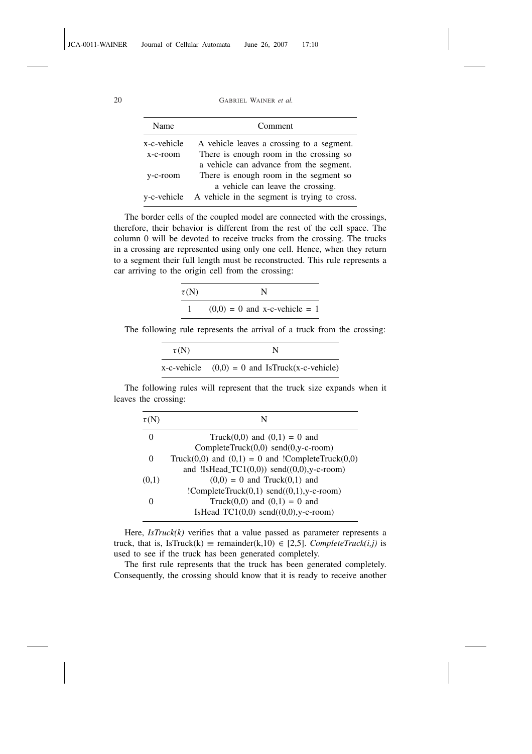| Name | Comment |
|---|---|
| x-c-vehicle | A vehicle leaves a crossing to a segment. |
| x-c-room | There is enough room in the crossing so a vehicle can advance from the segment. |
| y-c-room | There is enough room in the segment so a vehicle can leave the crossing. |
| y-c-vehicle | A vehicle in the segment is trying to cross. |

The border cells of the coupled model are connected with the crossings, therefore, their behavior is different from the rest of the cell space. The column 0 will be devoted to receive trucks from the crossing. The trucks in a crossing are represented using only one cell. Hence, when they return to a segment their full length must be reconstructed. This rule represents a car arriving to the origin cell from the crossing:

| $\tau$(N) | N |
|---|---|
| 1 | (0,0) = 0 and x-c-vehicle = 1 |

The following rule represents the arrival of a truck from the crossing:

| $\tau$(N) | N |
|---|---|
| x-c-vehicle | (0,0) = 0 and IsTruck(x-c-vehicle) |

The following rules will represent that the truck size expands when it leaves the crossing:

| $\tau$(N) | N |
|---|---|
| 0 | Truck(0,0) and (0,1) = 0 and CompleteTruck(0,0) send(0,y-c-room) |
| 0 | Truck(0,0) and (0,1) = 0 and !CompleteTruck(0,0) and !IsHead_TC1(0,0)) send((0,0),y-c-room) |
| (0,1) | (0,0) = 0 and Truck(0,1) and !CompleteTruck(0,1) send((0,1),y-c-room) |
| 0 | Truck(0,0) and (0,1) = 0 and IsHead_TC1(0,0) send((0,0),y-c-room) |

Here, *IsTruck(k)* verifies that a value passed as parameter represents a truck, that is, IsTruck(k) $\equiv$ remainder(k,10) $\in$ [2,5]. *CompleteTruck(i,j)* is used to see if the truck has been generated completely.

The first rule represents that the truck has been generated completely. Consequently, the crossing should know that it is ready to receive another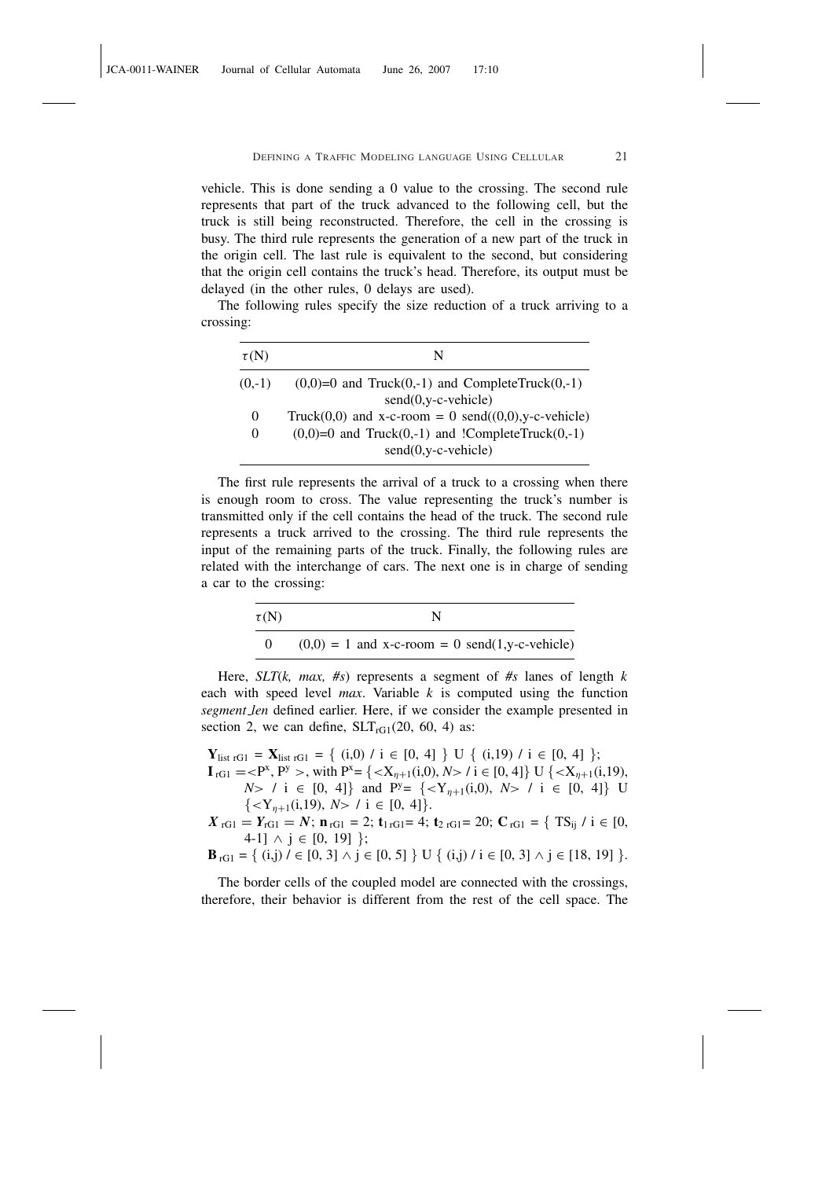vehicle. This is done sending a 0 value to the crossing. The second rule represents that part of the truck advanced to the following cell, but the truck is still being reconstructed. Therefore, the cell in the crossing is busy. The third rule represents the generation of a new part of the truck in the origin cell. The last rule is equivalent to the second, but considering that the origin cell contains the truck's head. Therefore, its output must be delayed (in the other rules, 0 delays are used).

The following rules specify the size reduction of a truck arriving to a crossing:

| $\tau$(N) | N |
|---|---|
| (0,-1) | (0,0)=0 and Truck(0,-1) and CompleteTruck(0,-1) send(0,y-c-vehicle) |
| 0 | Truck(0,0) and x-c-room = 0 send((0,0),y-c-vehicle) |
| 0 | (0,0)=0 and Truck(0,-1) and !CompleteTruck(0,-1) send(0,y-c-vehicle) |

The first rule represents the arrival of a truck to a crossing when there is enough room to cross. The value representing the truck's number is transmitted only if the cell contains the head of the truck. The second rule represents a truck arrived to the crossing. The third rule represents the input of the remaining parts of the truck. Finally, the following rules are related with the interchange of cars. The next one is in charge of sending a car to the crossing:

| $\tau$(N) | N |
|---|---|
| 0 | (0,0) = 1 and x-c-room = 0 send(1,y-c-vehicle) |

Here, *SLT*(*k, max, #s*) represents a segment of *#s* lanes of length *k* each with speed level *max*. Variable *k* is computed using the function *segment_len* defined earlier. Here, if we consider the example presented in section 2, we can define, $SLT_{rG1}(20, 60, 4)$ as:

$\mathbf{Y}_{list\ rG1} = \mathbf{X}_{list\ rG1} = \{ (i,0) \ / \ i \in [0, 4] \} \cup \{ (i,19) \ / \ i \in [0, 4] \}$;
$\mathbf{I}_{rG1} = <P^x, P^y>$, with $P^x = \{<X_{\eta+1}(i,0), N> / \ i \in [0, 4]\} \cup \{<X_{\eta+1}(i,19), N> / \ i \in [0, 4]\}$ and $P^y = \{<Y_{\eta+1}(i,0), N> / \ i \in [0, 4]\} \cup \{<Y_{\eta+1}(i,19), N> / \ i \in [0, 4]\}$.
$\boldsymbol{X}_{rG1} = \boldsymbol{Y}_{rG1} = \boldsymbol{N}$; $\mathbf{n}_{rG1} = 2$; $\mathbf{t}_{1\,rG1} = 4$; $\mathbf{t}_{2\,rG1} = 20$; $\mathbf{C}_{rG1} = \{ TS_{ij} \ / \ i \in [0, 4\text{-}1] \wedge j \in [0, 19] \}$;
$\mathbf{B}_{rG1} = \{ (i,j) \ / \in [0, 3] \wedge j \in [0, 5] \} \cup \{ (i,j) \ / \ i \in [0, 3] \wedge j \in [18, 19] \}$.

The border cells of the coupled model are connected with the crossings, therefore, their behavior is different from the rest of the cell space. The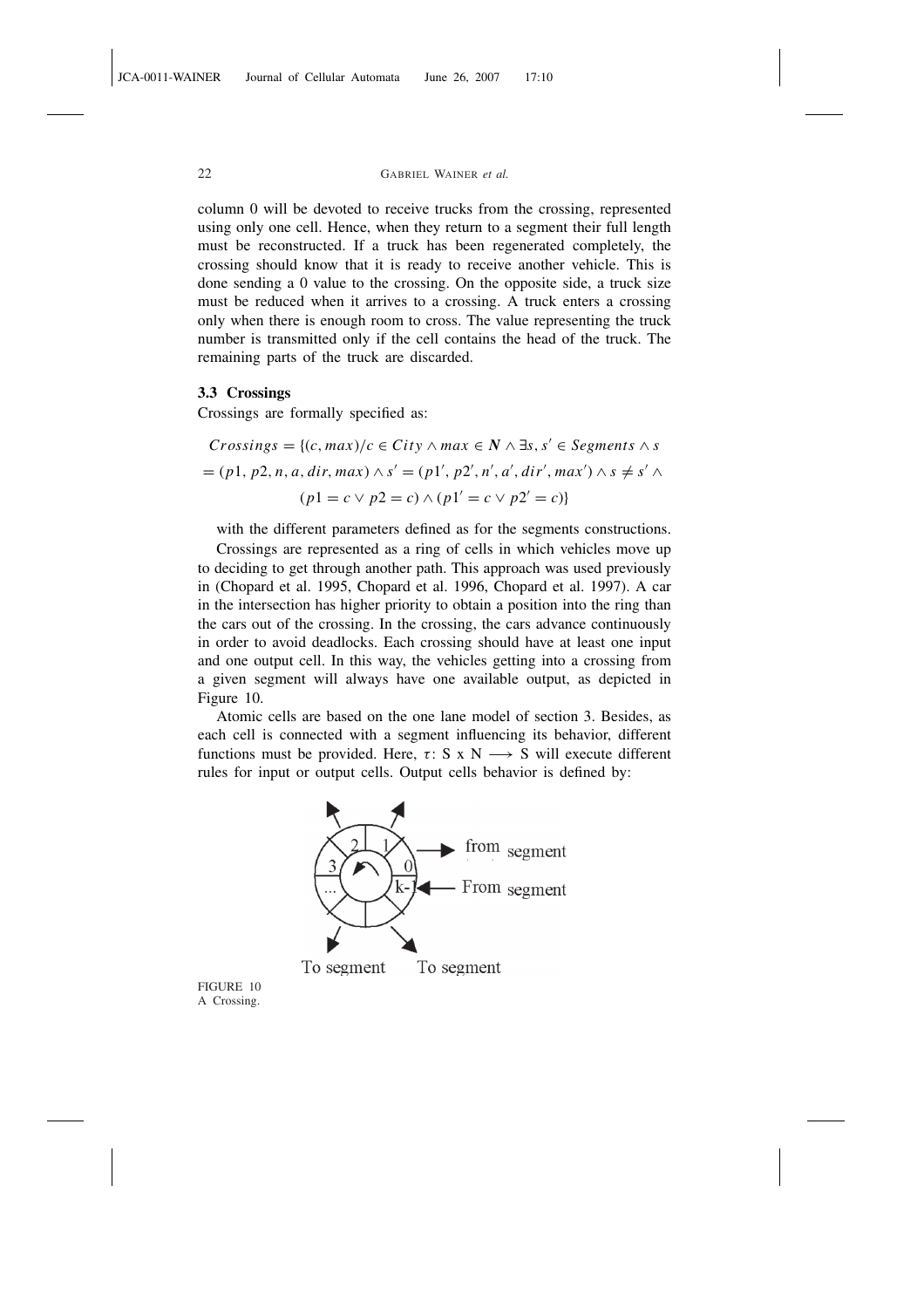column 0 will be devoted to receive trucks from the crossing, represented using only one cell. Hence, when they return to a segment their full length must be reconstructed. If a truck has been regenerated completely, the crossing should know that it is ready to receive another vehicle. This is done sending a 0 value to the crossing. On the opposite side, a truck size must be reduced when it arrives to a crossing. A truck enters a crossing only when there is enough room to cross. The value representing the truck number is transmitted only if the cell contains the head of the truck. The remaining parts of the truck are discarded.

### 3.3 Crossings

Crossings are formally specified as:

$$Crossings = \{(c, max)/c \in City \wedge max \in \boldsymbol{N} \wedge \exists s, s' \in Segments \wedge s = (p1, p2, n, a, dir, max) \wedge s' = (p1', p2', n', a', dir', max') \wedge s \neq s' \wedge (p1 = c \vee p2 = c) \wedge (p1' = c \vee p2' = c)\}$$

with the different parameters defined as for the segments constructions.

Crossings are represented as a ring of cells in which vehicles move up to deciding to get through another path. This approach was used previously in (Chopard et al. 1995, Chopard et al. 1996, Chopard et al. 1997). A car in the intersection has higher priority to obtain a position into the ring than the cars out of the crossing. In the crossing, the cars advance continuously in order to avoid deadlocks. Each crossing should have at least one input and one output cell. In this way, the vehicles getting into a crossing from a given segment will always have one available output, as depicted in Figure 10.

Atomic cells are based on the one lane model of section 3. Besides, as each cell is connected with a segment influencing its behavior, different functions must be provided. Here, $\tau$: S x N $\longrightarrow$ S will execute different rules for input or output cells. Output cells behavior is defined by:

FIGURE 10
A Crossing.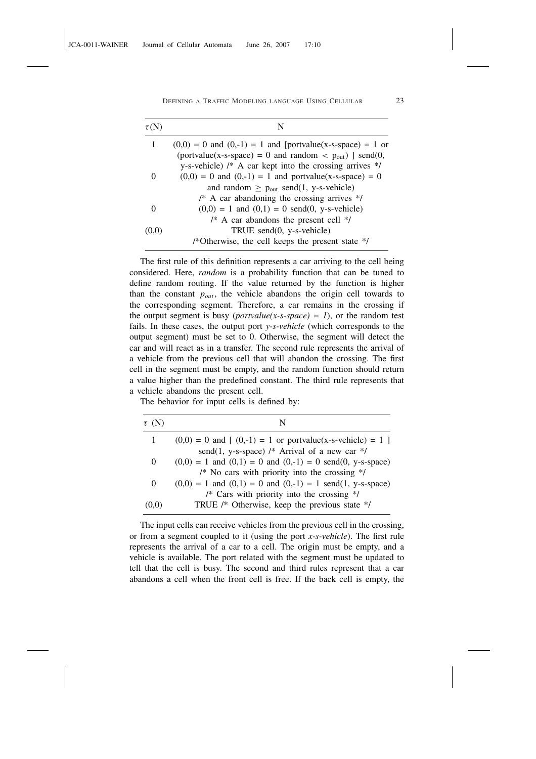| $\tau$(N) | N |
|---|---|
| 1 | (0,0) = 0 and (0,-1) = 1 and [portvalue(x-s-space) = 1 or (portvalue(x-s-space) = 0 and random < $p_{out}$) ] send(0, y-s-vehicle) /* A car kept into the crossing arrives */ |
| 0 | (0,0) = 0 and (0,-1) = 1 and portvalue(x-s-space) = 0 and random ≥ $p_{out}$ send(1, y-s-vehicle) /* A car abandoning the crossing arrives */ |
| 0 | (0,0) = 1 and (0,1) = 0 send(0, y-s-vehicle) /* A car abandons the present cell */ |
| (0,0) | TRUE send(0, y-s-vehicle) /*Otherwise, the cell keeps the present state */ |

The first rule of this definition represents a car arriving to the cell being considered. Here, *random* is a probability function that can be tuned to define random routing. If the value returned by the function is higher than the constant $p_{out}$, the vehicle abandons the origin cell towards to the corresponding segment. Therefore, a car remains in the crossing if the output segment is busy (*portvalue(x-s-space) = 1*), or the random test fails. In these cases, the output port *y-s-vehicle* (which corresponds to the output segment) must be set to 0. Otherwise, the segment will detect the car and will react as in a transfer. The second rule represents the arrival of a vehicle from the previous cell that will abandon the crossing. The first cell in the segment must be empty, and the random function should return a value higher than the predefined constant. The third rule represents that a vehicle abandons the present cell.

The behavior for input cells is defined by:

| $\tau$ (N) | N |
|---|---|
| 1 | (0,0) = 0 and [ (0,-1) = 1 or portvalue(x-s-vehicle) = 1 ] send(1, y-s-space) /* Arrival of a new car */ |
| 0 | (0,0) = 1 and (0,1) = 0 and (0,-1) = 0 send(0, y-s-space) /* No cars with priority into the crossing */ |
| 0 | (0,0) = 1 and (0,1) = 0 and (0,-1) = 1 send(1, y-s-space) /* Cars with priority into the crossing */ |
| (0,0) | TRUE /* Otherwise, keep the previous state */ |

The input cells can receive vehicles from the previous cell in the crossing, or from a segment coupled to it (using the port *x-s-vehicle*). The first rule represents the arrival of a car to a cell. The origin must be empty, and a vehicle is available. The port related with the segment must be updated to tell that the cell is busy. The second and third rules represent that a car abandons a cell when the front cell is free. If the back cell is empty, the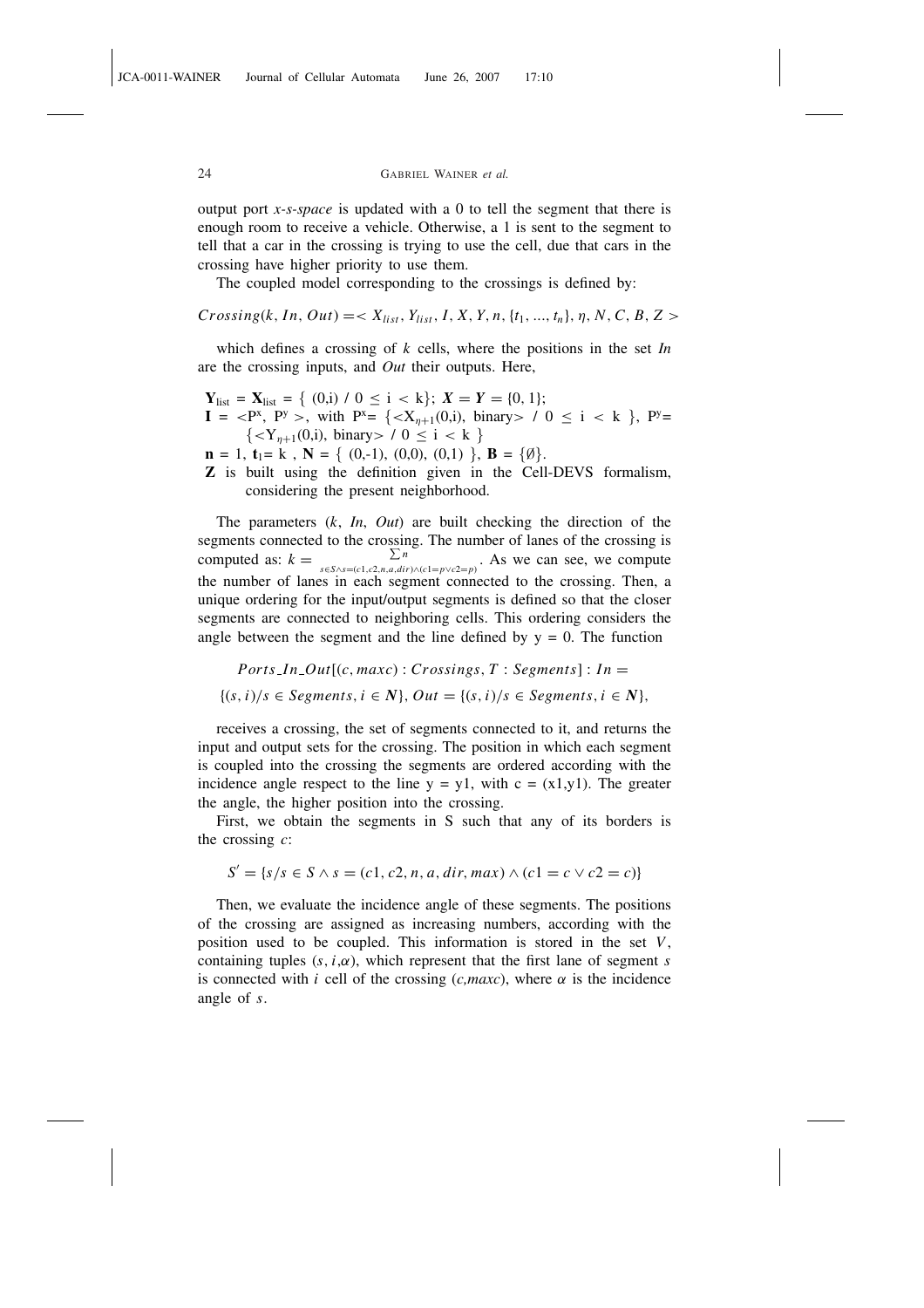output port *x-s-space* is updated with a 0 to tell the segment that there is enough room to receive a vehicle. Otherwise, a 1 is sent to the segment to tell that a car in the crossing is trying to use the cell, due that cars in the crossing have higher priority to use them.

The coupled model corresponding to the crossings is defined by:

$$Crossing(k, In, Out) = < X_{list}, Y_{list}, I, X, Y, n, \{t_1, ..., t_n\}, \eta, N, C, B, Z >$$

which defines a crossing of *k* cells, where the positions in the set *In* are the crossing inputs, and *Out* their outputs. Here,

$\mathbf{Y}_{list} = \mathbf{X}_{list} = \{ (0,i) \ / \ 0 \leq i < k\}$; $\boldsymbol{X} = \boldsymbol{Y} = \{0, 1\}$;
$\mathbf{I} = <P^x, P^y>$, with $P^x = \{<X_{\eta+1}(0,i), \text{binary}> \ / \ 0 \leq i < k \}$, $P^y = \{<Y_{\eta+1}(0,i), \text{binary}> \ / \ 0 \leq i < k \}$
$\mathbf{n} = 1$, $\mathbf{t}_1 = k$, $\mathbf{N} = \{ (0,-1), (0,0), (0,1) \}$, $\mathbf{B} = \{\emptyset\}$.
**Z** is built using the definition given in the Cell-DEVS formalism, considering the present neighborhood.

The parameters (*k*, *In*, *Out*) are built checking the direction of the segments connected to the crossing. The number of lanes of the crossing is computed as: $k = \sum_{s \in S \wedge s=(c1,c2,n,a,dir) \wedge (c1=p \vee c2=p)} n$. As we can see, we compute the number of lanes in each segment connected to the crossing. Then, a unique ordering for the input/output segments is defined so that the closer segments are connected to neighboring cells. This ordering considers the angle between the segment and the line defined by y = 0. The function

$$Ports\_In\_Out[(c, maxc) : Crossings, T : Segments] : In =$$

$$\{(s, i)/s \in Segments, i \in \boldsymbol{N}\}, \ Out = \{(s, i)/s \in Segments, i \in \boldsymbol{N}\},$$

receives a crossing, the set of segments connected to it, and returns the input and output sets for the crossing. The position in which each segment is coupled into the crossing the segments are ordered according with the incidence angle respect to the line y = y1, with c = (x1,y1). The greater the angle, the higher position into the crossing.

First, we obtain the segments in S such that any of its borders is the crossing *c*:

$$S' = \{s/s \in S \wedge s = (c1, c2, n, a, dir, max) \wedge (c1 = c \vee c2 = c)\}$$

Then, we evaluate the incidence angle of these segments. The positions of the crossing are assigned as increasing numbers, according with the position used to be coupled. This information is stored in the set $V$, containing tuples $(s, i, \alpha)$, which represent that the first lane of segment *s* is connected with *i* cell of the crossing (*c,maxc*), where $\alpha$ is the incidence angle of *s*.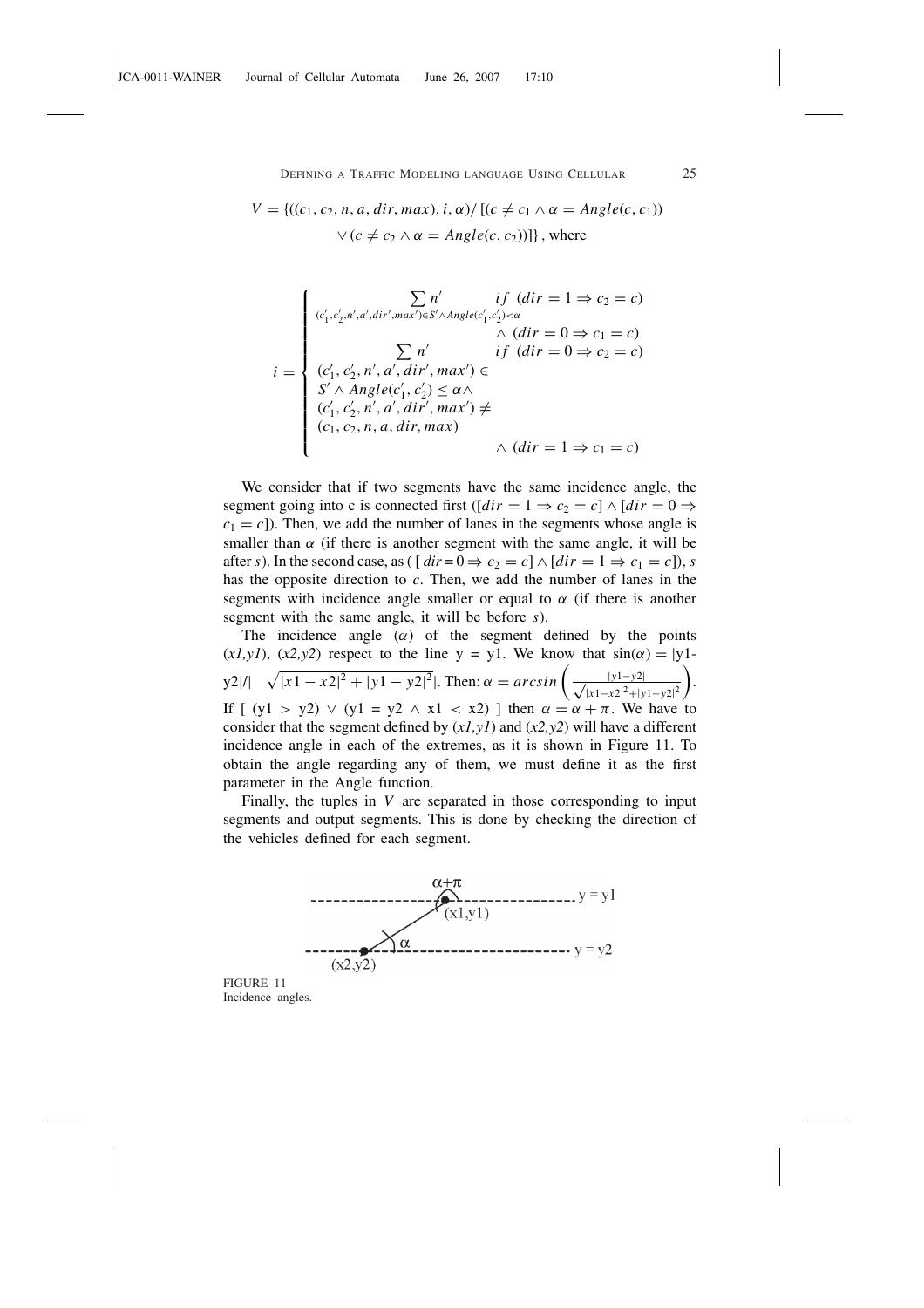$$V = \{((c_1, c_2, n, a, dir, max), i, \alpha) / [(c \neq c_1 \wedge \alpha = Angle(c, c_1)) \vee (c \neq c_2 \wedge \alpha = Angle(c, c_2))]\}\text{, where}$$

$$i = \begin{cases} \displaystyle\sum_{(c_1', c_2', n', a', dir', max') \in S' \wedge Angle(c_1', c_2') < \alpha} n' & if\ (dir = 1 \Rightarrow c_2 = c) \wedge (dir = 0 \Rightarrow c_1 = c) \\ \displaystyle\sum n' \quad (c_1', c_2', n', a', dir', max') \in S' \wedge Angle(c_1', c_2') \leq \alpha \wedge (c_1', c_2', n', a', dir', max') \neq (c_1, c_2, n, a, dir, max) & if\ (dir = 0 \Rightarrow c_2 = c) \wedge (dir = 1 \Rightarrow c_1 = c) \end{cases}$$

We consider that if two segments have the same incidence angle, the segment going into c is connected first ($[dir = 1 \Rightarrow c_2 = c] \wedge [dir = 0 \Rightarrow c_1 = c]$). Then, we add the number of lanes in the segments whose angle is smaller than $\alpha$ (if there is another segment with the same angle, it will be after *s*). In the second case, as ( $[dir = 0 \Rightarrow c_2 = c] \wedge [dir = 1 \Rightarrow c_1 = c]$), *s* has the opposite direction to *c*. Then, we add the number of lanes in the segments with incidence angle smaller or equal to $\alpha$ (if there is another segment with the same angle, it will be before *s*).

The incidence angle ($\alpha$) of the segment defined by the points (*x1,y1*), (*x2,y2*) respect to the line y = y1. We know that $\sin(\alpha) = |y1-y2| / |\sqrt{|x1-x2|^2 + |y1-y2|^2}|$. Then: $\alpha = arcsin\left(\frac{|y1-y2|}{\sqrt{|x1-x2|^2+|y1-y2|^2}}\right)$. If [ (y1 > y2) $\vee$ (y1 = y2 $\wedge$ x1 < x2) ] then $\alpha = \alpha + \pi$. We have to consider that the segment defined by (*x1,y1*) and (*x2,y2*) will have a different incidence angle in each of the extremes, as it is shown in Figure 11. To obtain the angle regarding any of them, we must define it as the first parameter in the Angle function.

Finally, the tuples in *V* are separated in those corresponding to input segments and output segments. This is done by checking the direction of the vehicles defined for each segment.

FIGURE 11
Incidence angles.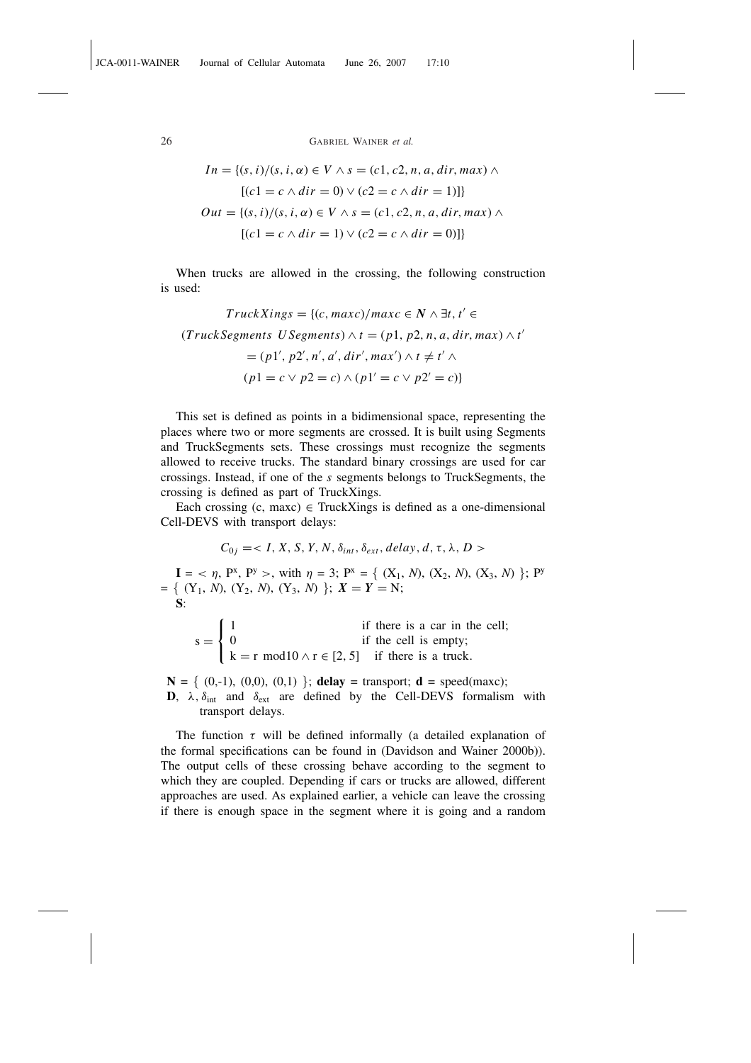$$In = \{(s, i)/(s, i, \alpha) \in V \wedge s = (c1, c2, n, a, dir, max) \wedge$$
$$[(c1 = c \wedge dir = 0) \vee (c2 = c \wedge dir = 1)]\}$$
$$Out = \{(s, i)/(s, i, \alpha) \in V \wedge s = (c1, c2, n, a, dir, max) \wedge$$
$$[(c1 = c \wedge dir = 1) \vee (c2 = c \wedge dir = 0)]\}$$

When trucks are allowed in the crossing, the following construction is used:

$$TruckXings = \{(c, maxc)/maxc \in \boldsymbol{N} \wedge \exists t, t' \in$$
$$(TruckSegments\ USegments) \wedge t = (p1, p2, n, a, dir, max) \wedge t'$$
$$= (p1', p2', n', a', dir', max') \wedge t \neq t' \wedge$$
$$(p1 = c \vee p2 = c) \wedge (p1' = c \vee p2' = c)\}$$

This set is defined as points in a bidimensional space, representing the places where two or more segments are crossed. It is built using Segments and TruckSegments sets. These crossings must recognize the segments allowed to receive trucks. The standard binary crossings are used for car crossings. Instead, if one of the *s* segments belongs to TruckSegments, the crossing is defined as part of TruckXings.

Each crossing (c, maxc) $\in$ TruckXings is defined as a one-dimensional Cell-DEVS with transport delays:

$$C_{0j} = < I, X, S, Y, N, \delta_{int}, \delta_{ext}, delay, d, \tau, \lambda, D >$$

**I** = $< \eta, P^x, P^y >$, with $\eta = 3$; $P^x = \{ (X_1, N), (X_2, N), (X_3, N) \}$; $P^y = \{ (Y_1, N), (Y_2, N), (Y_3, N) \}$; $\boldsymbol{X} = \boldsymbol{Y} = \mathrm{N}$;

**S**:

$$s = \begin{cases} 1 & \text{if there is a car in the cell;} \\ 0 & \text{if the cell is empty;} \\ k = r \bmod 10 \wedge r \in [2, 5] & \text{if there is a truck.} \end{cases}$$

**N** = { (0,-1), (0,0), (0,1) }; **delay** = transport; **d** = speed(maxc);

**D**, $\lambda, \delta_{int}$ and $\delta_{ext}$ are defined by the Cell-DEVS formalism with transport delays.

The function $\tau$ will be defined informally (a detailed explanation of the formal specifications can be found in (Davidson and Wainer 2000b)). The output cells of these crossing behave according to the segment to which they are coupled. Depending if cars or trucks are allowed, different approaches are used. As explained earlier, a vehicle can leave the crossing if there is enough space in the segment where it is going and a random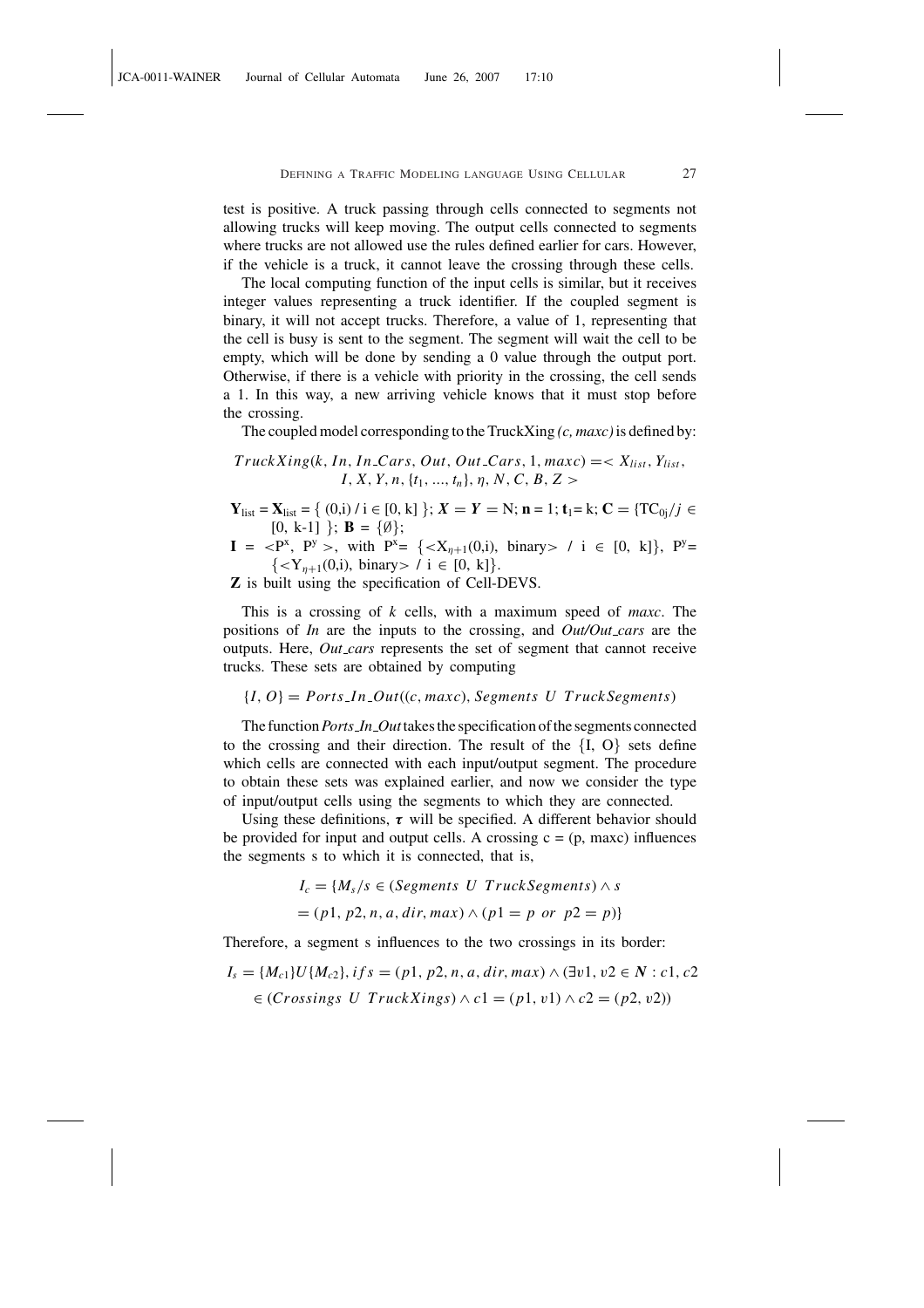test is positive. A truck passing through cells connected to segments not allowing trucks will keep moving. The output cells connected to segments where trucks are not allowed use the rules defined earlier for cars. However, if the vehicle is a truck, it cannot leave the crossing through these cells.

The local computing function of the input cells is similar, but it receives integer values representing a truck identifier. If the coupled segment is binary, it will not accept trucks. Therefore, a value of 1, representing that the cell is busy is sent to the segment. The segment will wait the cell to be empty, which will be done by sending a 0 value through the output port. Otherwise, if there is a vehicle with priority in the crossing, the cell sends a 1. In this way, a new arriving vehicle knows that it must stop before the crossing.

The coupled model corresponding to the TruckXing *(c, maxc)* is defined by:

$$TruckXing(k, In, In\_Cars, Out, Out\_Cars, 1, maxc) = < X_{list}, Y_{list}, I, X, Y, n, \{t_1, ..., t_n\}, \eta, N, C, B, Z >$$

$\mathbf{Y}_{\text{list}} = \mathbf{X}_{\text{list}} = \{ (0,i) / i \in [0, k] \}$; $\boldsymbol{X} = \boldsymbol{Y} = \mathrm{N}$; $\mathbf{n} = 1$; $\mathbf{t}_1 = \mathrm{k}$; $\mathbf{C} = \{TC_{0j}/j \in [0, k\text{-}1] \}$; $\mathbf{B} = \{\emptyset\}$;

$\mathbf{I} = <P^x, P^y>$, with $P^x = \{<X_{\eta+1}(0,i), \text{binary}> / i \in [0, k]\}$, $P^y = \{<Y_{\eta+1}(0,i), \text{binary}> / i \in [0, k]\}$.

**Z** is built using the specification of Cell-DEVS.

This is a crossing of *k* cells, with a maximum speed of *maxc*. The positions of *In* are the inputs to the crossing, and *Out/Out_cars* are the outputs. Here, *Out_cars* represents the set of segment that cannot receive trucks. These sets are obtained by computing

$$\{I, O\} = Ports\_In\_Out((c, maxc), Segments\ U\ TruckSegments)$$

The function *Ports_In_Out* takes the specification of the segments connected to the crossing and their direction. The result of the {I, O} sets define which cells are connected with each input/output segment. The procedure to obtain these sets was explained earlier, and now we consider the type of input/output cells using the segments to which they are connected.

Using these definitions, $\boldsymbol{\tau}$ will be specified. A different behavior should be provided for input and output cells. A crossing c = (p, maxc) influences the segments s to which it is connected, that is,

$$I_c = \{M_s / s \in (Segments\ U\ TruckSegments) \wedge s = (p1, p2, n, a, dir, max) \wedge (p1 = p\ or\ p2 = p)\}$$

Therefore, a segment s influences to the two crossings in its border:

$$I_s = \{M_{c1}\} U \{M_{c2}\}, if s = (p1, p2, n, a, dir, max) \wedge (\exists v1, v2 \in \boldsymbol{N} : c1, c2 \in (Crossings\ U\ TruckXings) \wedge c1 = (p1, v1) \wedge c2 = (p2, v2))$$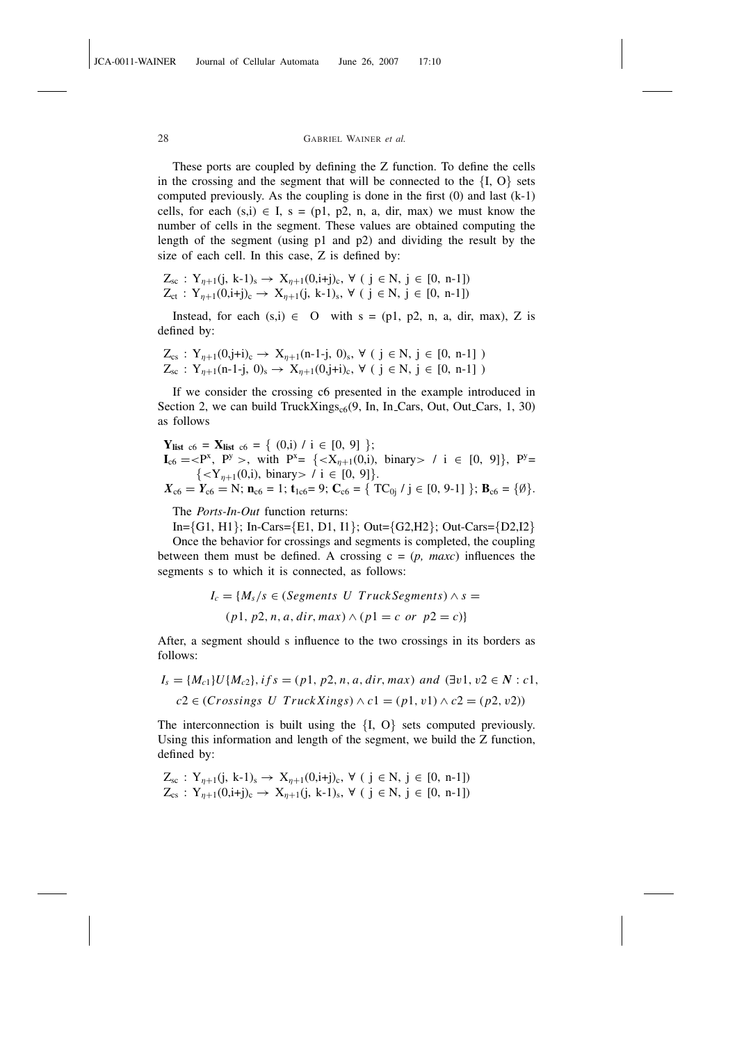These ports are coupled by defining the Z function. To define the cells in the crossing and the segment that will be connected to the {I, O} sets computed previously. As the coupling is done in the first (0) and last (k-1) cells, for each $(s,i) \in I$, s = (p1, p2, n, a, dir, max) we must know the number of cells in the segment. These values are obtained computing the length of the segment (using p1 and p2) and dividing the result by the size of each cell. In this case, Z is defined by:

$Z_{sc} : Y_{\eta+1}(j, k\text{-}1)_s \rightarrow X_{\eta+1}(0,i+j)_c, \forall\ (j \in N, j \in [0, n\text{-}1])$
$Z_{ct} : Y_{\eta+1}(0,i+j)_c \rightarrow X_{\eta+1}(j, k\text{-}1)_s, \forall\ (j \in N, j \in [0, n\text{-}1])$

Instead, for each $(s,i) \in O$ with s = (p1, p2, n, a, dir, max), Z is defined by:

$Z_{cs} : Y_{\eta+1}(0,j+i)_c \rightarrow X_{\eta+1}(n\text{-}1\text{-}j, 0)_s, \forall\ (j \in N, j \in [0, n\text{-}1])$
$Z_{sc} : Y_{\eta+1}(n\text{-}1\text{-}j, 0)_s \rightarrow X_{\eta+1}(0,j+i)_c, \forall\ (j \in N, j \in [0, n\text{-}1])$

If we consider the crossing c6 presented in the example introduced in Section 2, we can build $\text{TruckXings}_{c6}$(9, In, In_Cars, Out, Out_Cars, 1, 30) as follows

$\mathbf{Y}_{\mathbf{list}\ c6} = \mathbf{X}_{\mathbf{list}\ c6} = \{ (0,i)\ /\ i \in [0, 9] \}$;
$\mathbf{I}_{c6} = <P^x, P^y>$, with $P^x = \{<X_{\eta+1}(0,i), \text{binary}>\ /\ i \in [0, 9]\}$, $P^y = \{<Y_{\eta+1}(0,i), \text{binary}>\ /\ i \in [0, 9]\}$.
$\boldsymbol{X}_{c6} = \boldsymbol{Y}_{c6} = N$; $\mathbf{n}_{c6} = 1$; $\mathbf{t}_{1c6} = 9$; $\mathbf{C}_{c6} = \{ TC_{0j}\ /\ j \in [0, 9\text{-}1] \}$; $\mathbf{B}_{c6} = \{\emptyset\}$.

The *Ports-In-Out* function returns:

In={G1, H1}; In-Cars={E1, D1, I1}; Out={G2,H2}; Out-Cars={D2,I2}

Once the behavior for crossings and segments is completed, the coupling between them must be defined. A crossing c = (*p, maxc*) influences the segments s to which it is connected, as follows:

$$I_c = \{M_s / s \in (Segments\ U\ TruckSegments) \wedge s = (p1, p2, n, a, dir, max) \wedge (p1 = c\ or\ p2 = c)\}$$

After, a segment should s influence to the two crossings in its borders as follows:

$$I_s = \{M_{c1}\} U \{M_{c2}\}, if\ s = (p1, p2, n, a, dir, max)\ and\ (\exists v1, v2 \in \boldsymbol{N} : c1, c2 \in (Crossings\ U\ TruckXings) \wedge c1 = (p1, v1) \wedge c2 = (p2, v2))$$

The interconnection is built using the {I, O} sets computed previously. Using this information and length of the segment, we build the Z function, defined by:

$Z_{sc} : Y_{\eta+1}(j, k\text{-}1)_s \rightarrow X_{\eta+1}(0,i+j)_c, \forall\ (j \in N, j \in [0, n\text{-}1])$
$Z_{cs} : Y_{\eta+1}(0,i+j)_c \rightarrow X_{\eta+1}(j, k\text{-}1)_s, \forall\ (j \in N, j \in [0, n\text{-}1])$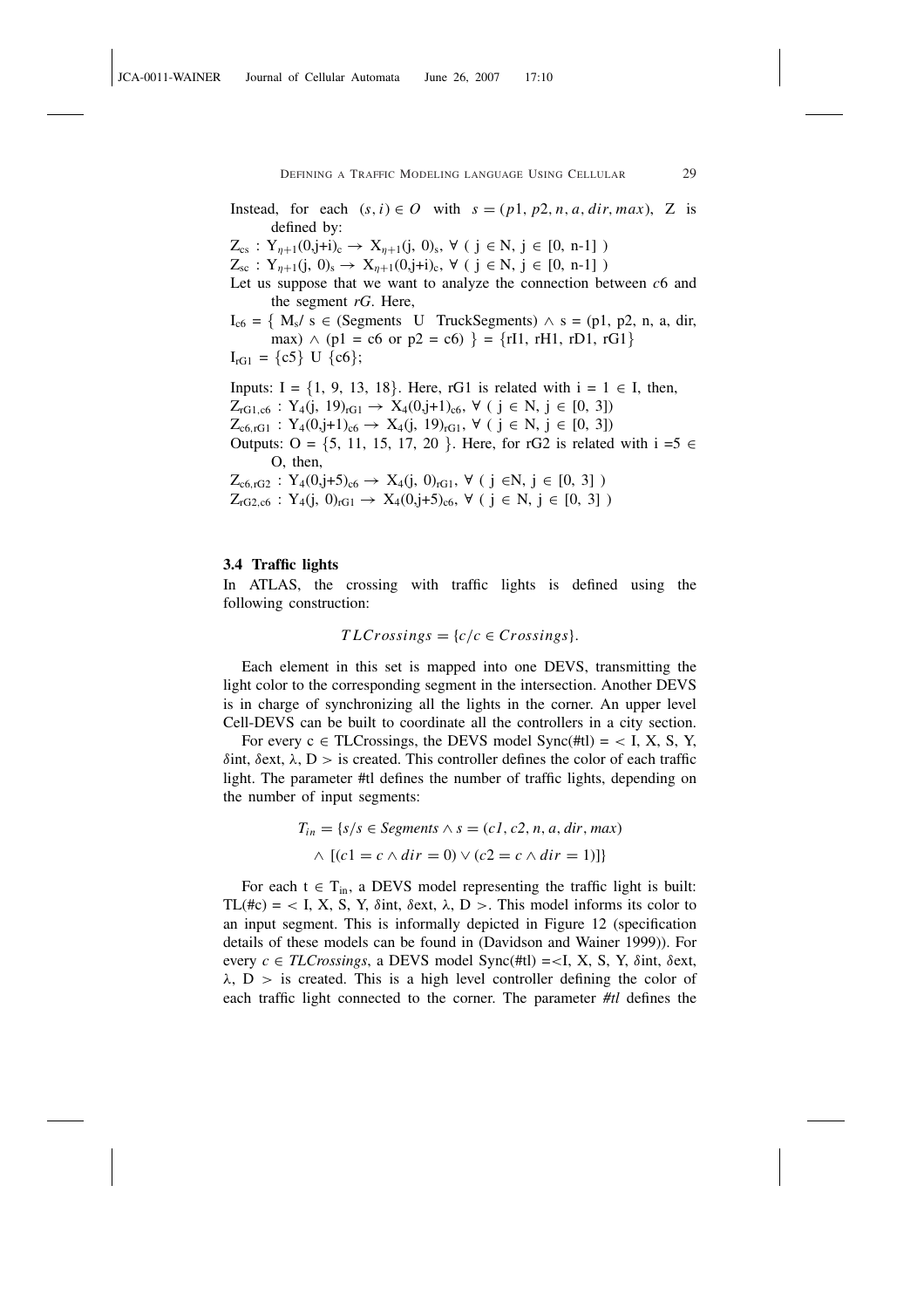Instead, for each $(s, i) \in O$ with $s = (p1, p2, n, a, dir, max)$, Z is defined by:

$Z_{cs}$ : $Y_{\eta+1}(0,j+i)_c \rightarrow X_{\eta+1}(j, 0)_s$, $\forall$ ( $j \in N$, $j \in [0, n-1]$ )

$Z_{sc}$ : $Y_{\eta+1}(j, 0)_s \rightarrow X_{\eta+1}(0,j+i)_c$, $\forall$ ( $j \in N$, $j \in [0, n-1]$ )

Let us suppose that we want to analyze the connection between *c*6 and the segment *rG*. Here,

$I_{c6}$ = { $M_s$/ s $\in$ (Segments U TruckSegments) $\wedge$ s = (p1, p2, n, a, dir, max) $\wedge$ (p1 = c6 or p2 = c6) } = {rI1, rH1, rD1, rG1}

$I_{rG1}$ = {c5} U {c6};

Inputs: I = {1, 9, 13, 18}. Here, rG1 is related with i = 1 $\in$ I, then,

$Z_{rG1,c6}$ : $Y_4(j, 19)_{rG1} \rightarrow X_4(0,j+1)_{c6}$, $\forall$ ( $j \in N$, $j \in [0, 3]$)

$Z_{c6,rG1}$ : $Y_4(0,j+1)_{c6} \rightarrow X_4(j, 19)_{rG1}$, $\forall$ ( $j \in N$, $j \in [0, 3]$)

Outputs: O = {5, 11, 15, 17, 20 }. Here, for rG2 is related with i =5 $\in$ O, then,

$Z_{c6,rG2}$ : $Y_4(0,j+5)_{c6} \rightarrow X_4(j, 0)_{rG1}$, $\forall$ ( $j \in N$, $j \in [0, 3]$ )

$Z_{rG2,c6}$ : $Y_4(j, 0)_{rG1} \rightarrow X_4(0,j+5)_{c6}$, $\forall$ ( $j \in N$, $j \in [0, 3]$ )

### 3.4 Traffic lights

In ATLAS, the crossing with traffic lights is defined using the following construction:

$$TLCrossings = \{c/c \in Crossings\}.$$

Each element in this set is mapped into one DEVS, transmitting the light color to the corresponding segment in the intersection. Another DEVS is in charge of synchronizing all the lights in the corner. An upper level Cell-DEVS can be built to coordinate all the controllers in a city section.

For every c $\in$ TLCrossings, the DEVS model Sync(#tl) = < I, X, S, Y, $\delta$int, $\delta$ext, $\lambda$, D > is created. This controller defines the color of each traffic light. The parameter #tl defines the number of traffic lights, depending on the number of input segments:

$$T_{in} = \{s/s \in Segments \wedge s = (c1, c2, n, a, dir, max) \wedge [(c1 = c \wedge dir = 0) \vee (c2 = c \wedge dir = 1)]\}$$

For each t $\in$ $T_{in}$, a DEVS model representing the traffic light is built: TL(#c) = < I, X, S, Y, $\delta$int, $\delta$ext, $\lambda$, D >. This model informs its color to an input segment. This is informally depicted in Figure 12 (specification details of these models can be found in (Davidson and Wainer 1999)). For every *c* $\in$ *TLCrossings*, a DEVS model Sync(#tl) =<I, X, S, Y, $\delta$int, $\delta$ext, $\lambda$, D > is created. This is a high level controller defining the color of each traffic light connected to the corner. The parameter *#tl* defines the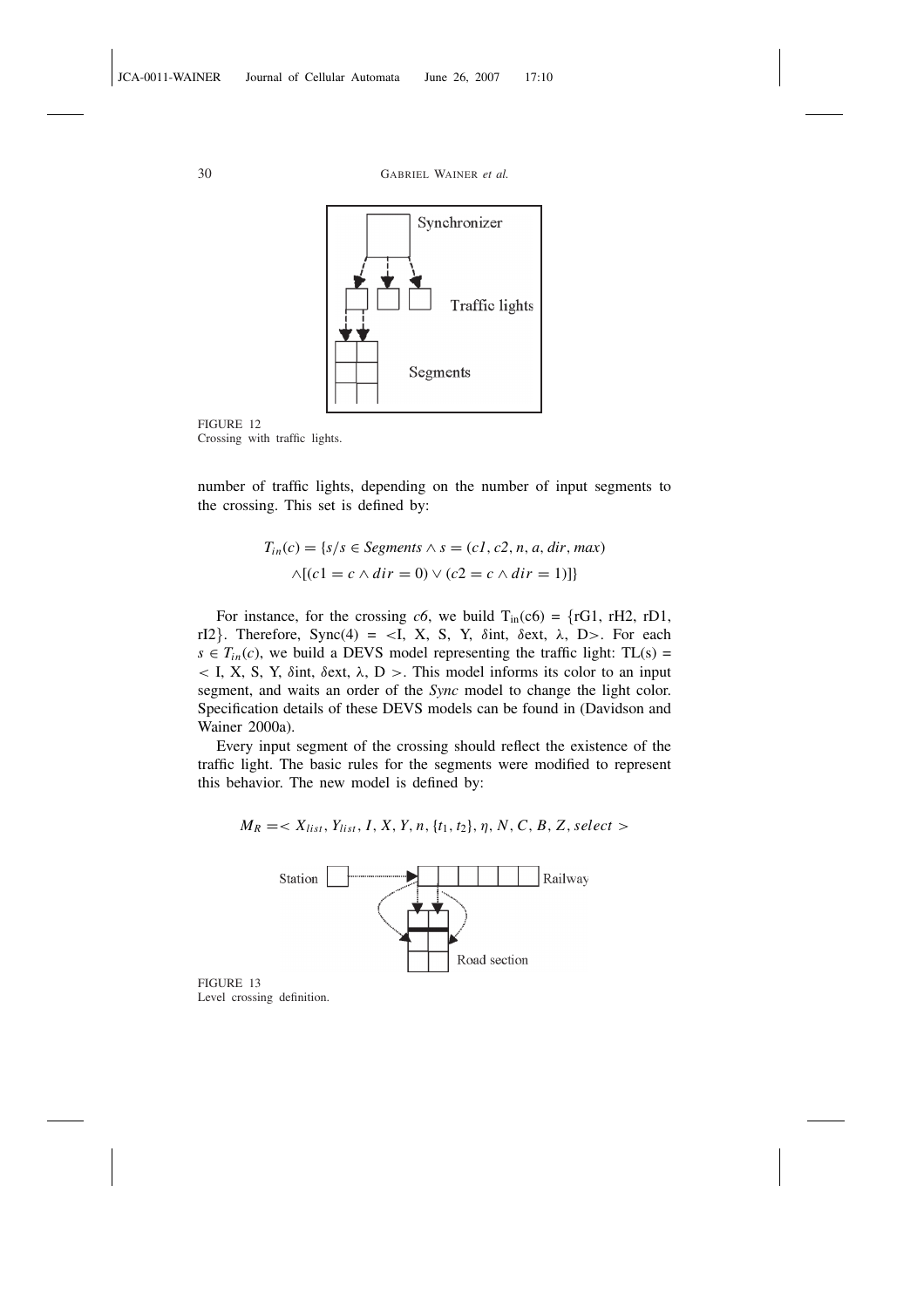FIGURE 12
Crossing with traffic lights.

number of traffic lights, depending on the number of input segments to the crossing. This set is defined by:

$$T_{in}(c) = \{s/s \in Segments \wedge s = (c1, c2, n, a, dir, max) \wedge [(c1 = c \wedge dir = 0) \vee (c2 = c \wedge dir = 1)]\}$$

For instance, for the crossing *c6*, we build $T_{in}(c6)$ = {rG1, rH2, rD1, rI2}. Therefore, Sync(4) = <I, X, S, Y, $\delta$int, $\delta$ext, $\lambda$, D>. For each $s \in T_{in}(c)$, we build a DEVS model representing the traffic light: TL(s) = < I, X, S, Y, $\delta$int, $\delta$ext, $\lambda$, D >. This model informs its color to an input segment, and waits an order of the *Sync* model to change the light color. Specification details of these DEVS models can be found in (Davidson and Wainer 2000a).

Every input segment of the crossing should reflect the existence of the traffic light. The basic rules for the segments were modified to represent this behavior. The new model is defined by:

$$M_R = < X_{list}, Y_{list}, I, X, Y, n, \{t_1, t_2\}, \eta, N, C, B, Z, select >$$

FIGURE 13
Level crossing definition.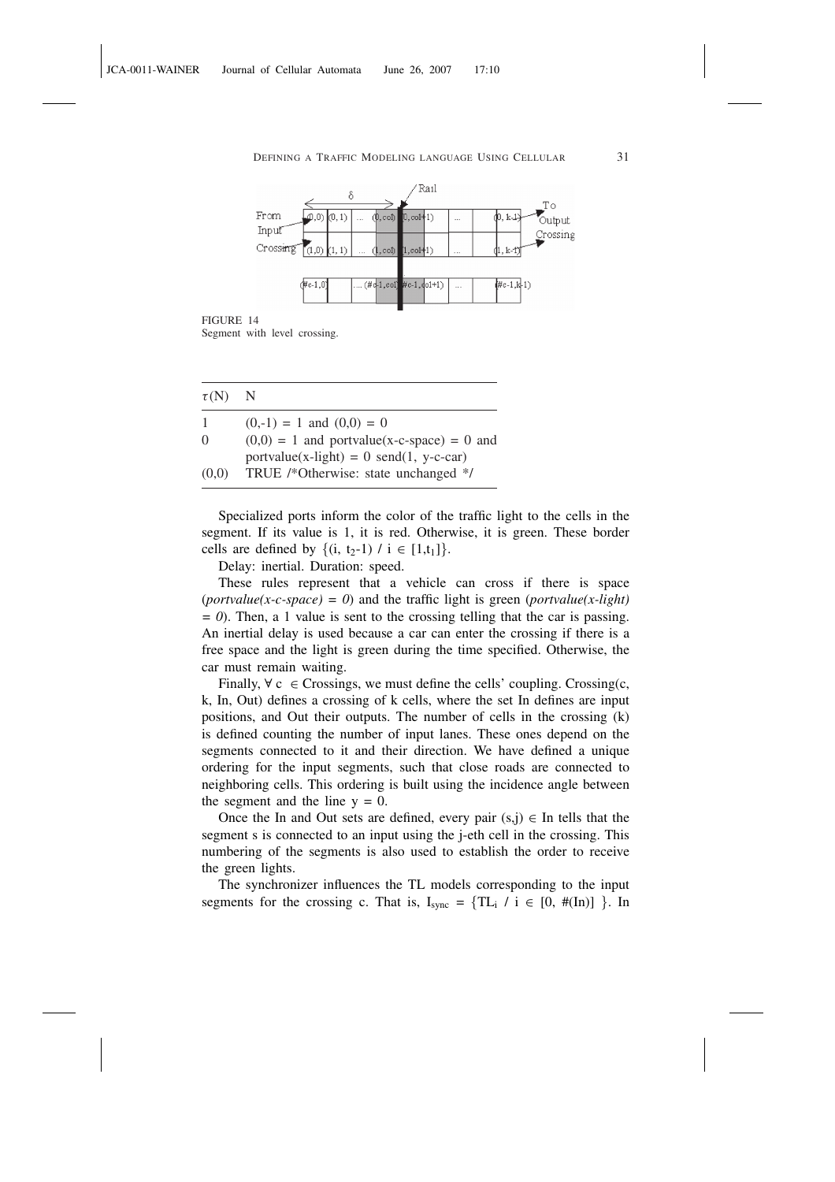FIGURE 14
Segment with level crossing.

| $\tau$(N) | N |
|---|---|
| 1 | (0,-1) = 1 and (0,0) = 0 |
| 0 | (0,0) = 1 and portvalue(x-c-space) = 0 and portvalue(x-light) = 0 send(1, y-c-car) |
| (0,0) | TRUE /*Otherwise: state unchanged */ |

Specialized ports inform the color of the traffic light to the cells in the segment. If its value is 1, it is red. Otherwise, it is green. These border cells are defined by $\{(i, t_2\text{-}1) \ / \ i \in [1,t_1]\}$.

Delay: inertial. Duration: speed.

These rules represent that a vehicle can cross if there is space (*portvalue(x-c-space) = 0*) and the traffic light is green (*portvalue(x-light) = 0*). Then, a 1 value is sent to the crossing telling that the car is passing. An inertial delay is used because a car can enter the crossing if there is a free space and the light is green during the time specified. Otherwise, the car must remain waiting.

Finally, $\forall$ c $\in$ Crossings, we must define the cells' coupling. Crossing(c, k, In, Out) defines a crossing of k cells, where the set In defines are input positions, and Out their outputs. The number of cells in the crossing (k) is defined counting the number of input lanes. These ones depend on the segments connected to it and their direction. We have defined a unique ordering for the input segments, such that close roads are connected to neighboring cells. This ordering is built using the incidence angle between the segment and the line y = 0.

Once the In and Out sets are defined, every pair (s,j) $\in$ In tells that the segment s is connected to an input using the j-eth cell in the crossing. This numbering of the segments is also used to establish the order to receive the green lights.

The synchronizer influences the TL models corresponding to the input segments for the crossing c. That is, $I_{sync} = \{TL_i \ / \ i \in [0, \#(In)] \ \}$. In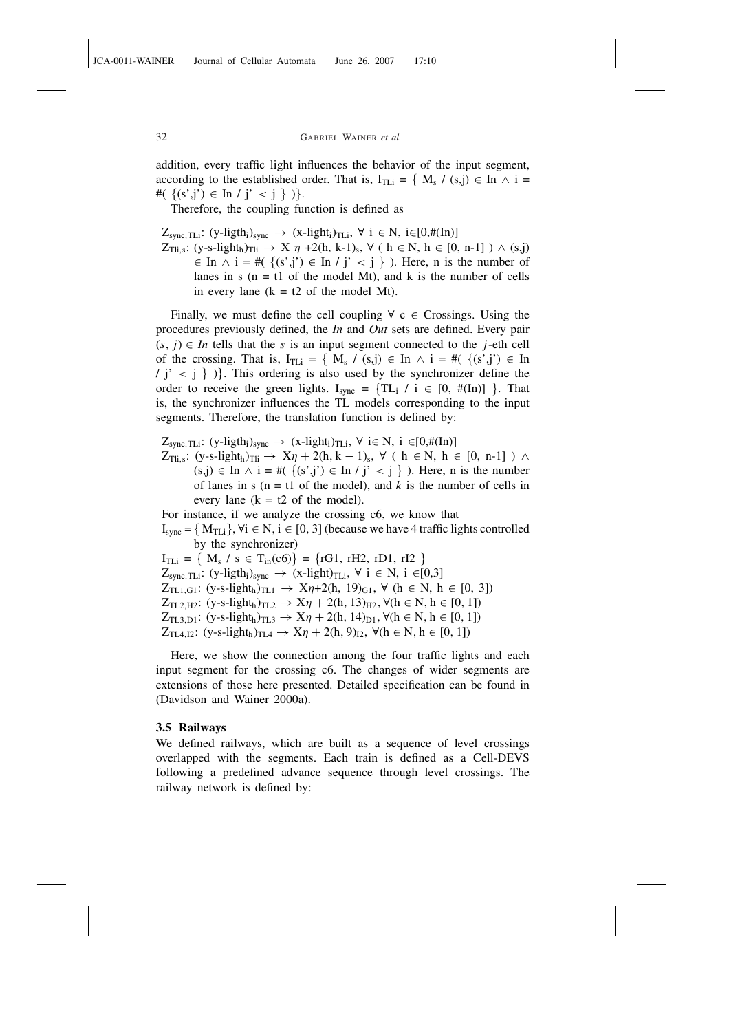addition, every traffic light influences the behavior of the input segment, according to the established order. That is, $I_{TLi} = \{ M_s \ / \ (s,j) \in In \wedge i = \#( \{(s',j') \in In \ / \ j' < j \} )\}$.

Therefore, the coupling function is defined as

$Z_{sync,TLi}$: $(\text{y-ligth}_i)_{sync} \rightarrow (\text{x-light}_i)_{TLi}$, $\forall\ i \in N,\ i \in [0,\#(In)]$

$Z_{Tli,s}$: $(\text{y-s-light}_h)_{Tli} \rightarrow X\ \eta + 2(h, k\text{-}1)_s$, $\forall$ ( $h \in N$, $h \in [0, n\text{-}1]$ ) $\wedge$ $(s,j) \in In \wedge i = \#( \{(s',j') \in In \ / \ j' < j \} )$. Here, n is the number of lanes in s (n = t1 of the model Mt), and k is the number of cells in every lane (k = t2 of the model Mt).

Finally, we must define the cell coupling $\forall\ c \in$ Crossings. Using the procedures previously defined, the *In* and *Out* sets are defined. Every pair $(s, j) \in In$ tells that the $s$ is an input segment connected to the $j$-eth cell of the crossing. That is, $I_{TLi} = \{ M_s \ / \ (s,j) \in In \wedge i = \#( \{(s',j') \in In \ / \ j' < j \} )\}$. This ordering is also used by the synchronizer define the order to receive the green lights. $I_{sync} = \{TL_i \ / \ i \in [0, \#(In)] \}$. That is, the synchronizer influences the TL models corresponding to the input segments. Therefore, the translation function is defined by:

$Z_{sync,TLi}$: $(\text{y-ligth}_i)_{sync} \rightarrow (\text{x-light}_i)_{TLi}$, $\forall\ i \in N,\ i \in [0,\#(In)]$

$Z_{Tli,s}$: $(\text{y-s-light}_h)_{Tli} \rightarrow X\eta + 2(h, k - 1)_s$, $\forall$ ( $h \in N$, $h \in [0, n\text{-}1]$ ) $\wedge$ $(s,j) \in In \wedge i = \#( \{(s',j') \in In \ / \ j' < j \} )$. Here, n is the number of lanes in s (n = t1 of the model), and $k$ is the number of cells in every lane (k = t2 of the model).

For instance, if we analyze the crossing c6, we know that

$I_{sync} = \{ M_{TLi} \}, \forall i \in N, i \in [0, 3]$ (because we have 4 traffic lights controlled by the synchronizer)

$I_{TLi} = \{ M_s \ / \ s \in T_{in}(c6)\} = \{rG1, rH2, rD1, rI2 \}$

$Z_{sync,TLi}$: $(\text{y-ligth}_i)_{sync} \rightarrow (\text{x-light})_{TLi}$, $\forall\ i \in N,\ i \in [0,3]$

$Z_{TL1,G1}$: $(\text{y-s-light}_h)_{TL1} \rightarrow X\eta + 2(h, 19)_{G1}$, $\forall$ ($h \in N$, $h \in [0, 3]$)

$Z_{TL2,H2}$: $(\text{y-s-light}_h)_{TL2} \rightarrow X\eta + 2(h, 13)_{H2}$, $\forall(h \in N, h \in [0, 1])$

$Z_{TL3,D1}$: $(\text{y-s-light}_h)_{TL3} \rightarrow X\eta + 2(h, 14)_{D1}$, $\forall(h \in N, h \in [0, 1])$

$Z_{TL4,I2}$: $(\text{y-s-light}_h)_{TL4} \rightarrow X\eta + 2(h, 9)_{I2}$, $\forall(h \in N, h \in [0, 1])$

Here, we show the connection among the four traffic lights and each input segment for the crossing c6. The changes of wider segments are extensions of those here presented. Detailed specification can be found in (Davidson and Wainer 2000a).

### 3.5 Railways

We defined railways, which are built as a sequence of level crossings overlapped with the segments. Each train is defined as a Cell-DEVS following a predefined advance sequence through level crossings. The railway network is defined by: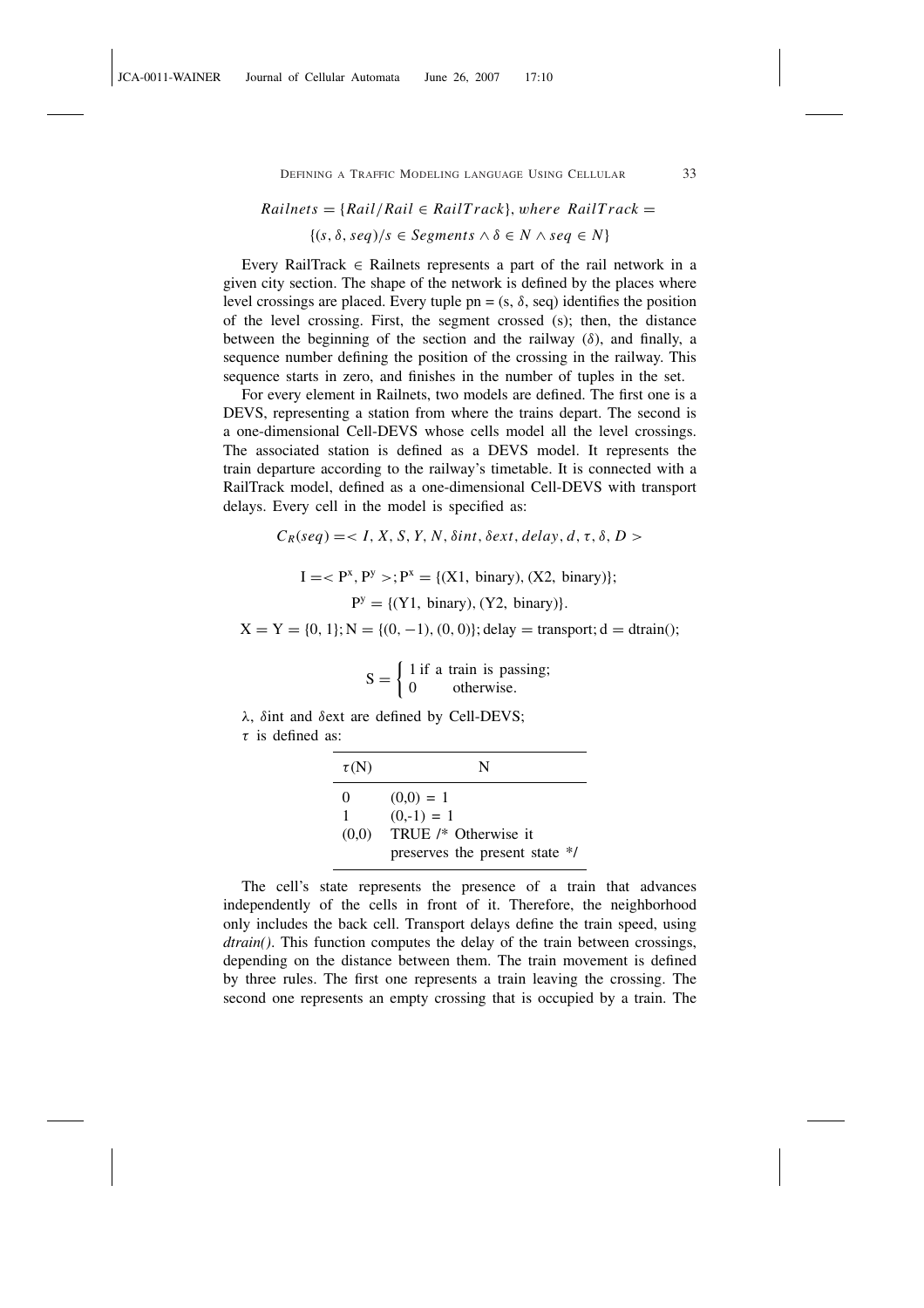$$Railnets = \{Rail / Rail \in RailTrack\}, \text{ where } RailTrack =$$

$$\{(s, \delta, seq) / s \in Segments \wedge \delta \in N \wedge seq \in N\}$$

Every RailTrack $\in$ Railnets represents a part of the rail network in a given city section. The shape of the network is defined by the places where level crossings are placed. Every tuple pn = (s, $\delta$, seq) identifies the position of the level crossing. First, the segment crossed (s); then, the distance between the beginning of the section and the railway ($\delta$), and finally, a sequence number defining the position of the crossing in the railway. This sequence starts in zero, and finishes in the number of tuples in the set.

For every element in Railnets, two models are defined. The first one is a DEVS, representing a station from where the trains depart. The second is a one-dimensional Cell-DEVS whose cells model all the level crossings. The associated station is defined as a DEVS model. It represents the train departure according to the railway's timetable. It is connected with a RailTrack model, defined as a one-dimensional Cell-DEVS with transport delays. Every cell in the model is specified as:

$$C_R(seq) = < I, X, S, Y, N, \delta int, \delta ext, delay, d, \tau, \delta, D >$$

$$I = < P^x, P^y >; P^x = \{(X1, \text{binary}), (X2, \text{binary})\};$$

$$P^y = \{(Y1, \text{binary}), (Y2, \text{binary})\}.$$

$$X = Y = \{0, 1\}; N = \{(0, -1), (0, 0)\}; \text{delay} = \text{transport}; d = \text{dtrain}();$$

$$S = \begin{cases} 1 \text{ if a train is passing;} \\ 0 \quad \text{otherwise.} \end{cases}$$

$\lambda$, $\delta$int and $\delta$ext are defined by Cell-DEVS;

$\tau$ is defined as:

| $\tau$(N) | N |
|---|---|
| 0 | (0,0) = 1 |
| 1 | (0,-1) = 1 |
| (0,0) | TRUE /* Otherwise it preserves the present state */ |

The cell's state represents the presence of a train that advances independently of the cells in front of it. Therefore, the neighborhood only includes the back cell. Transport delays define the train speed, using *dtrain()*. This function computes the delay of the train between crossings, depending on the distance between them. The train movement is defined by three rules. The first one represents a train leaving the crossing. The second one represents an empty crossing that is occupied by a train. The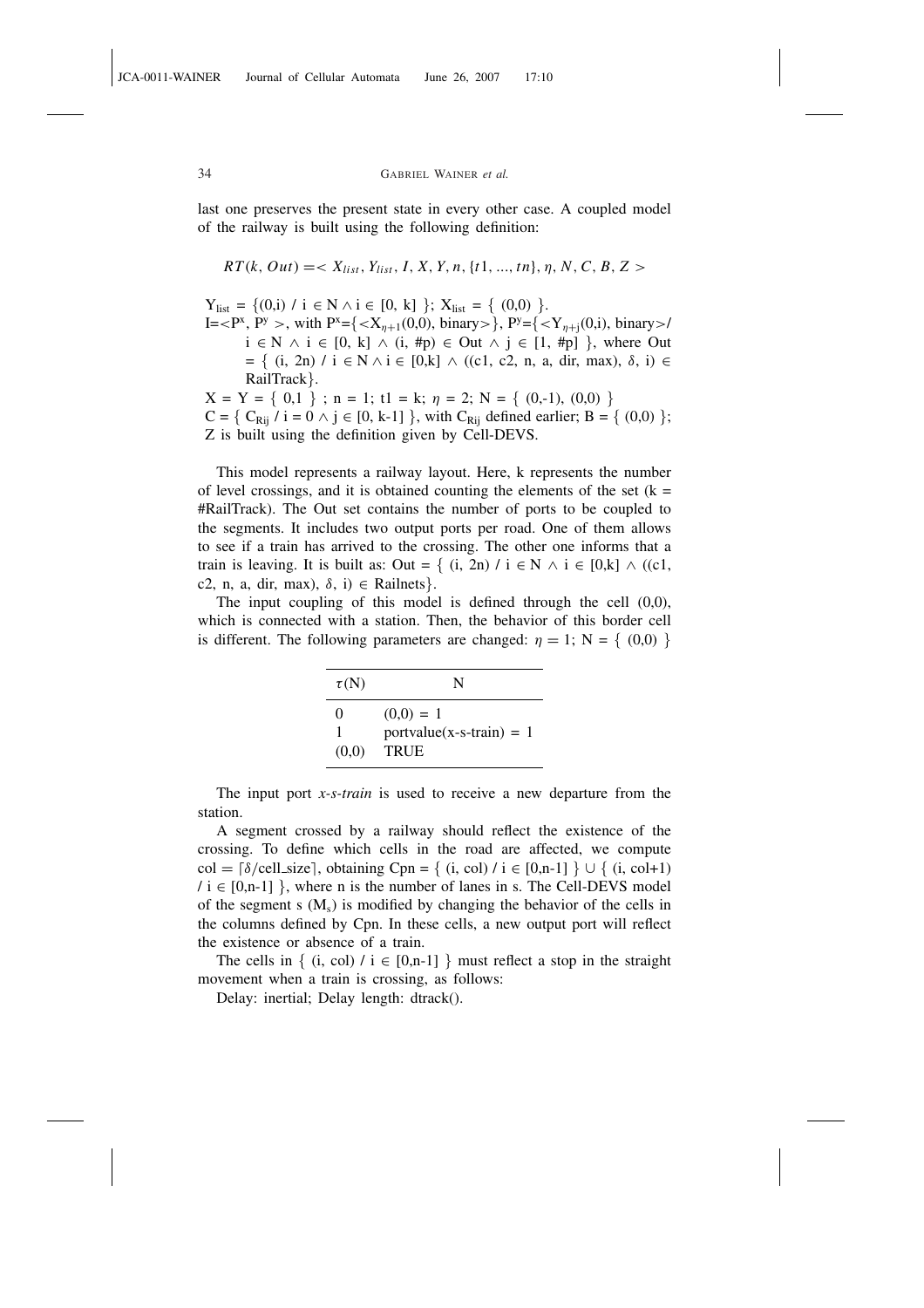last one preserves the present state in every other case. A coupled model of the railway is built using the following definition:

$$RT(k, Out) = < X_{list}, Y_{list}, I, X, Y, n, \{t1, ..., tn\}, \eta, N, C, B, Z >$$

$Y_{list} = \{(0,i) \ / \ i \in N \wedge i \in [0, k] \}$; $X_{list} = \{ (0,0) \}$.

$I = <P^x, P^y>$, with $P^x = \{<X_{\eta+1}(0,0), \text{binary}>\}$, $P^y = \{<Y_{\eta+j}(0,i), \text{binary}> / \ i \in N \wedge i \in [0, k] \wedge (i, \#p) \in Out \wedge j \in [1, \#p] \}$, where Out $= \{ (i, 2n) \ / \ i \in N \wedge i \in [0,k] \wedge ((c1, c2, n, a, dir, max), \delta, i) \in \text{RailTrack}\}$.

$X = Y = \{ 0,1 \}$ ; $n = 1$; $t1 = k$; $\eta = 2$; $N = \{ (0,-1), (0,0) \}$

$C = \{ C_{Rij} \ / \ i = 0 \wedge j \in [0, k-1] \}$, with $C_{Rij}$ defined earlier; $B = \{ (0,0) \}$;

Z is built using the definition given by Cell-DEVS.

This model represents a railway layout. Here, k represents the number of level crossings, and it is obtained counting the elements of the set (k = #RailTrack). The Out set contains the number of ports to be coupled to the segments. It includes two output ports per road. One of them allows to see if a train has arrived to the crossing. The other one informs that a train is leaving. It is built as: Out $= \{ (i, 2n) \ / \ i \in N \wedge i \in [0,k] \wedge ((c1, c2, n, a, dir, max), \delta, i) \in \text{Railnets}\}$.

The input coupling of this model is defined through the cell (0,0), which is connected with a station. Then, the behavior of this border cell is different. The following parameters are changed: $\eta = 1$; $N = \{ (0,0) \}$

| $\tau$(N) | N |
|---|---|
| 0 | (0,0) = 1 |
| 1 | portvalue(x-s-train) = 1 |
| (0,0) | TRUE |

The input port *x-s-train* is used to receive a new departure from the station.

A segment crossed by a railway should reflect the existence of the crossing. To define which cells in the road are affected, we compute $col = \lceil \delta / cell\_size \rceil$, obtaining $Cpn = \{ (i, col) \ / \ i \in [0,n-1] \} \cup \{ (i, col+1) \ / \ i \in [0,n-1] \}$, where n is the number of lanes in s. The Cell-DEVS model of the segment s ($M_s$) is modified by changing the behavior of the cells in the columns defined by Cpn. In these cells, a new output port will reflect the existence or absence of a train.

The cells in $\{ (i, col) \ / \ i \in [0,n-1] \}$ must reflect a stop in the straight movement when a train is crossing, as follows:

Delay: inertial; Delay length: dtrack().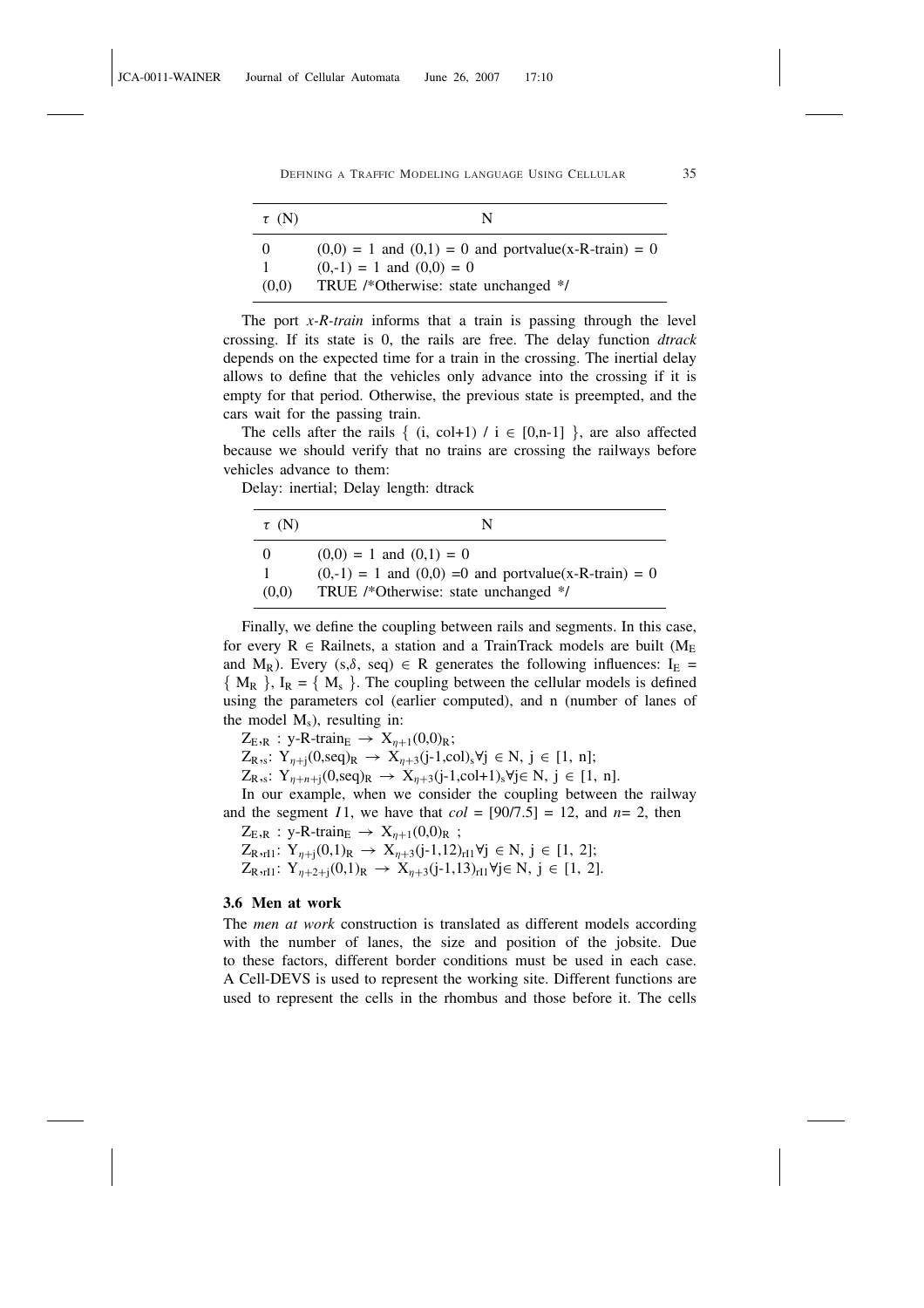| τ (N) | N |
|---|---|
| 0 | (0,0) = 1 and (0,1) = 0 and portvalue(x-R-train) = 0 |
| 1 | (0,-1) = 1 and (0,0) = 0 |
| (0,0) | TRUE /*Otherwise: state unchanged */ |

The port *x-R-train* informs that a train is passing through the level crossing. If its state is 0, the rails are free. The delay function *dtrack* depends on the expected time for a train in the crossing. The inertial delay allows to define that the vehicles only advance into the crossing if it is empty for that period. Otherwise, the previous state is preempted, and the cars wait for the passing train.

The cells after the rails { (i, col+1) / i ∈ [0,n-1] }, are also affected because we should verify that no trains are crossing the railways before vehicles advance to them:

Delay: inertial; Delay length: dtrack

| τ (N) | N |
|---|---|
| 0 | (0,0) = 1 and (0,1) = 0 |
| 1 | (0,-1) = 1 and (0,0) =0 and portvalue(x-R-train) = 0 |
| (0,0) | TRUE /*Otherwise: state unchanged */ |

Finally, we define the coupling between rails and segments. In this case, for every R ∈ Railnets, a station and a TrainTrack models are built ($M_E$ and $M_R$). Every (s,δ, seq) ∈ R generates the following influences: $I_E$ = { $M_R$ }, $I_R$ = { $M_s$ }. The coupling between the cellular models is defined using the parameters col (earlier computed), and n (number of lanes of the model $M_s$), resulting in:

$Z_{E,R}$ : y-R-train$_E$ → $X_{\eta+1}(0,0)_R$;

$Z_{R,s}$: $Y_{\eta+j}(0,seq)_R$ → $X_{\eta+3}(j\text{-}1,col)_s$ ∀j ∈ N, j ∈ [1, n];

$Z_{R,s}$: $Y_{\eta+n+j}(0,seq)_R$ → $X_{\eta+3}(j\text{-}1,col+1)_s$ ∀j∈ N, j ∈ [1, n].

In our example, when we consider the coupling between the railway and the segment *I*1, we have that *col* = [90/7.5] = 12, and *n*= 2, then

$Z_{E,R}$ : y-R-train$_E$ → $X_{\eta+1}(0,0)_R$ ;

$Z_{R,rI1}$: $Y_{\eta+j}(0,1)_R$ → $X_{\eta+3}(j\text{-}1,12)_{rI1}$ ∀j ∈ N, j ∈ [1, 2];

$Z_{R,rI1}$: $Y_{\eta+2+j}(0,1)_R$ → $X_{\eta+3}(j\text{-}1,13)_{rI1}$ ∀j∈ N, j ∈ [1, 2].

### 3.6 Men at work

The *men at work* construction is translated as different models according with the number of lanes, the size and position of the jobsite. Due to these factors, different border conditions must be used in each case. A Cell-DEVS is used to represent the working site. Different functions are used to represent the cells in the rhombus and those before it. The cells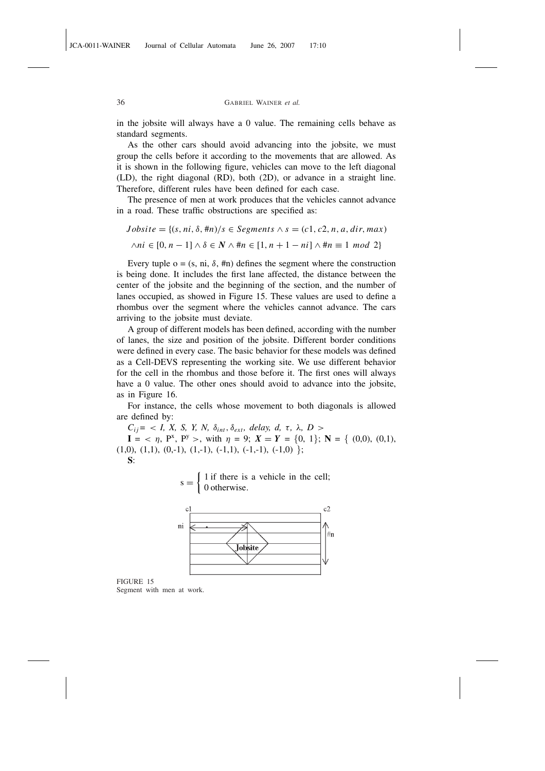in the jobsite will always have a 0 value. The remaining cells behave as standard segments.

As the other cars should avoid advancing into the jobsite, we must group the cells before it according to the movements that are allowed. As it is shown in the following figure, vehicles can move to the left diagonal (LD), the right diagonal (RD), both (2D), or advance in a straight line. Therefore, different rules have been defined for each case.

The presence of men at work produces that the vehicles cannot advance in a road. These traffic obstructions are specified as:

$$Jobsite = \{(s, ni, \delta, \#n)/s \in Segments \wedge s = (c1, c2, n, a, dir, max)$$
$$\wedge ni \in [0, n-1] \wedge \delta \in \boldsymbol{N} \wedge \#n \in [1, n+1-ni] \wedge \#n \equiv 1 \ mod\ 2\}$$

Every tuple o = (s, ni, $\delta$, #n) defines the segment where the construction is being done. It includes the first lane affected, the distance between the center of the jobsite and the beginning of the section, and the number of lanes occupied, as showed in Figure 15. These values are used to define a rhombus over the segment where the vehicles cannot advance. The cars arriving to the jobsite must deviate.

A group of different models has been defined, according with the number of lanes, the size and position of the jobsite. Different border conditions were defined in every case. The basic behavior for these models was defined as a Cell-DEVS representing the working site. We use different behavior for the cell in the rhombus and those before it. The first ones will always have a 0 value. The other ones should avoid to advance into the jobsite, as in Figure 16.

For instance, the cells whose movement to both diagonals is allowed are defined by:

$C_{ij} = < I, X, S, Y, N, \delta_{int}, \delta_{ext}, delay, d, \tau, \lambda, D >$

**I** = $< \eta, P^x, P^y >$, with $\eta = 9$; $X = Y = \{0, 1\}$; **N** = { (0,0), (0,1), (1,0), (1,1), (0,-1), (1,-1), (-1,1), (-1,-1), (-1,0) };

**S**:

$$s = \begin{cases} 1 \text{ if there is a vehicle in the cell;} \\ 0 \text{ otherwise.} \end{cases}$$

FIGURE 15
Segment with men at work.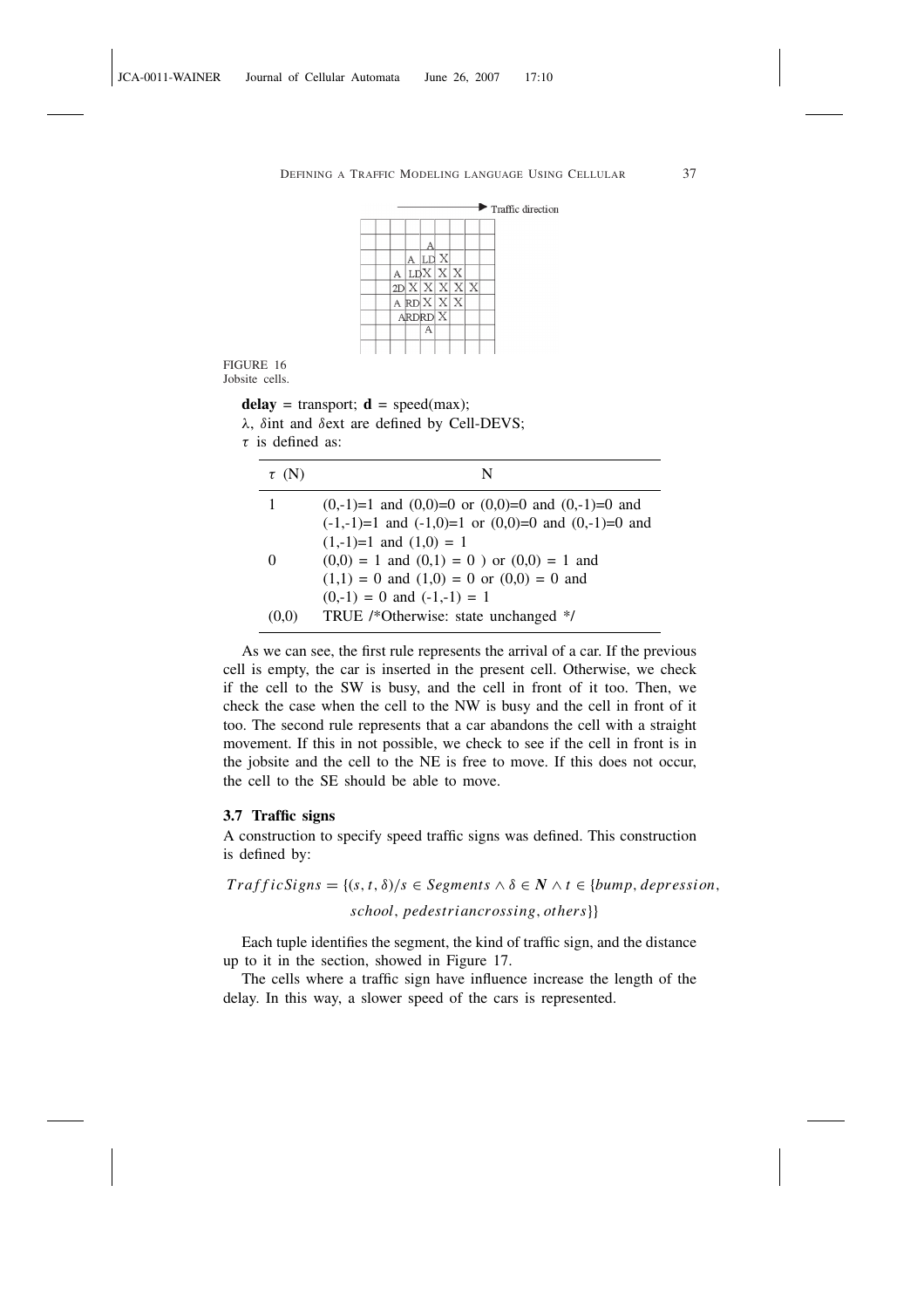FIGURE 16
Jobsite cells.

**delay** = transport; **d** = speed(max);

$\lambda$, $\delta$int and $\delta$ext are defined by Cell-DEVS;

$\tau$ is defined as:

| $\tau$ (N) | N |
|---|---|
| 1 | (0,-1)=1 and (0,0)=0 or (0,0)=0 and (0,-1)=0 and (-1,-1)=1 and (-1,0)=1 or (0,0)=0 and (0,-1)=0 and (1,-1)=1 and (1,0) = 1 |
| 0 | (0,0) = 1 and (0,1) = 0 ) or (0,0) = 1 and (1,1) = 0 and (1,0) = 0 or (0,0) = 0 and (0,-1) = 0 and (-1,-1) = 1 |
| (0,0) | TRUE /*Otherwise: state unchanged */ |

As we can see, the first rule represents the arrival of a car. If the previous cell is empty, the car is inserted in the present cell. Otherwise, we check if the cell to the SW is busy, and the cell in front of it too. Then, we check the case when the cell to the NW is busy and the cell in front of it too. The second rule represents that a car abandons the cell with a straight movement. If this in not possible, we check to see if the cell in front is in the jobsite and the cell to the NE is free to move. If this does not occur, the cell to the SE should be able to move.

### 3.7 Traffic signs

A construction to specify speed traffic signs was defined. This construction is defined by:

$$TrafficSigns = \{(s, t, \delta)/s \in Segments \wedge \delta \in \boldsymbol{N} \wedge t \in \{bump, depression, school, pedestriancrossing, others\}\}$$

Each tuple identifies the segment, the kind of traffic sign, and the distance up to it in the section, showed in Figure 17.

The cells where a traffic sign have influence increase the length of the delay. In this way, a slower speed of the cars is represented.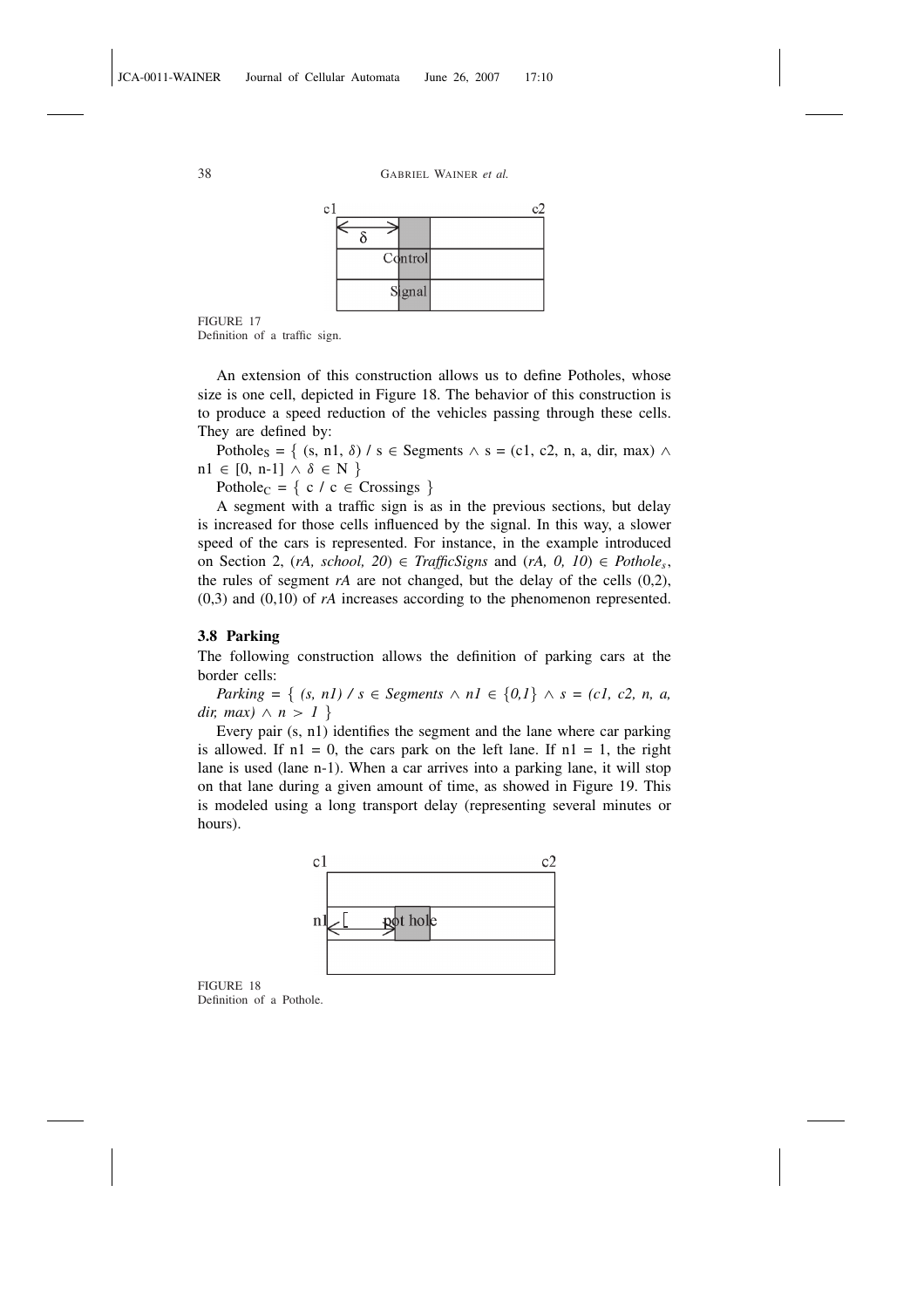FIGURE 17
Definition of a traffic sign.

An extension of this construction allows us to define Potholes, whose size is one cell, depicted in Figure 18. The behavior of this construction is to produce a speed reduction of the vehicles passing through these cells. They are defined by:

$\text{Pothole}_S = \{ (s, n1, \delta) \,/\, s \in \text{Segments} \wedge s = (c1, c2, n, a, dir, max) \wedge n1 \in [0, n\text{-}1] \wedge \delta \in \mathbb{N} \}$

$\text{Pothole}_C = \{ c \,/\, c \in \text{Crossings} \}$

A segment with a traffic sign is as in the previous sections, but delay is increased for those cells influenced by the signal. In this way, a slower speed of the cars is represented. For instance, in the example introduced on Section 2, (*rA, school, 20*) ∈ *TrafficSigns* and (*rA, 0, 10*) ∈ $Pothole_s$, the rules of segment *rA* are not changed, but the delay of the cells (0,2), (0,3) and (0,10) of *rA* increases according to the phenomenon represented.

### 3.8 Parking

The following construction allows the definition of parking cars at the border cells:

$Parking = \{ (s, n1) \,/\, s \in Segments \wedge n1 \in \{0,1\} \wedge s = (c1, c2, n, a, dir, max) \wedge n > 1 \}$

Every pair (s, n1) identifies the segment and the lane where car parking is allowed. If n1 = 0, the cars park on the left lane. If n1 = 1, the right lane is used (lane n-1). When a car arrives into a parking lane, it will stop on that lane during a given amount of time, as showed in Figure 19. This is modeled using a long transport delay (representing several minutes or hours).

FIGURE 18
Definition of a Pothole.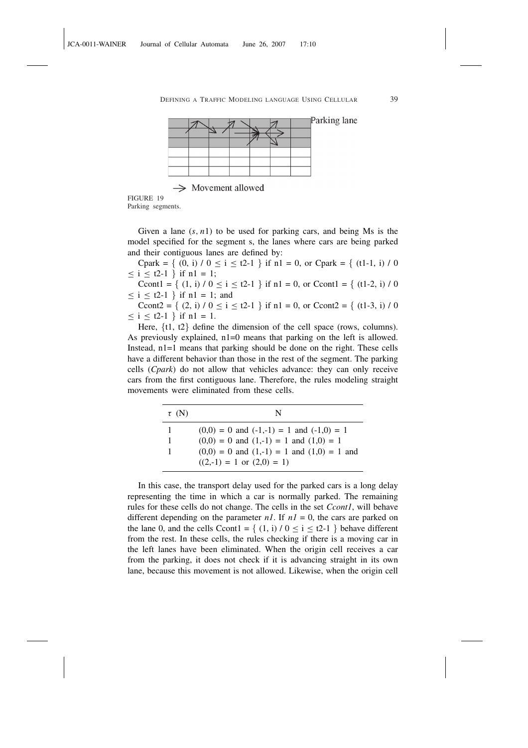Parking lane

→ Movement allowed

FIGURE 19
Parking segments.

Given a lane $(s, n1)$ to be used for parking cars, and being Ms is the model specified for the segment s, the lanes where cars are being parked and their contiguous lanes are defined by:

Cpark = $\{ (0, i) / 0 \leq i \leq t2\text{-}1 \}$ if n1 = 0, or Cpark = $\{ (t1\text{-}1, i) / 0 \leq i \leq t2\text{-}1 \}$ if n1 = 1;

Ccont1 = $\{ (1, i) / 0 \leq i \leq t2\text{-}1 \}$ if n1 = 0, or Ccont1 = $\{ (t1\text{-}2, i) / 0 \leq i \leq t2\text{-}1 \}$ if n1 = 1; and

Ccont2 = $\{ (2, i) / 0 \leq i \leq t2\text{-}1 \}$ if n1 = 0, or Ccont2 = $\{ (t1\text{-}3, i) / 0 \leq i \leq t2\text{-}1 \}$ if n1 = 1.

Here, {t1, t2} define the dimension of the cell space (rows, columns). As previously explained, n1=0 means that parking on the left is allowed. Instead, n1=1 means that parking should be done on the right. These cells have a different behavior than those in the rest of the segment. The parking cells (*Cpark*) do not allow that vehicles advance: they can only receive cars from the first contiguous lane. Therefore, the rules modeling straight movements were eliminated from these cells.

| $\tau$ (N) | N |
|---|---|
| 1 | (0,0) = 0 and (-1,-1) = 1 and (-1,0) = 1 |
| 1 | (0,0) = 0 and (1,-1) = 1 and (1,0) = 1 |
| 1 | (0,0) = 0 and (1,-1) = 1 and (1,0) = 1 and ((2,-1) = 1 or (2,0) = 1) |

In this case, the transport delay used for the parked cars is a long delay representing the time in which a car is normally parked. The remaining rules for these cells do not change. The cells in the set *Ccont1*, will behave different depending on the parameter *n1*. If *n1* = 0, the cars are parked on the lane 0, and the cells Ccont1 = $\{ (1, i) / 0 \leq i \leq t2\text{-}1 \}$ behave different from the rest. In these cells, the rules checking if there is a moving car in the left lanes have been eliminated. When the origin cell receives a car from the parking, it does not check if it is advancing straight in its own lane, because this movement is not allowed. Likewise, when the origin cell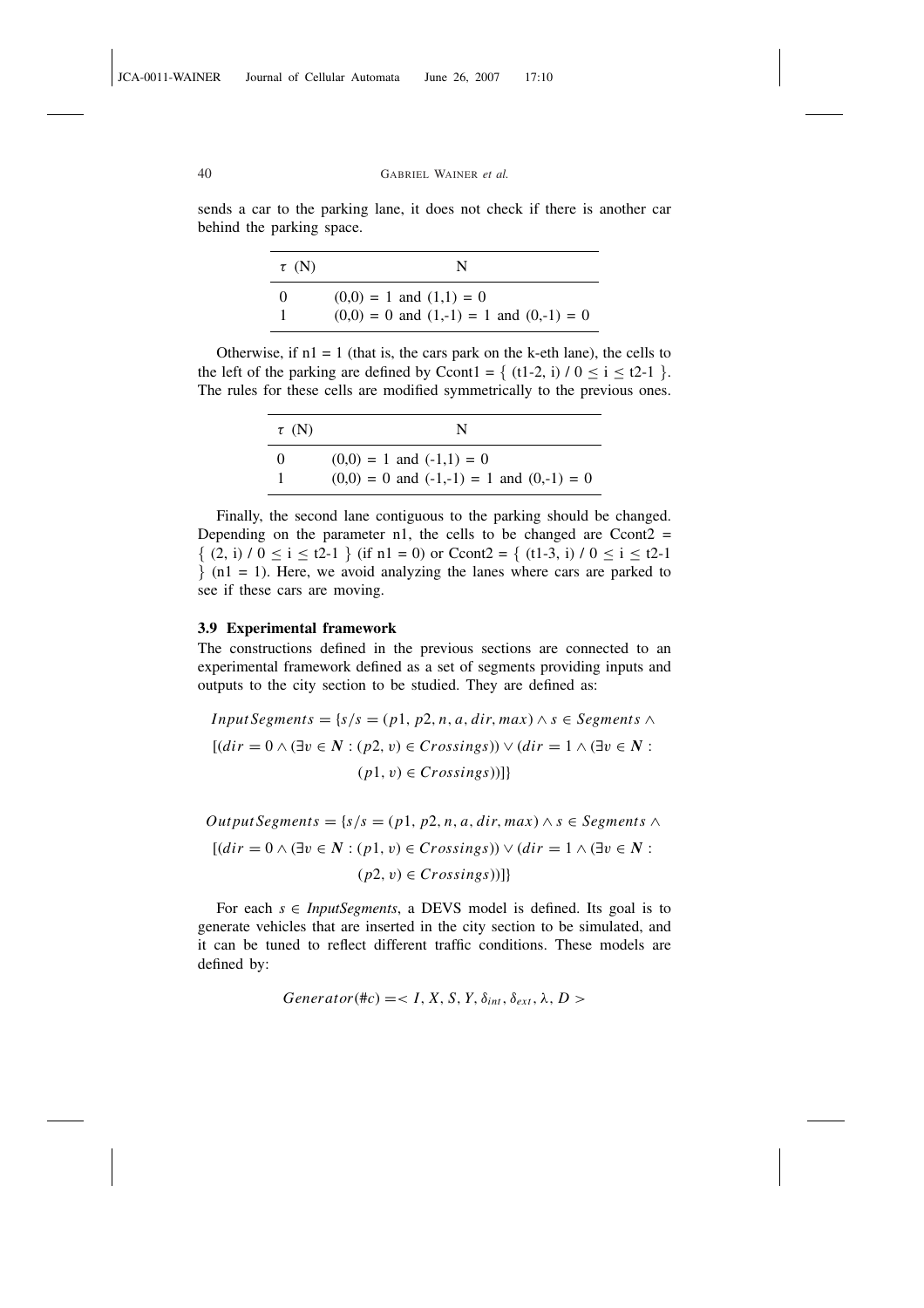sends a car to the parking lane, it does not check if there is another car behind the parking space.

| $\tau$ (N) | N |
|---|---|
| 0 | (0,0) = 1 and (1,1) = 0 |
| 1 | (0,0) = 0 and (1,-1) = 1 and (0,-1) = 0 |

Otherwise, if n1 = 1 (that is, the cars park on the k-eth lane), the cells to the left of the parking are defined by Ccont1 = { (t1-2, i) / 0 ≤ i ≤ t2-1 }. The rules for these cells are modified symmetrically to the previous ones.

| $\tau$ (N) | N |
|---|---|
| 0 | (0,0) = 1 and (-1,1) = 0 |
| 1 | (0,0) = 0 and (-1,-1) = 1 and (0,-1) = 0 |

Finally, the second lane contiguous to the parking should be changed. Depending on the parameter n1, the cells to be changed are Ccont2 = { (2, i) / 0 ≤ i ≤ t2-1 } (if n1 = 0) or Ccont2 = { (t1-3, i) / 0 ≤ i ≤ t2-1 } (n1 = 1). Here, we avoid analyzing the lanes where cars are parked to see if these cars are moving.

### 3.9 Experimental framework

The constructions defined in the previous sections are connected to an experimental framework defined as a set of segments providing inputs and outputs to the city section to be studied. They are defined as:

$$InputSegments = \{s/s = (p1, p2, n, a, dir, max) \wedge s \in Segments \wedge [(dir = 0 \wedge (\exists v \in \boldsymbol{N} : (p2, v) \in Crossings)) \vee (dir = 1 \wedge (\exists v \in \boldsymbol{N} : (p1, v) \in Crossings))]\}$$

$$OutputSegments = \{s/s = (p1, p2, n, a, dir, max) \wedge s \in Segments \wedge [(dir = 0 \wedge (\exists v \in \boldsymbol{N} : (p1, v) \in Crossings)) \vee (dir = 1 \wedge (\exists v \in \boldsymbol{N} : (p2, v) \in Crossings))]\}$$

For each $s \in$ *InputSegments*, a DEVS model is defined. Its goal is to generate vehicles that are inserted in the city section to be simulated, and it can be tuned to reflect different traffic conditions. These models are defined by:

$$Generator(\#c) = < I, X, S, Y, \delta_{int}, \delta_{ext}, \lambda, D >$$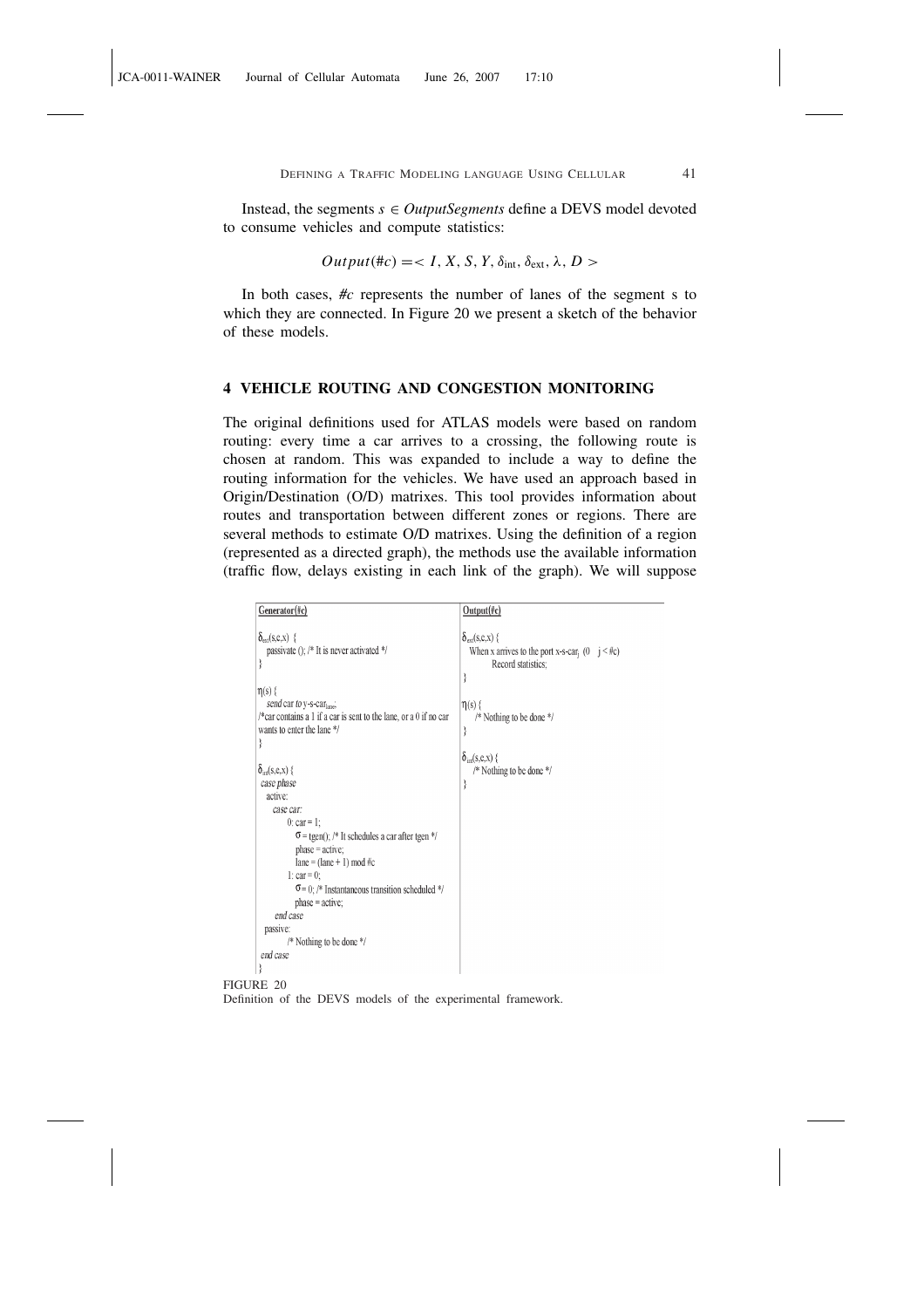Instead, the segments $s \in OutputSegments$ define a DEVS model devoted to consume vehicles and compute statistics:

$$Output(\#c) = < I, X, S, Y, \delta_{int}, \delta_{ext}, \lambda, D >$$

In both cases, *#c* represents the number of lanes of the segment s to which they are connected. In Figure 20 we present a sketch of the behavior of these models.

## 4 VEHICLE ROUTING AND CONGESTION MONITORING

The original definitions used for ATLAS models were based on random routing: every time a car arrives to a crossing, the following route is chosen at random. This was expanded to include a way to define the routing information for the vehicles. We have used an approach based in Origin/Destination (O/D) matrixes. This tool provides information about routes and transportation between different zones or regions. There are several methods to estimate O/D matrixes. Using the definition of a region (represented as a directed graph), the methods use the available information (traffic flow, delays existing in each link of the graph). We will suppose

| Generator(#c) | Output(#c) |
|---|---|
| $\delta_{ext}(s,e,x)$ { <br> passivate (); /* It is never activated */ <br> } <br><br> $\eta(s)$ { <br> *send* car *to* y-s-car$_{lane}$; <br> /*car contains a 1 if a car is sent to the lane, or a 0 if no car wants to enter the lane */ <br> } <br><br> $\delta_{int}(s,e,x)$ { <br> *case phase* <br> active: <br> *case car:* <br> 0: car = 1; <br> $\sigma$ = tgen(); /* It schedules a car after tgen */ <br> phase = active; <br> lane = (lane + 1) mod #c <br> 1: car = 0; <br> $\sigma$ = 0; /* Instantaneous transition scheduled */ <br> phase = active; <br> *end* case <br> passive: <br> /* Nothing to be done */ <br> *end case* <br> } | $\delta_{ext}(s,e,x)$ { <br> When x arrives to the port x-s-car$_j$ ($0 \leq j < \#c$) <br> Record statistics; <br> } <br><br> $\eta(s)$ { <br> /* Nothing to be done */ <br> } <br><br> $\delta_{int}(s,e,x)$ { <br> /* Nothing to be done */ <br> } |

FIGURE 20
Definition of the DEVS models of the experimental framework.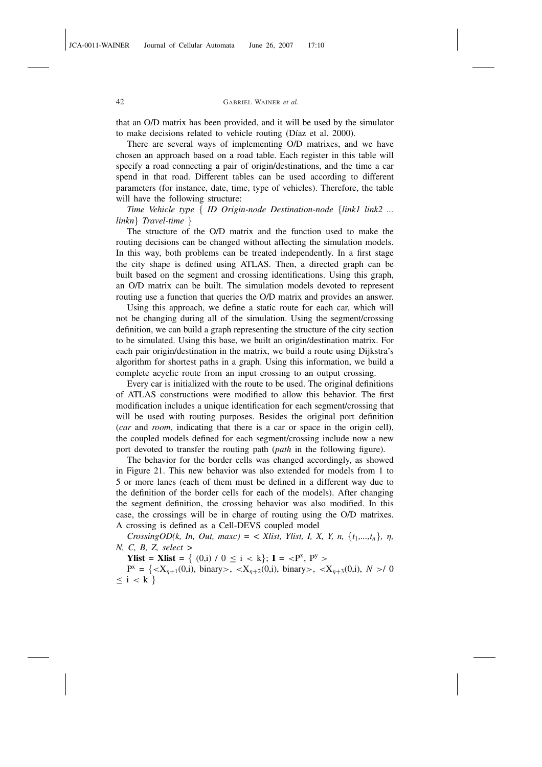that an O/D matrix has been provided, and it will be used by the simulator to make decisions related to vehicle routing (Díaz et al. 2000).

There are several ways of implementing O/D matrixes, and we have chosen an approach based on a road table. Each register in this table will specify a road connecting a pair of origin/destinations, and the time a car spend in that road. Different tables can be used according to different parameters (for instance, date, time, type of vehicles). Therefore, the table will have the following structure:

*Time Vehicle type* { *ID Origin-node Destination-node* {*link1 link2 ... linkn*} *Travel-time* }

The structure of the O/D matrix and the function used to make the routing decisions can be changed without affecting the simulation models. In this way, both problems can be treated independently. In a first stage the city shape is defined using ATLAS. Then, a directed graph can be built based on the segment and crossing identifications. Using this graph, an O/D matrix can be built. The simulation models devoted to represent routing use a function that queries the O/D matrix and provides an answer.

Using this approach, we define a static route for each car, which will not be changing during all of the simulation. Using the segment/crossing definition, we can build a graph representing the structure of the city section to be simulated. Using this base, we built an origin/destination matrix. For each pair origin/destination in the matrix, we build a route using Dijkstra's algorithm for shortest paths in a graph. Using this information, we build a complete acyclic route from an input crossing to an output crossing.

Every car is initialized with the route to be used. The original definitions of ATLAS constructions were modified to allow this behavior. The first modification includes a unique identification for each segment/crossing that will be used with routing purposes. Besides the original port definition (*car* and *room*, indicating that there is a car or space in the origin cell), the coupled models defined for each segment/crossing include now a new port devoted to transfer the routing path (*path* in the following figure).

The behavior for the border cells was changed accordingly, as showed in Figure 21. This new behavior was also extended for models from 1 to 5 or more lanes (each of them must be defined in a different way due to the definition of the border cells for each of the models). After changing the segment definition, the crossing behavior was also modified. In this case, the crossings will be in charge of routing using the O/D matrixes. A crossing is defined as a Cell-DEVS coupled model

$CrossingOD(k, In, Out, maxc) = < Xlist, Ylist, I, X, Y, n, \{t_1,...,t_n\}, \eta, N, C, B, Z, select >$

$\mathbf{Ylist} = \mathbf{Xlist} = \{ (0,i) \;/\; 0 \le i < k\}$; $\mathbf{I} = <P^x, P^y>$

$P^x = \{<X_{\eta+1}(0,i), \text{binary}>, <X_{\eta+2}(0,i), \text{binary}>, <X_{\eta+3}(0,i), N> / \; 0 \le i < k \}$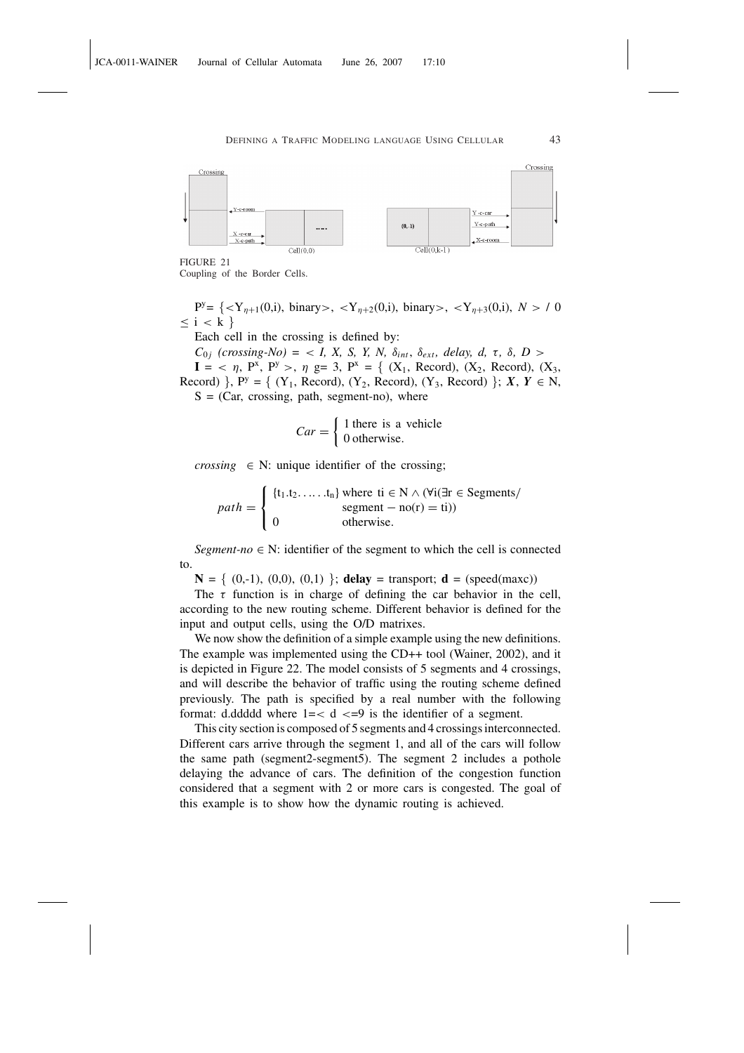FIGURE 21
Coupling of the Border Cells.

$P^y = \{<Y_{\eta+1}(0,i), \text{binary}>, <Y_{\eta+2}(0,i), \text{binary}>, <Y_{\eta+3}(0,i), N> / 0 \leq i < k\}$

Each cell in the crossing is defined by:

$C_{0j}$ *(crossing-No)* $= < I, X, S, Y, N, \delta_{int}, \delta_{ext}, delay, d, \tau, \delta, D >$

$\mathbf{I} = < \eta, P^x, P^y >$, $\eta$ g= 3, $P^x = \{ (X_1, \text{Record}), (X_2, \text{Record}), (X_3, \text{Record}) \}$, $P^y = \{ (Y_1, \text{Record}), (Y_2, \text{Record}), (Y_3, \text{Record}) \}$; $\boldsymbol{X}, \boldsymbol{Y} \in \mathrm{N}$,

S = (Car, crossing, path, segment-no), where

$$Car = \begin{cases} 1 \text{ there is a vehicle} \\ 0 \text{ otherwise.} \end{cases}$$

*crossing* $\in$ N: unique identifier of the crossing;

$$path = \begin{cases} \{t_1.t_2.\ldots.t_n\} \text{ where } ti \in \mathrm{N} \wedge (\forall i(\exists r \in \text{Segments}/ \\ \qquad\qquad \text{segment} - \text{no}(r) = ti)) \\ 0 \qquad\qquad \text{otherwise.} \end{cases}$$

*Segment-no* $\in$ N: identifier of the segment to which the cell is connected to.

**N** = { (0,-1), (0,0), (0,1) }; **delay** = transport; **d** = (speed(maxc))

The $\tau$ function is in charge of defining the car behavior in the cell, according to the new routing scheme. Different behavior is defined for the input and output cells, using the O/D matrixes.

We now show the definition of a simple example using the new definitions. The example was implemented using the CD++ tool (Wainer, 2002), and it is depicted in Figure 22. The model consists of 5 segments and 4 crossings, and will describe the behavior of traffic using the routing scheme defined previously. The path is specified by a real number with the following format: d.ddddd where 1=< d <=9 is the identifier of a segment.

This city section is composed of 5 segments and 4 crossings interconnected. Different cars arrive through the segment 1, and all of the cars will follow the same path (segment2-segment5). The segment 2 includes a pothole delaying the advance of cars. The definition of the congestion function considered that a segment with 2 or more cars is congested. The goal of this example is to show how the dynamic routing is achieved.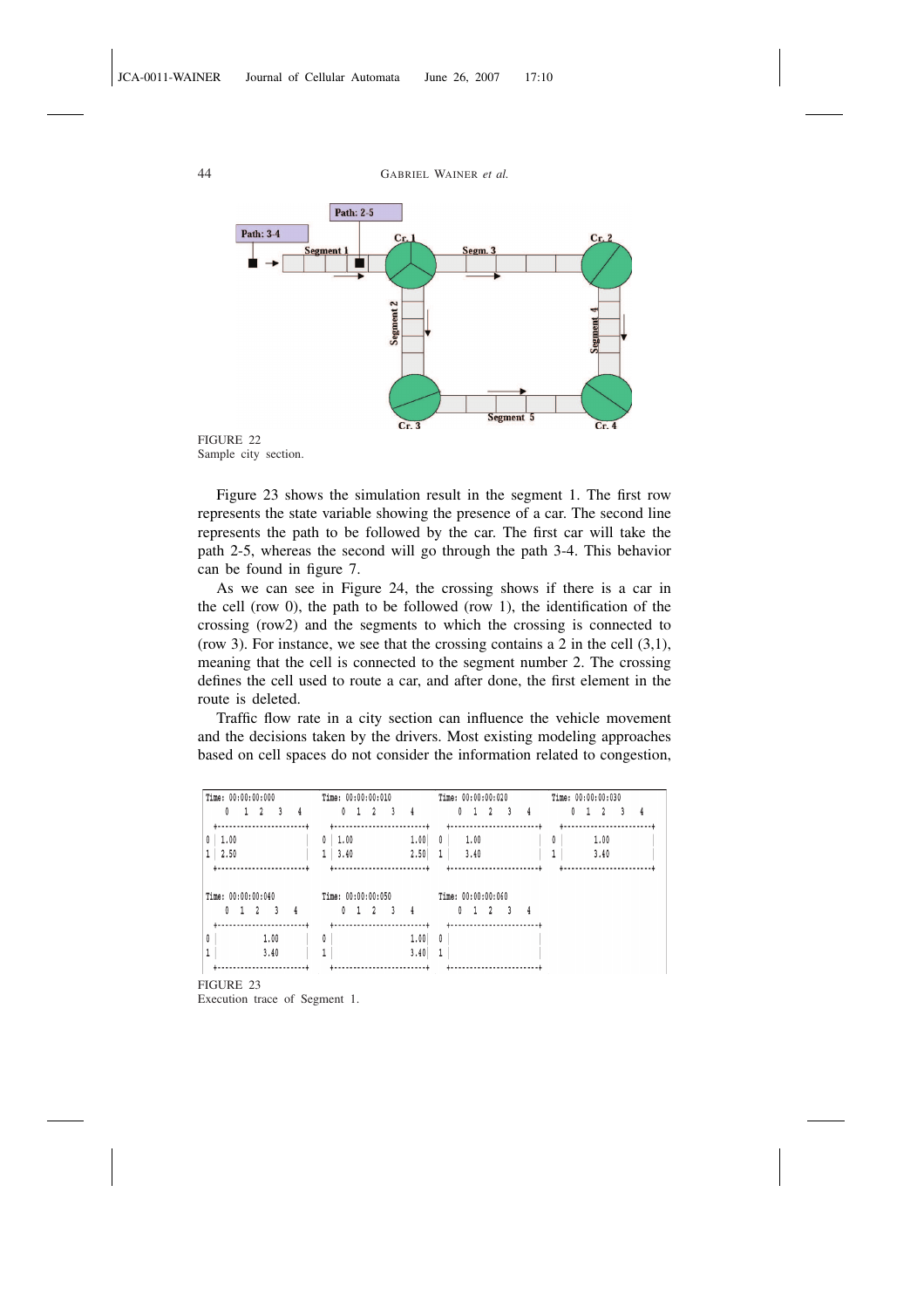FIGURE 22
Sample city section.

Figure 23 shows the simulation result in the segment 1. The first row represents the state variable showing the presence of a car. The second line represents the path to be followed by the car. The first car will take the path 2-5, whereas the second will go through the path 3-4. This behavior can be found in figure 7.

As we can see in Figure 24, the crossing shows if there is a car in the cell (row 0), the path to be followed (row 1), the identification of the crossing (row2) and the segments to which the crossing is connected to (row 3). For instance, we see that the crossing contains a 2 in the cell (3,1), meaning that the cell is connected to the segment number 2. The crossing defines the cell used to route a car, and after done, the first element in the route is deleted.

Traffic flow rate in a city section can influence the vehicle movement and the decisions taken by the drivers. Most existing modeling approaches based on cell spaces do not consider the information related to congestion,

```
Time: 00:00:00:000        Time: 00:00:00:010        Time: 00:00:00:020        Time: 00:00:00:030
   0  1  2  3  4             0  1  2  3  4             0  1  2  3  4             0  1  2  3  4
 +-------------------+     +-------------------+     +-------------------+     +-------------------+
0| 1.00              |    0| 1.00          1.00|    0|    1.00           |    0|       1.00        |
1| 2.50              |    1| 3.40          2.50|    1|    3.40           |    1|       3.40        |
 +-------------------+     +-------------------+     +-------------------+     +-------------------+

Time: 00:00:00:040        Time: 00:00:00:050        Time: 00:00:00:060
   0  1  2  3  4             0  1  2  3  4             0  1  2  3  4
 +-------------------+     +-------------------+     +-------------------+
0|          1.00     |    0|              1.00|    0|                   |
1|          3.40     |    1|              3.40|    1|                   |
 +-------------------+     +-------------------+     +-------------------+
```

FIGURE 23
Execution trace of Segment 1.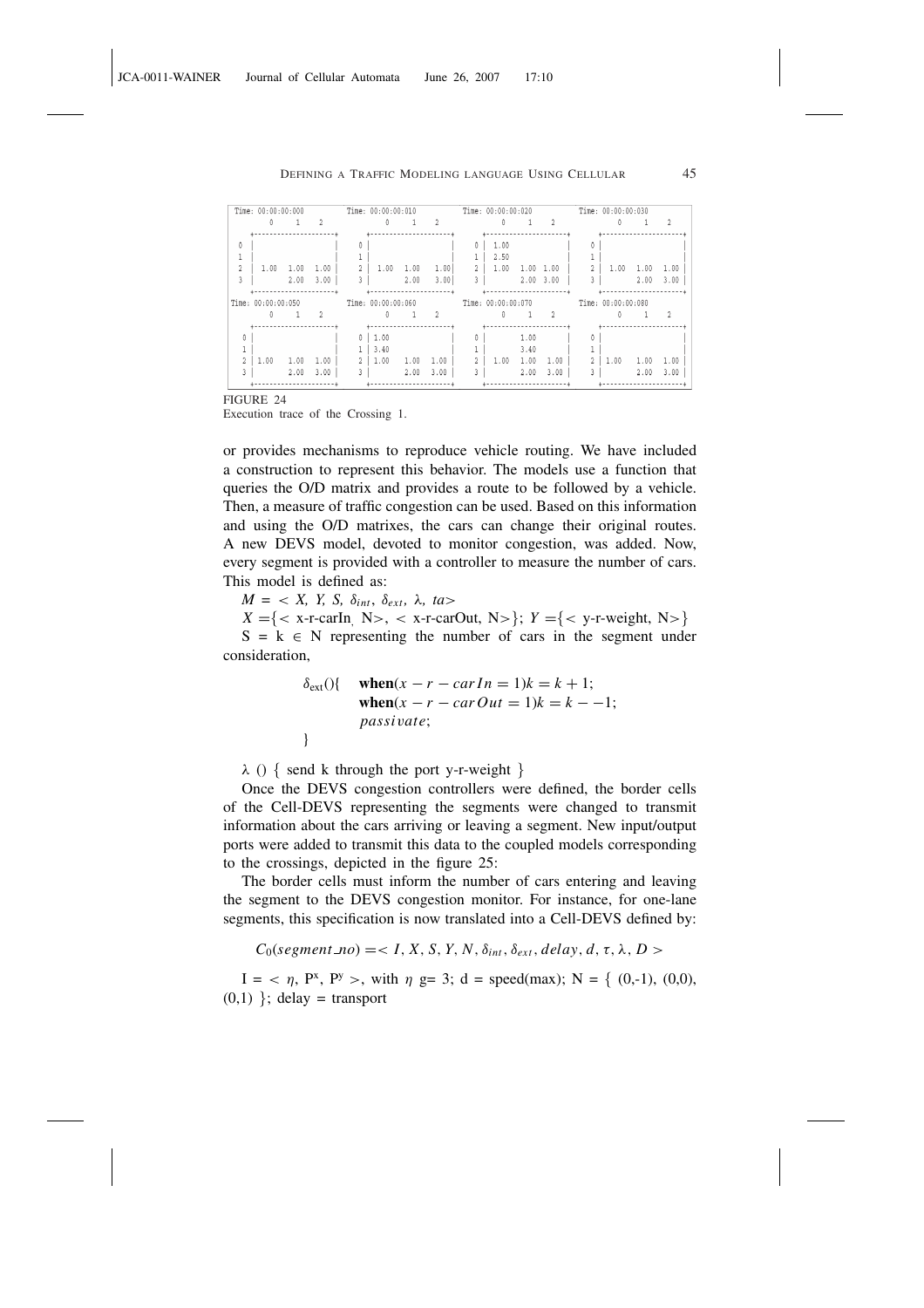```
Time: 00:00:00:000        Time: 00:00:00:010        Time: 00:00:00:020        Time: 00:00:00:030
     0     1     2             0     1     2             0     1     2             0     1     2
  +-------------------+     +-------------------+     +-------------------+     +-------------------+
0 |                   |   0 |                   |   0 | 1.00              |   0 |                   |
1 |                   |   1 |                   |   1 | 2.50              |   1 |                   |
2 | 1.00  1.00  1.00  |   2 | 1.00  1.00  1.00  |   2 | 1.00  1.00  1.00  |   2 | 1.00  1.00  1.00  |
3 |       2.00  3.00  |   3 |       2.00  3.00  |   3 |       2.00  3.00  |   3 |       2.00  3.00  |
  +-------------------+     +-------------------+     +-------------------+     +-------------------+
Time: 00:00:00:050        Time: 00:00:00:060        Time: 00:00:00:070        Time: 00:00:00:080
     0     1     2             0     1     2             0     1     2             0     1     2
  +-------------------+     +-------------------+     +-------------------+     +-------------------+
0 |                   |   0 | 1.00              |   0 |       1.00        |   0 |                   |
1 |                   |   1 | 3.40              |   1 |       3.40        |   1 |                   |
2 | 1.00  1.00  1.00  |   2 | 1.00  1.00  1.00  |   2 | 1.00  1.00  1.00  |   2 | 1.00  1.00  1.00  |
3 |       2.00  3.00  |   3 |       2.00  3.00  |   3 |       2.00  3.00  |   3 |       2.00  3.00  |
  +-------------------+     +-------------------+     +-------------------+     +-------------------+
```

FIGURE 24
Execution trace of the Crossing 1.

or provides mechanisms to reproduce vehicle routing. We have included a construction to represent this behavior. The models use a function that queries the O/D matrix and provides a route to be followed by a vehicle. Then, a measure of traffic congestion can be used. Based on this information and using the O/D matrixes, the cars can change their original routes. A new DEVS model, devoted to monitor congestion, was added. Now, every segment is provided with a controller to measure the number of cars. This model is defined as:

$M = < X, Y, S, \delta_{int}, \delta_{ext}, \lambda, ta>$

$X = \{<$ x-r-carIn, N$>$, $<$ x-r-carOut, N$>\}$; $Y = \{<$ y-r-weight, N$>\}$

S = k $\in$ N representing the number of cars in the segment under consideration,

$$
\begin{aligned}
\delta_{ext}()\{ \quad & \textbf{when}(x - r - carIn = 1) k = k + 1; \\
& \textbf{when}(x - r - carOut = 1) k = k - -1; \\
& passivate; \\
\}
\end{aligned}
$$

$\lambda$ () { send k through the port y-r-weight }

Once the DEVS congestion controllers were defined, the border cells of the Cell-DEVS representing the segments were changed to transmit information about the cars arriving or leaving a segment. New input/output ports were added to transmit this data to the coupled models corresponding to the crossings, depicted in the figure 25:

The border cells must inform the number of cars entering and leaving the segment to the DEVS congestion monitor. For instance, for one-lane segments, this specification is now translated into a Cell-DEVS defined by:

$$C_0(segment\_no) = < I, X, S, Y, N, \delta_{int}, \delta_{ext}, delay, d, \tau, \lambda, D >$$

I = $< \eta$, $P^x$, $P^y >$, with $\eta$ g= 3; d = speed(max); N = { (0,-1), (0,0), (0,1) }; delay = transport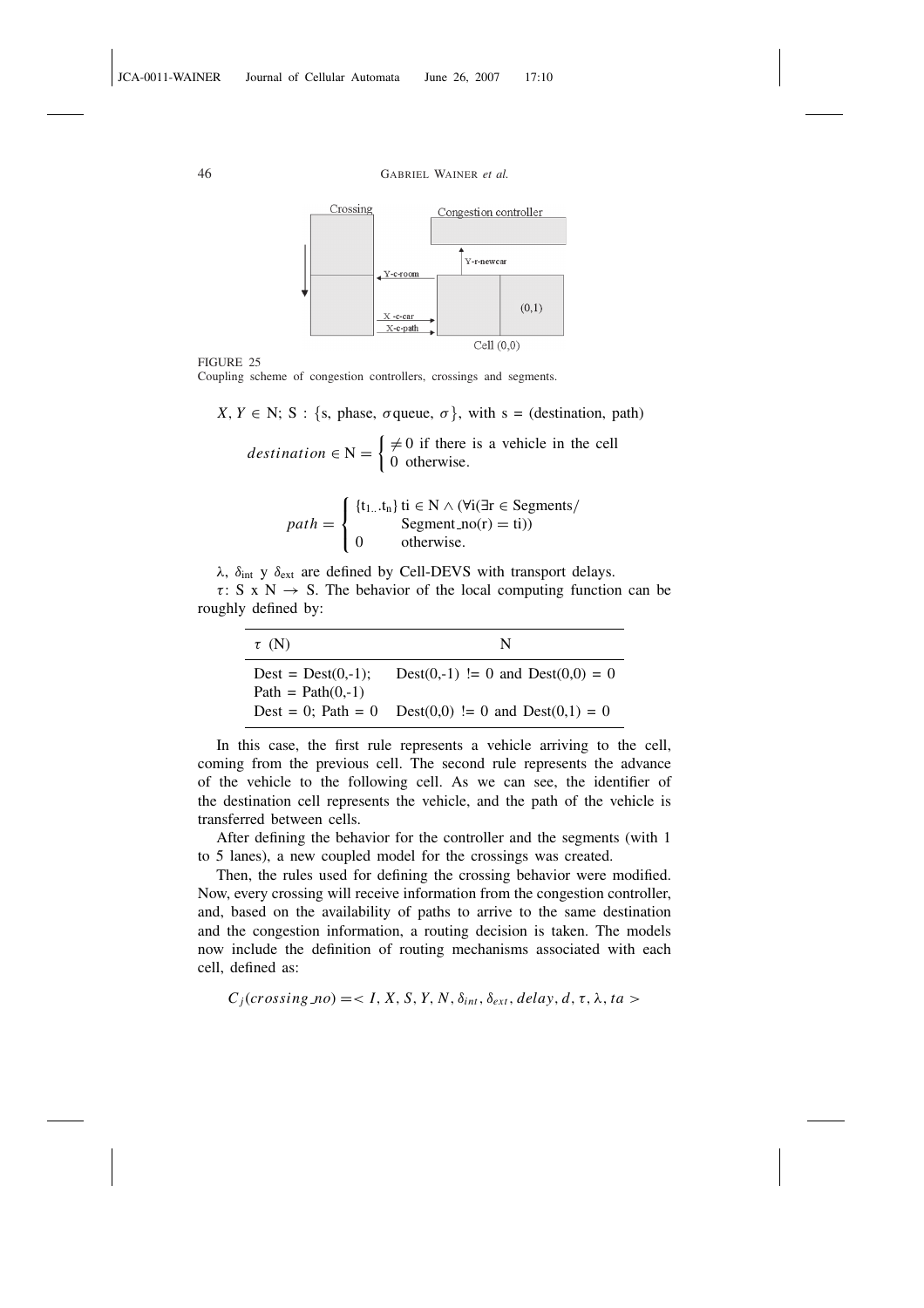FIGURE 25
Coupling scheme of congestion controllers, crossings and segments.

$X, Y \in$ N; S : {s, phase, $\sigma$queue, $\sigma$}, with s = (destination, path)

$$destination \in \mathrm{N} = \begin{cases} \neq 0 \text{ if there is a vehicle in the cell} \\ 0 \text{ otherwise.} \end{cases}$$

$$path = \begin{cases} \{t_{1 \ldots} t_n\}\ \mathrm{ti} \in \mathrm{N} \wedge (\forall \mathrm{i}(\exists \mathrm{r} \in \mathrm{Segments}/ \\ \qquad \mathrm{Segment\_no(r) = ti)}) \\ 0 \qquad \text{otherwise.} \end{cases}$$

$\lambda$, $\delta_{\text{int}}$ y $\delta_{\text{ext}}$ are defined by Cell-DEVS with transport delays.

$\tau$: S x N $\rightarrow$ S. The behavior of the local computing function can be roughly defined by:

| $\tau$ (N) | N |
|---|---|
| Dest = Dest(0,-1); Path = Path(0,-1) | Dest(0,-1) != 0 and Dest(0,0) = 0 |
| Dest = 0; Path = 0 | Dest(0,0) != 0 and Dest(0,1) = 0 |

In this case, the first rule represents a vehicle arriving to the cell, coming from the previous cell. The second rule represents the advance of the vehicle to the following cell. As we can see, the identifier of the destination cell represents the vehicle, and the path of the vehicle is transferred between cells.

After defining the behavior for the controller and the segments (with 1 to 5 lanes), a new coupled model for the crossings was created.

Then, the rules used for defining the crossing behavior were modified. Now, every crossing will receive information from the congestion controller, and, based on the availability of paths to arrive to the same destination and the congestion information, a routing decision is taken. The models now include the definition of routing mechanisms associated with each cell, defined as:

$$C_j(crossing\_no) = < I, X, S, Y, N, \delta_{int}, \delta_{ext}, delay, d, \tau, \lambda, ta >$$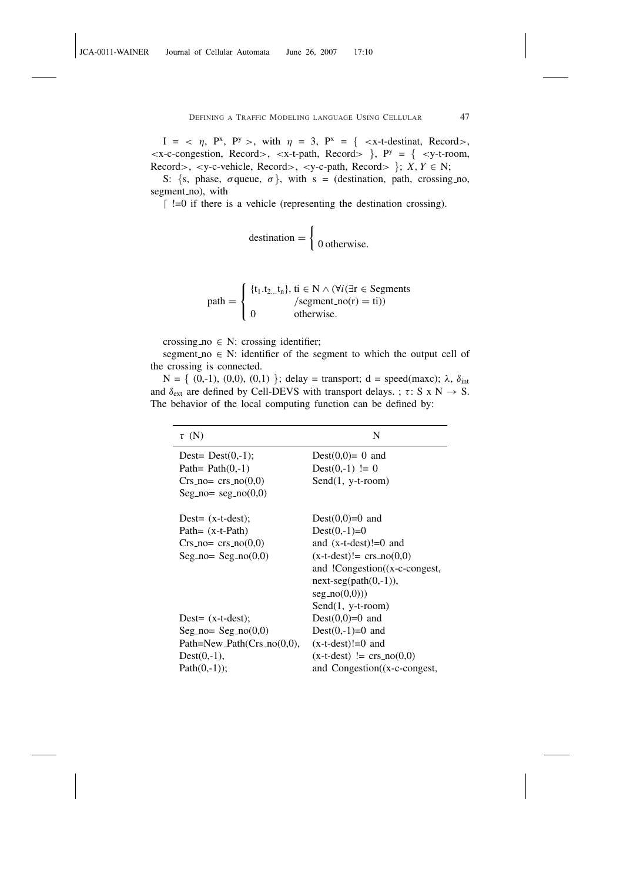$I = < \eta,\ P^x,\ P^y >$, with $\eta = 3$, $P^x = \{$ <x-t-destinat, Record>, <x-c-congestion, Record>, <x-t-path, Record> $\}$, $P^y = \{$ <y-t-room, Record>, <y-c-vehicle, Record>, <y-c-path, Record> $\}$; $X, Y \in$ N;

S: {s, phase, $\sigma$queue, $\sigma$}, with s = (destination, path, crossing_no, segment_no), with

⌈ !=0 if there is a vehicle (representing the destination crossing).

$$\text{destination} = \begin{cases} \\ 0 \text{ otherwise.} \end{cases}$$

$$\text{path} = \begin{cases} \{t_1.t_{2...}t_n\},\ ti \in N \wedge (\forall i (\exists r \in \text{Segments} \\ \qquad /\text{segment\_no}(r) = ti)) \\ 0 \qquad \text{otherwise.} \end{cases}$$

crossing_no $\in$ N: crossing identifier;

segment_no $\in$ N: identifier of the segment to which the output cell of the crossing is connected.

N = { (0,-1), (0,0), (0,1) }; delay = transport; d = speed(maxc); $\lambda$, $\delta_{int}$ and $\delta_{ext}$ are defined by Cell-DEVS with transport delays. ; $\tau$: S x N $\rightarrow$ S. The behavior of the local computing function can be defined by:

| $\tau$ (N) | N |
|---|---|
| Dest= Dest(0,-1);<br>Path= Path(0,-1)<br>Crs_no= crs_no(0,0)<br>Seg_no= seg_no(0,0) | Dest(0,0)= 0 and<br>Dest(0,-1) != 0<br>Send(1, y-t-room) |
| Dest= (x-t-dest);<br>Path= (x-t-Path)<br>Crs_no= crs_no(0,0)<br>Seg_no= Seg_no(0,0) | Dest(0,0)=0 and<br>Dest(0,-1)=0<br>and (x-t-dest)!=0 and<br>(x-t-dest)!= crs_no(0,0)<br>and !Congestion((x-c-congest,<br>next-seg(path(0,-1)),<br>seg_no(0,0)))<br>Send(1, y-t-room) |
| Dest= (x-t-dest);<br>Seg_no= Seg_no(0,0)<br>Path=New_Path(Crs_no(0,0),<br>Dest(0,-1),<br>Path(0,-1)); | Dest(0,0)=0 and<br>Dest(0,-1)=0 and<br>(x-t-dest)!=0 and<br>(x-t-dest) != crs_no(0,0)<br>and Congestion((x-c-congest, |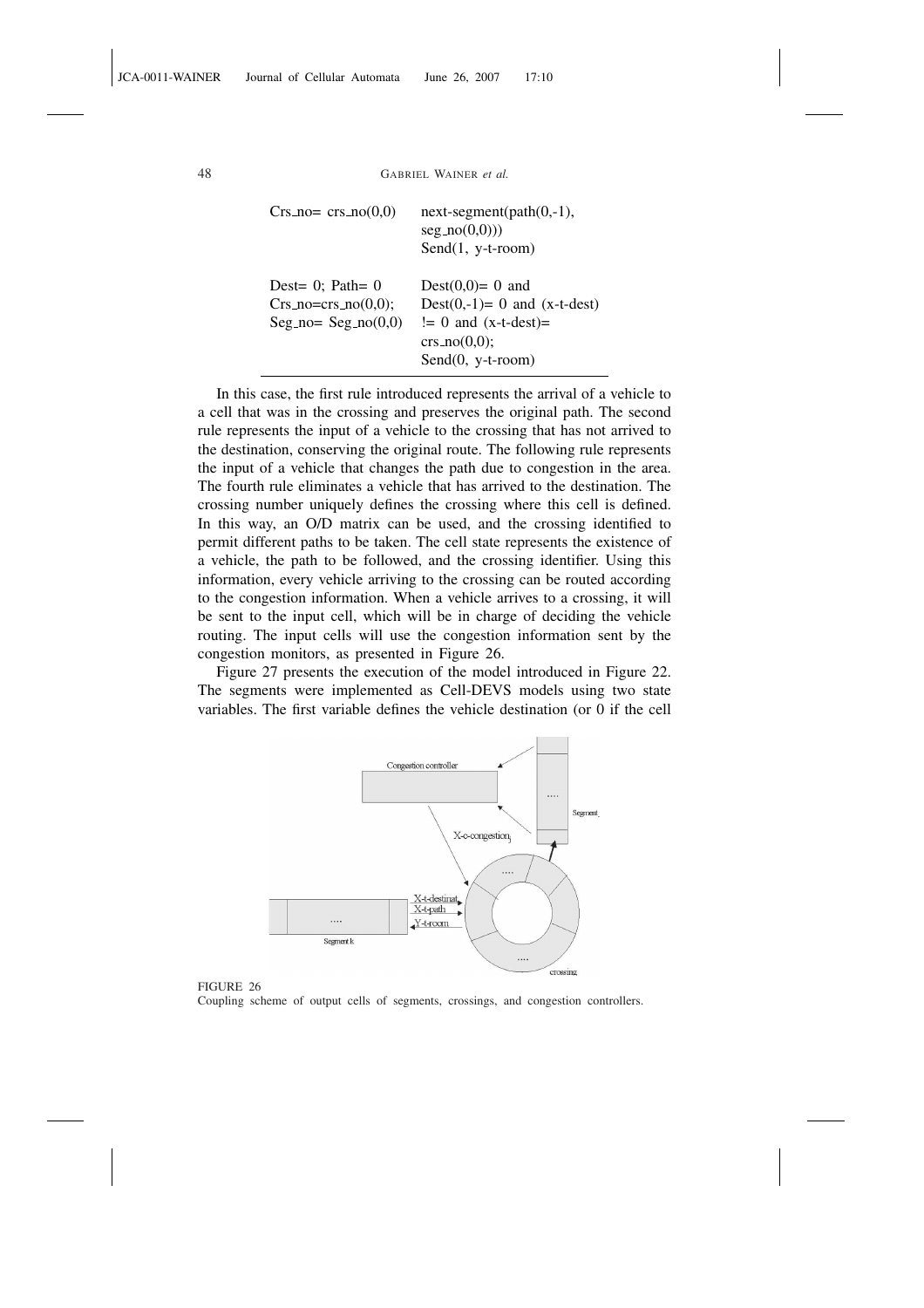| | |
|---|---|
| Crs_no= crs_no(0,0) | next-segment(path(0,-1), seg_no(0,0))) Send(1, y-t-room) |
| Dest= 0; Path= 0 Crs_no=crs_no(0,0); Seg_no= Seg_no(0,0) | Dest(0,0)= 0 and Dest(0,-1)= 0 and (x-t-dest) != 0 and (x-t-dest)= crs_no(0,0); Send(0, y-t-room) |

In this case, the first rule introduced represents the arrival of a vehicle to a cell that was in the crossing and preserves the original path. The second rule represents the input of a vehicle to the crossing that has not arrived to the destination, conserving the original route. The following rule represents the input of a vehicle that changes the path due to congestion in the area. The fourth rule eliminates a vehicle that has arrived to the destination. The crossing number uniquely defines the crossing where this cell is defined. In this way, an O/D matrix can be used, and the crossing identified to permit different paths to be taken. The cell state represents the existence of a vehicle, the path to be followed, and the crossing identifier. Using this information, every vehicle arriving to the crossing can be routed according to the congestion information. When a vehicle arrives to a crossing, it will be sent to the input cell, which will be in charge of deciding the vehicle routing. The input cells will use the congestion information sent by the congestion monitors, as presented in Figure 26.

Figure 27 presents the execution of the model introduced in Figure 22. The segments were implemented as Cell-DEVS models using two state variables. The first variable defines the vehicle destination (or 0 if the cell

FIGURE 26
Coupling scheme of output cells of segments, crossings, and congestion controllers.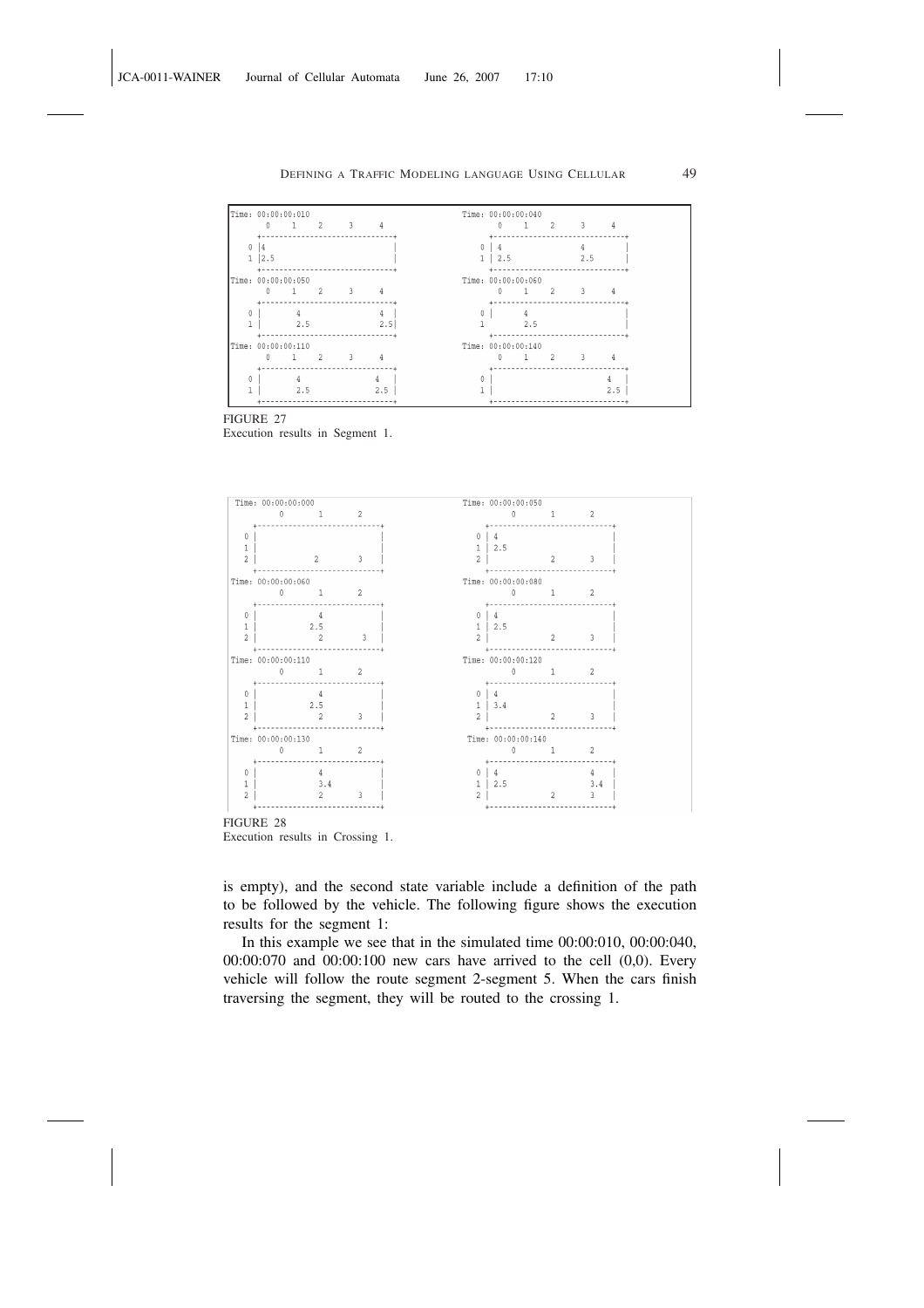```
Time: 00:00:00:010                         Time: 00:00:00:040
      0    1    2    3    4                      0    1    2    3    4
   +------------------------------+           +------------------------------+
 0 |4                             |         0 | 4                 4          |
 1 |2.5                           |         1 | 2.5               2.5        |
   +------------------------------+           +------------------------------+
Time: 00:00:00:050                         Time: 00:00:00:060
      0    1    2    3    4                      0    1    2    3    4
   +------------------------------+           +------------------------------+
 0 |      4                  4    |         0 |      4                       |
 1 |      2.5                2.5  |         1 |      2.5                     |
   +------------------------------+           +------------------------------+
Time: 00:00:00:110                         Time: 00:00:00:140
      0    1    2    3    4                      0    1    2    3    4
   +------------------------------+           +------------------------------+
 0 |      4                  4    |         0 |                         4    |
 1 |      2.5                2.5  |         1 |                         2.5  |
   +------------------------------+           +------------------------------+
```

FIGURE 27
Execution results in Segment 1.

```
Time: 00:00:00:000                         Time: 00:00:00:050
        0        1        2                        0        1        2
   +----------------------------+             +----------------------------+
 0 |                            |           0 | 4                          |
 1 |                            |           1 | 2.5                        |
 2 |             2        3     |           2 |             2        3     |
   +----------------------------+             +----------------------------+
Time: 00:00:00:060                         Time: 00:00:00:080
        0        1        2                        0        1        2
   +----------------------------+             +----------------------------+
 0 |             4              |           0 | 4                          |
 1 |             2.5            |           1 | 2.5                        |
 2 |             2        3     |           2 |             2        3     |
   +----------------------------+             +----------------------------+
Time: 00:00:00:110                         Time: 00:00:00:120
        0        1        2                        0        1        2
   +----------------------------+             +----------------------------+
 0 |             4              |           0 | 4                          |
 1 |             2.5            |           1 | 3.4                        |
 2 |             2        3     |           2 |             2        3     |
   +----------------------------+             +----------------------------+
Time: 00:00:00:130                         Time: 00:00:00:140
        0        1        2                        0        1        2
   +----------------------------+             +----------------------------+
 0 |             4              |           0 | 4                    4     |
 1 |             3.4            |           1 | 2.5                  3.4   |
 2 |             2        3     |           2 |             2        3     |
   +----------------------------+             +----------------------------+
```

FIGURE 28
Execution results in Crossing 1.

is empty), and the second state variable include a definition of the path to be followed by the vehicle. The following figure shows the execution results for the segment 1:

In this example we see that in the simulated time 00:00:010, 00:00:040, 00:00:070 and 00:00:100 new cars have arrived to the cell (0,0). Every vehicle will follow the route segment 2-segment 5. When the cars finish traversing the segment, they will be routed to the crossing 1.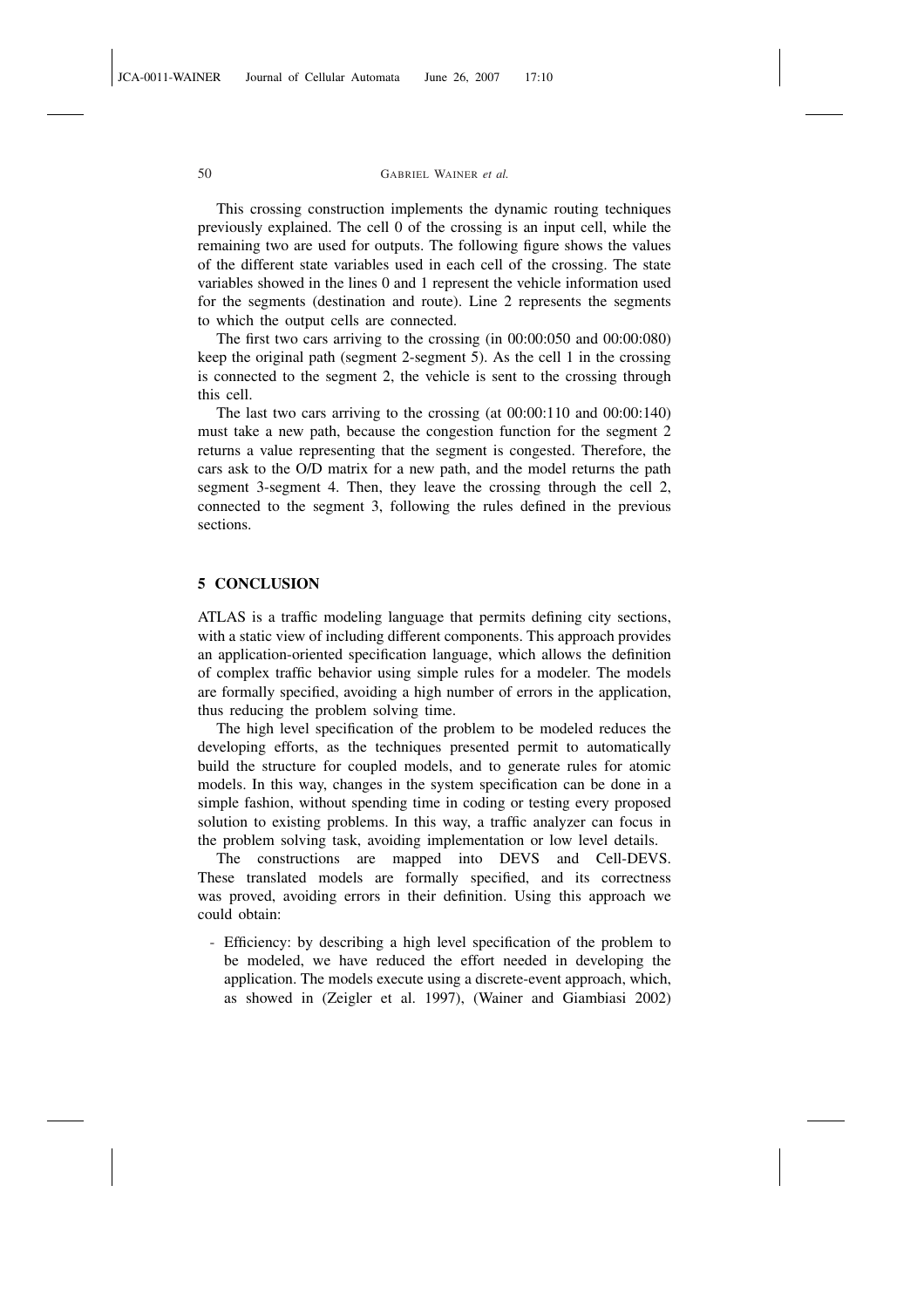This crossing construction implements the dynamic routing techniques previously explained. The cell 0 of the crossing is an input cell, while the remaining two are used for outputs. The following figure shows the values of the different state variables used in each cell of the crossing. The state variables showed in the lines 0 and 1 represent the vehicle information used for the segments (destination and route). Line 2 represents the segments to which the output cells are connected.

The first two cars arriving to the crossing (in 00:00:050 and 00:00:080) keep the original path (segment 2-segment 5). As the cell 1 in the crossing is connected to the segment 2, the vehicle is sent to the crossing through this cell.

The last two cars arriving to the crossing (at 00:00:110 and 00:00:140) must take a new path, because the congestion function for the segment 2 returns a value representing that the segment is congested. Therefore, the cars ask to the O/D matrix for a new path, and the model returns the path segment 3-segment 4. Then, they leave the crossing through the cell 2, connected to the segment 3, following the rules defined in the previous sections.

## 5 CONCLUSION

ATLAS is a traffic modeling language that permits defining city sections, with a static view of including different components. This approach provides an application-oriented specification language, which allows the definition of complex traffic behavior using simple rules for a modeler. The models are formally specified, avoiding a high number of errors in the application, thus reducing the problem solving time.

The high level specification of the problem to be modeled reduces the developing efforts, as the techniques presented permit to automatically build the structure for coupled models, and to generate rules for atomic models. In this way, changes in the system specification can be done in a simple fashion, without spending time in coding or testing every proposed solution to existing problems. In this way, a traffic analyzer can focus in the problem solving task, avoiding implementation or low level details.

The constructions are mapped into DEVS and Cell-DEVS. These translated models are formally specified, and its correctness was proved, avoiding errors in their definition. Using this approach we could obtain:

- Efficiency: by describing a high level specification of the problem to be modeled, we have reduced the effort needed in developing the application. The models execute using a discrete-event approach, which, as showed in (Zeigler et al. 1997), (Wainer and Giambiasi 2002)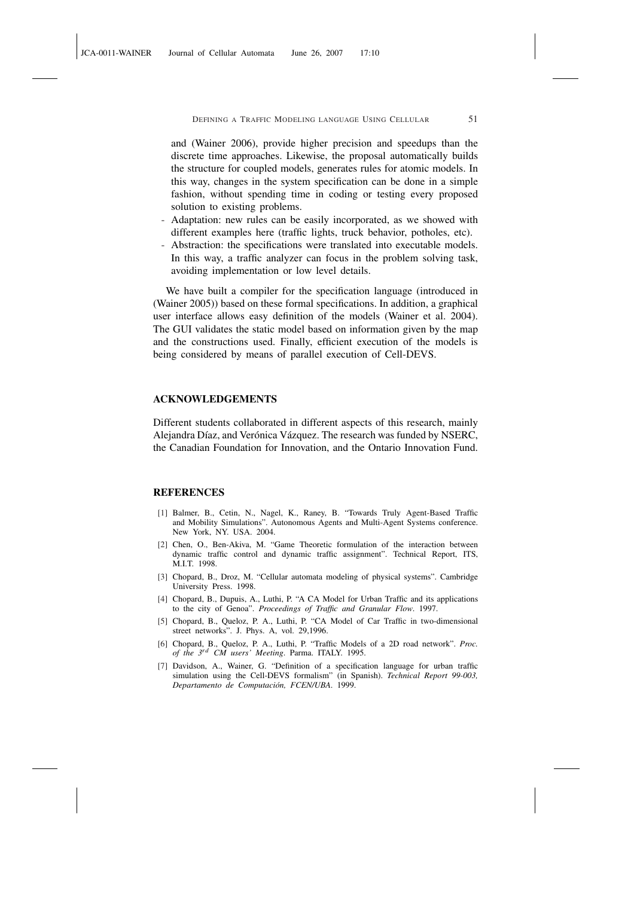and (Wainer 2006), provide higher precision and speedups than the discrete time approaches. Likewise, the proposal automatically builds the structure for coupled models, generates rules for atomic models. In this way, changes in the system specification can be done in a simple fashion, without spending time in coding or testing every proposed solution to existing problems.

- Adaptation: new rules can be easily incorporated, as we showed with different examples here (traffic lights, truck behavior, potholes, etc).
- Abstraction: the specifications were translated into executable models. In this way, a traffic analyzer can focus in the problem solving task, avoiding implementation or low level details.

We have built a compiler for the specification language (introduced in (Wainer 2005)) based on these formal specifications. In addition, a graphical user interface allows easy definition of the models (Wainer et al. 2004). The GUI validates the static model based on information given by the map and the constructions used. Finally, efficient execution of the models is being considered by means of parallel execution of Cell-DEVS.

## ACKNOWLEDGEMENTS

Different students collaborated in different aspects of this research, mainly Alejandra Díaz, and Verónica Vázquez. The research was funded by NSERC, the Canadian Foundation for Innovation, and the Ontario Innovation Fund.

## REFERENCES

[1] Balmer, B., Cetin, N., Nagel, K., Raney, B. "Towards Truly Agent-Based Traffic and Mobility Simulations". Autonomous Agents and Multi-Agent Systems conference. New York, NY. USA. 2004.

[2] Chen, O., Ben-Akiva, M. "Game Theoretic formulation of the interaction between dynamic traffic control and dynamic traffic assignment". Technical Report, ITS, M.I.T. 1998.

[3] Chopard, B., Droz, M. "Cellular automata modeling of physical systems". Cambridge University Press. 1998.

[4] Chopard, B., Dupuis, A., Luthi, P. "A CA Model for Urban Traffic and its applications to the city of Genoa". *Proceedings of Traffic and Granular Flow*. 1997.

[5] Chopard, B., Queloz, P. A., Luthi, P. "CA Model of Car Traffic in two-dimensional street networks". J. Phys. A, vol. 29,1996.

[6] Chopard, B., Queloz, P. A., Luthi, P. "Traffic Models of a 2D road network". *Proc. of the 3rd CM users' Meeting*. Parma. ITALY. 1995.

[7] Davidson, A., Wainer, G. "Definition of a specification language for urban traffic simulation using the Cell-DEVS formalism" (in Spanish). *Technical Report 99-003, Departamento de Computación, FCEN/UBA*. 1999.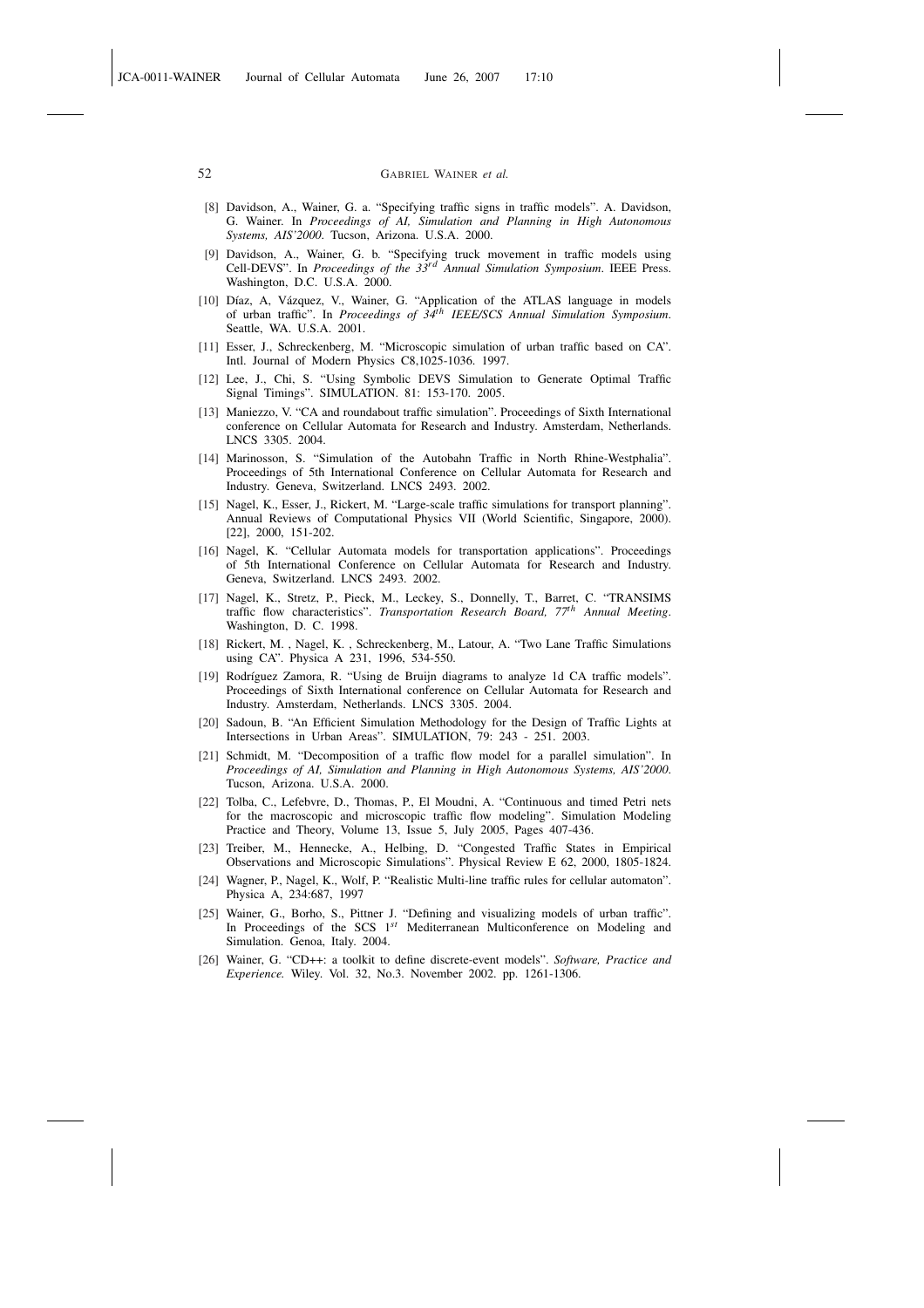[8] Davidson, A., Wainer, G. a. "Specifying traffic signs in traffic models". A. Davidson, G. Wainer. In *Proceedings of AI, Simulation and Planning in High Autonomous Systems, AIS'2000*. Tucson, Arizona. U.S.A. 2000.

[9] Davidson, A., Wainer, G. b. "Specifying truck movement in traffic models using Cell-DEVS". In *Proceedings of the 33rd Annual Simulation Symposium*. IEEE Press. Washington, D.C. U.S.A. 2000.

[10] Díaz, A, Vázquez, V., Wainer, G. "Application of the ATLAS language in models of urban traffic". In *Proceedings of 34th IEEE/SCS Annual Simulation Symposium*. Seattle, WA. U.S.A. 2001.

[11] Esser, J., Schreckenberg, M. "Microscopic simulation of urban traffic based on CA". Intl. Journal of Modern Physics C8,1025-1036. 1997.

[12] Lee, J., Chi, S. "Using Symbolic DEVS Simulation to Generate Optimal Traffic Signal Timings". SIMULATION. 81: 153-170. 2005.

[13] Maniezzo, V. "CA and roundabout traffic simulation". Proceedings of Sixth International conference on Cellular Automata for Research and Industry. Amsterdam, Netherlands. LNCS 3305. 2004.

[14] Marinosson, S. "Simulation of the Autobahn Traffic in North Rhine-Westphalia". Proceedings of 5th International Conference on Cellular Automata for Research and Industry. Geneva, Switzerland. LNCS 2493. 2002.

[15] Nagel, K., Esser, J., Rickert, M. "Large-scale traffic simulations for transport planning". Annual Reviews of Computational Physics VII (World Scientific, Singapore, 2000). [22], 2000, 151-202.

[16] Nagel, K. "Cellular Automata models for transportation applications". Proceedings of 5th International Conference on Cellular Automata for Research and Industry. Geneva, Switzerland. LNCS 2493. 2002.

[17] Nagel, K., Stretz, P., Pieck, M., Leckey, S., Donnelly, T., Barret, C. "TRANSIMS traffic flow characteristics". *Transportation Research Board, 77th Annual Meeting*. Washington, D. C. 1998.

[18] Rickert, M. , Nagel, K. , Schreckenberg, M., Latour, A. "Two Lane Traffic Simulations using CA". Physica A 231, 1996, 534-550.

[19] Rodríguez Zamora, R. "Using de Bruijn diagrams to analyze 1d CA traffic models". Proceedings of Sixth International conference on Cellular Automata for Research and Industry. Amsterdam, Netherlands. LNCS 3305. 2004.

[20] Sadoun, B. "An Efficient Simulation Methodology for the Design of Traffic Lights at Intersections in Urban Areas". SIMULATION, 79: 243 - 251. 2003.

[21] Schmidt, M. "Decomposition of a traffic flow model for a parallel simulation". In *Proceedings of AI, Simulation and Planning in High Autonomous Systems, AIS'2000*. Tucson, Arizona. U.S.A. 2000.

[22] Tolba, C., Lefebvre, D., Thomas, P., El Moudni, A. "Continuous and timed Petri nets for the macroscopic and microscopic traffic flow modeling". Simulation Modeling Practice and Theory, Volume 13, Issue 5, July 2005, Pages 407-436.

[23] Treiber, M., Hennecke, A., Helbing, D. "Congested Traffic States in Empirical Observations and Microscopic Simulations". Physical Review E 62, 2000, 1805-1824.

[24] Wagner, P., Nagel, K., Wolf, P. "Realistic Multi-line traffic rules for cellular automaton". Physica A, 234:687, 1997

[25] Wainer, G., Borho, S., Pittner J. "Defining and visualizing models of urban traffic". In Proceedings of the SCS 1st Mediterranean Multiconference on Modeling and Simulation. Genoa, Italy. 2004.

[26] Wainer, G. "CD++: a toolkit to define discrete-event models". *Software, Practice and Experience.* Wiley. Vol. 32, No.3. November 2002. pp. 1261-1306.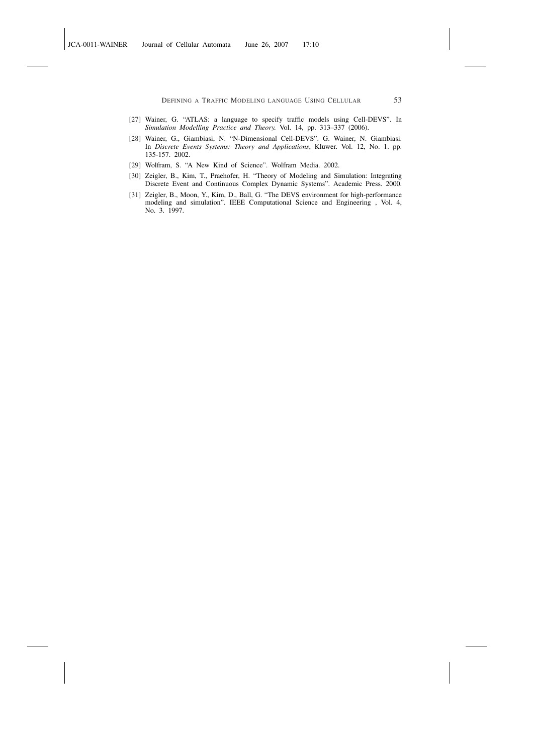[27] Wainer, G. "ATLAS: a language to specify traffic models using Cell-DEVS". In *Simulation Modelling Practice and Theory.* Vol. 14, pp. 313–337 (2006).

[28] Wainer, G., Giambiasi, N. "N-Dimensional Cell-DEVS". G. Wainer, N. Giambiasi. In *Discrete Events Systems: Theory and Applications*, Kluwer. Vol. 12, No. 1. pp. 135-157. 2002.

[29] Wolfram, S. "A New Kind of Science". Wolfram Media. 2002.

[30] Zeigler, B., Kim, T., Praehofer, H. "Theory of Modeling and Simulation: Integrating Discrete Event and Continuous Complex Dynamic Systems". Academic Press. 2000.

[31] Zeigler, B., Moon, Y., Kim, D., Ball, G. "The DEVS environment for high-performance modeling and simulation". IEEE Computational Science and Engineering , Vol. 4, No. 3. 1997.